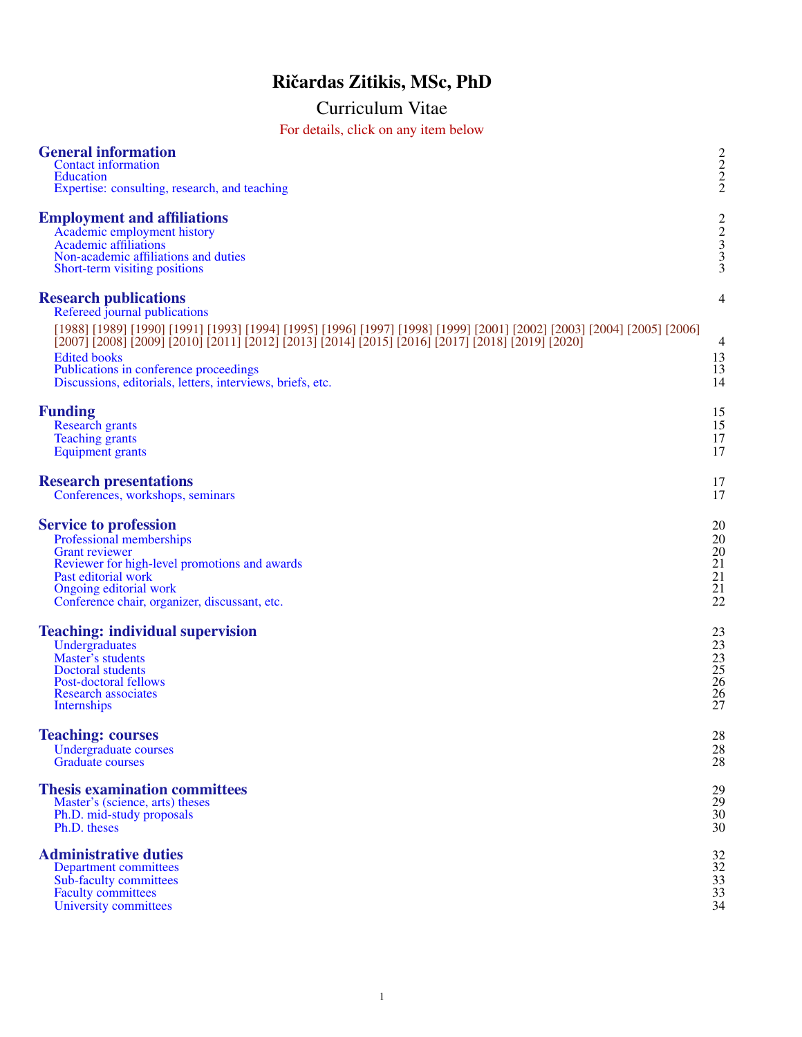# Ričardas Zitikis, MSc, PhD

## Curriculum Vitae

For details, click on any item below

**General information** 2
- Contact information 2
- Education 2
- Expertise: consulting, research, and teaching 2

**Employment and affiliations** 2
- Academic employment history 2
- Academic affiliations 3
- Non-academic affiliations and duties 3
- Short-term visiting positions 3

**Research publications** 4
- Refereed journal publications

  [1988] [1989] [1990] [1991] [1993] [1994] [1995] [1996] [1997] [1998] [1999] [2001] [2002] [2003] [2004] [2005] [2006] [2007] [2008] [2009] [2010] [2011] [2012] [2013] [2014] [2015] [2016] [2017] [2018] [2019] [2020] 4
- Edited books 13
- Publications in conference proceedings 13
- Discussions, editorials, letters, interviews, briefs, etc. 14

**Funding** 15
- Research grants 15
- Teaching grants 17
- Equipment grants 17

**Research presentations** 17
- Conferences, workshops, seminars 17

**Service to profession** 20
- Professional memberships 20
- Grant reviewer 20
- Reviewer for high-level promotions and awards 21
- Past editorial work 21
- Ongoing editorial work 21
- Conference chair, organizer, discussant, etc. 22

**Teaching: individual supervision** 23
- Undergraduates 23
- Master's students 23
- Doctoral students 25
- Post-doctoral fellows 26
- Research associates 26
- Internships 27

**Teaching: courses** 28
- Undergraduate courses 28
- Graduate courses 28

**Thesis examination committees** 29
- Master's (science, arts) theses 29
- Ph.D. mid-study proposals 30
- Ph.D. theses 30

**Administrative duties** 32
- Department committees 32
- Sub-faculty committees 33
- Faculty committees 33
- University committees 34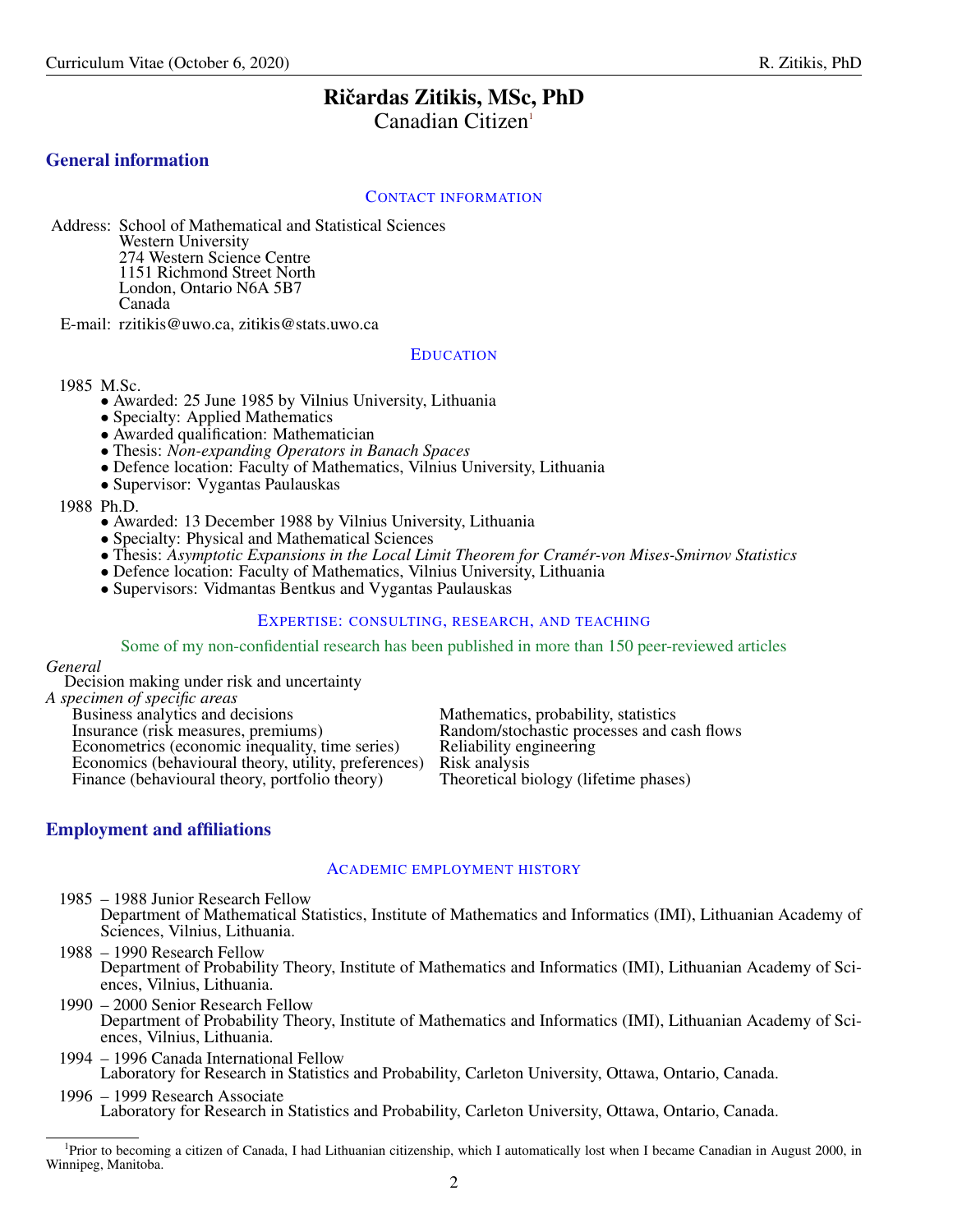# Ričardas Zitikis, MSc, PhD

Canadian Citizen[1]

## General information

### Contact information

Address: School of Mathematical and Statistical Sciences
Western University
274 Western Science Centre
1151 Richmond Street North
London, Ontario N6A 5B7
Canada

E-mail: rzitikis@uwo.ca, zitikis@stats.uwo.ca

### Education

1985 M.Sc.

- Awarded: 25 June 1985 by Vilnius University, Lithuania
- Specialty: Applied Mathematics
- Awarded qualification: Mathematician
- Thesis: *Non-expanding Operators in Banach Spaces*
- Defence location: Faculty of Mathematics, Vilnius University, Lithuania
- Supervisor: Vygantas Paulauskas

1988 Ph.D.

- Awarded: 13 December 1988 by Vilnius University, Lithuania
- Specialty: Physical and Mathematical Sciences
- Thesis: *Asymptotic Expansions in the Local Limit Theorem for Cramér-von Mises-Smirnov Statistics*
- Defence location: Faculty of Mathematics, Vilnius University, Lithuania
- Supervisors: Vidmantas Bentkus and Vygantas Paulauskas

### Expertise: consulting, research, and teaching

Some of my non-confidential research has been published in more than 150 peer-reviewed articles

*General*

Decision making under risk and uncertainty

*A specimen of specific areas*

Business analytics and decisions
Insurance (risk measures, premiums)
Econometrics (economic inequality, time series)
Economics (behavioural theory, utility, preferences)
Finance (behavioural theory, portfolio theory)
Mathematics, probability, statistics
Random/stochastic processes and cash flows
Reliability engineering
Risk analysis
Theoretical biology (lifetime phases)

## Employment and affiliations

### Academic employment history

1985 – 1988 Junior Research Fellow
Department of Mathematical Statistics, Institute of Mathematics and Informatics (IMI), Lithuanian Academy of Sciences, Vilnius, Lithuania.

1988 – 1990 Research Fellow
Department of Probability Theory, Institute of Mathematics and Informatics (IMI), Lithuanian Academy of Sciences, Vilnius, Lithuania.

1990 – 2000 Senior Research Fellow
Department of Probability Theory, Institute of Mathematics and Informatics (IMI), Lithuanian Academy of Sciences, Vilnius, Lithuania.

1994 – 1996 Canada International Fellow
Laboratory for Research in Statistics and Probability, Carleton University, Ottawa, Ontario, Canada.

1996 – 1999 Research Associate
Laboratory for Research in Statistics and Probability, Carleton University, Ottawa, Ontario, Canada.

[1] Prior to becoming a citizen of Canada, I had Lithuanian citizenship, which I automatically lost when I became Canadian in August 2000, in Winnipeg, Manitoba.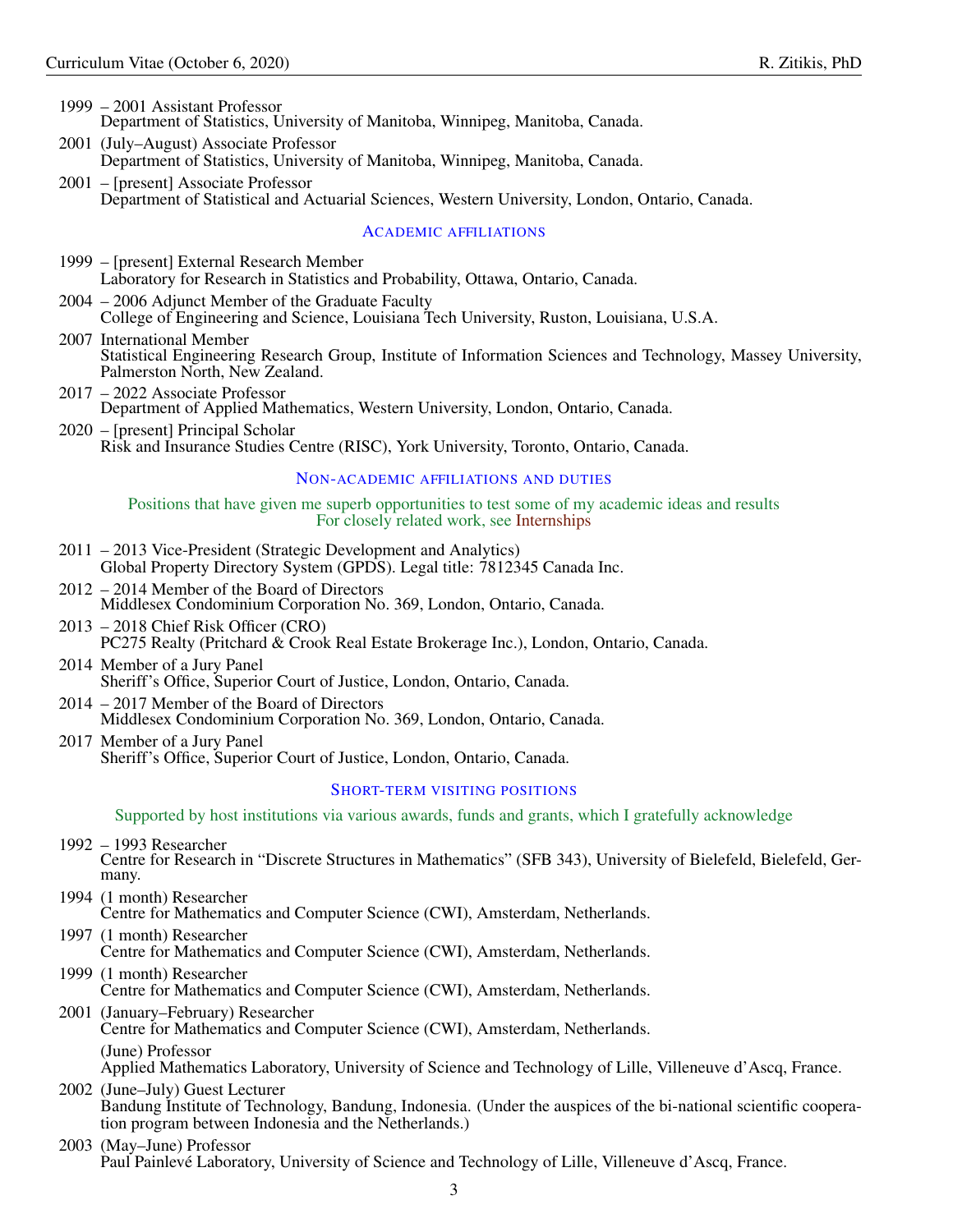1999 – 2001 Assistant Professor
Department of Statistics, University of Manitoba, Winnipeg, Manitoba, Canada.

2001 (July–August) Associate Professor
Department of Statistics, University of Manitoba, Winnipeg, Manitoba, Canada.

2001 – [present] Associate Professor
Department of Statistical and Actuarial Sciences, Western University, London, Ontario, Canada.

## Academic affiliations

1999 – [present] External Research Member
Laboratory for Research in Statistics and Probability, Ottawa, Ontario, Canada.

2004 – 2006 Adjunct Member of the Graduate Faculty
College of Engineering and Science, Louisiana Tech University, Ruston, Louisiana, U.S.A.

2007 International Member
Statistical Engineering Research Group, Institute of Information Sciences and Technology, Massey University, Palmerston North, New Zealand.

2017 – 2022 Associate Professor
Department of Applied Mathematics, Western University, London, Ontario, Canada.

2020 – [present] Principal Scholar
Risk and Insurance Studies Centre (RISC), York University, Toronto, Ontario, Canada.

## Non-academic affiliations and duties

Positions that have given me superb opportunities to test some of my academic ideas and results
For closely related work, see Internships

2011 – 2013 Vice-President (Strategic Development and Analytics)
Global Property Directory System (GPDS). Legal title: 7812345 Canada Inc.

2012 – 2014 Member of the Board of Directors
Middlesex Condominium Corporation No. 369, London, Ontario, Canada.

2013 – 2018 Chief Risk Officer (CRO)
PC275 Realty (Pritchard & Crook Real Estate Brokerage Inc.), London, Ontario, Canada.

2014 Member of a Jury Panel
Sheriff's Office, Superior Court of Justice, London, Ontario, Canada.

2014 – 2017 Member of the Board of Directors
Middlesex Condominium Corporation No. 369, London, Ontario, Canada.

2017 Member of a Jury Panel
Sheriff's Office, Superior Court of Justice, London, Ontario, Canada.

## Short-term visiting positions

Supported by host institutions via various awards, funds and grants, which I gratefully acknowledge

1992 – 1993 Researcher
Centre for Research in "Discrete Structures in Mathematics" (SFB 343), University of Bielefeld, Bielefeld, Germany.

1994 (1 month) Researcher
Centre for Mathematics and Computer Science (CWI), Amsterdam, Netherlands.

1997 (1 month) Researcher
Centre for Mathematics and Computer Science (CWI), Amsterdam, Netherlands.

1999 (1 month) Researcher
Centre for Mathematics and Computer Science (CWI), Amsterdam, Netherlands.

2001 (January–February) Researcher
Centre for Mathematics and Computer Science (CWI), Amsterdam, Netherlands.

(June) Professor
Applied Mathematics Laboratory, University of Science and Technology of Lille, Villeneuve d'Ascq, France.

2002 (June–July) Guest Lecturer
Bandung Institute of Technology, Bandung, Indonesia. (Under the auspices of the bi-national scientific cooperation program between Indonesia and the Netherlands.)

2003 (May–June) Professor
Paul Painlevé Laboratory, University of Science and Technology of Lille, Villeneuve d'Ascq, France.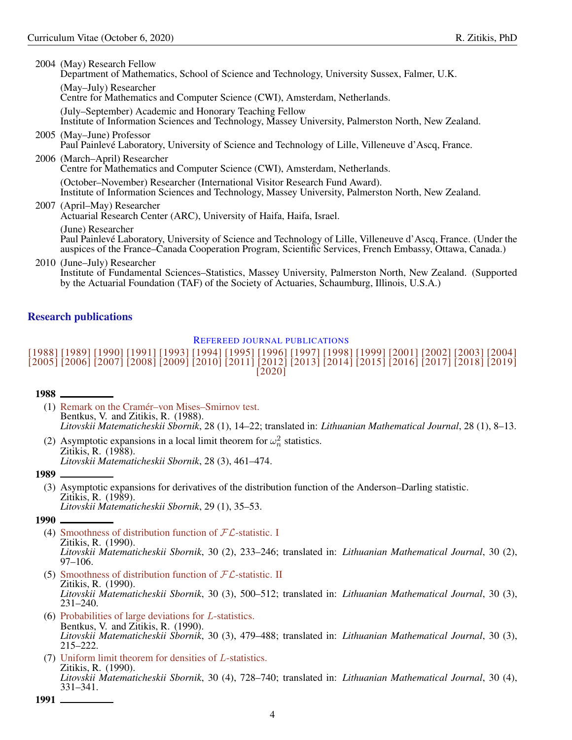2004 (May) Research Fellow
Department of Mathematics, School of Science and Technology, University Sussex, Falmer, U.K.

(May–July) Researcher
Centre for Mathematics and Computer Science (CWI), Amsterdam, Netherlands.

(July–September) Academic and Honorary Teaching Fellow
Institute of Information Sciences and Technology, Massey University, Palmerston North, New Zealand.

2005 (May–June) Professor
Paul Painlevé Laboratory, University of Science and Technology of Lille, Villeneuve d'Ascq, France.

2006 (March–April) Researcher
Centre for Mathematics and Computer Science (CWI), Amsterdam, Netherlands.

(October–November) Researcher (International Visitor Research Fund Award).
Institute of Information Sciences and Technology, Massey University, Palmerston North, New Zealand.

2007 (April–May) Researcher
Actuarial Research Center (ARC), University of Haifa, Haifa, Israel.

(June) Researcher
Paul Painlevé Laboratory, University of Science and Technology of Lille, Villeneuve d'Ascq, France. (Under the auspices of the France–Canada Cooperation Program, Scientific Services, French Embassy, Ottawa, Canada.)

2010 (June–July) Researcher
Institute of Fundamental Sciences–Statistics, Massey University, Palmerston North, New Zealand. (Supported by the Actuarial Foundation (TAF) of the Society of Actuaries, Schaumburg, Illinois, U.S.A.)

## Research publications

### Refereed journal publications

[1988] [1989] [1990] [1991] [1993] [1994] [1995] [1996] [1997] [1998] [1999] [2001] [2002] [2003] [2004] [2005] [2006] [2007] [2008] [2009] [2010] [2011] [2012] [2013] [2014] [2015] [2016] [2017] [2018] [2019] [2020]

**1988**

(1) Remark on the Cramér–von Mises–Smirnov test.
Bentkus, V. and Zitikis, R. (1988).
*Litovskii Matematicheskii Sbornik*, 28 (1), 14–22; translated in: *Lithuanian Mathematical Journal*, 28 (1), 8–13.

(2) Asymptotic expansions in a local limit theorem for $\omega_n^2$ statistics.
Zitikis, R. (1988).
*Litovskii Matematicheskii Sbornik*, 28 (3), 461–474.

**1989**

(3) Asymptotic expansions for derivatives of the distribution function of the Anderson–Darling statistic.
Zitikis, R. (1989).
*Litovskii Matematicheskii Sbornik*, 29 (1), 35–53.

**1990**

(4) Smoothness of distribution function of $\mathcal{FL}$-statistic. I
Zitikis, R. (1990).
*Litovskii Matematicheskii Sbornik*, 30 (2), 233–246; translated in: *Lithuanian Mathematical Journal*, 30 (2), 97–106.

(5) Smoothness of distribution function of $\mathcal{FL}$-statistic. II
Zitikis, R. (1990).
*Litovskii Matematicheskii Sbornik*, 30 (3), 500–512; translated in: *Lithuanian Mathematical Journal*, 30 (3), 231–240.

(6) Probabilities of large deviations for $L$-statistics.
Bentkus, V. and Zitikis, R. (1990).
*Litovskii Matematicheskii Sbornik*, 30 (3), 479–488; translated in: *Lithuanian Mathematical Journal*, 30 (3), 215–222.

(7) Uniform limit theorem for densities of $L$-statistics.
Zitikis, R. (1990).
*Litovskii Matematicheskii Sbornik*, 30 (4), 728–740; translated in: *Lithuanian Mathematical Journal*, 30 (4), 331–341.

**1991**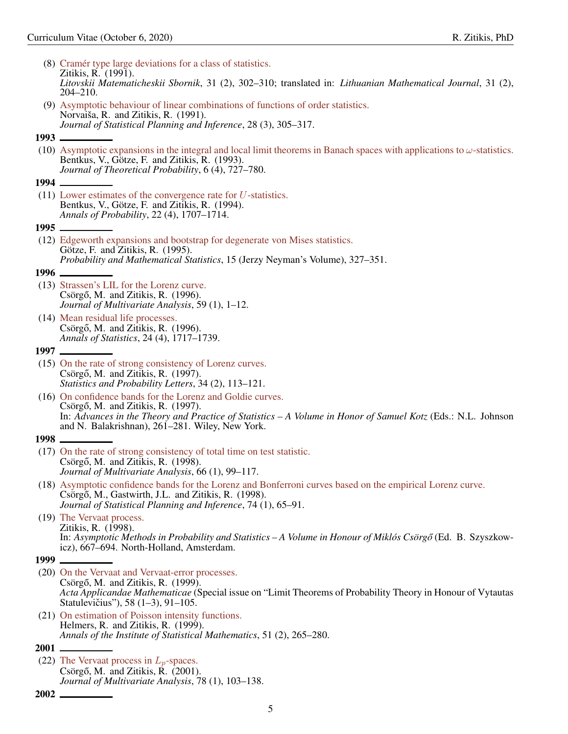(8) Cramér type large deviations for a class of statistics.
Zitikis, R. (1991).
*Litovskii Matematicheskii Sbornik*, 31 (2), 302–310; translated in: *Lithuanian Mathematical Journal*, 31 (2), 204–210.

(9) Asymptotic behaviour of linear combinations of functions of order statistics.
Norvaiša, R. and Zitikis, R. (1991).
*Journal of Statistical Planning and Inference*, 28 (3), 305–317.

**1993**

(10) Asymptotic expansions in the integral and local limit theorems in Banach spaces with applications to $\omega$-statistics.
Bentkus, V., Götze, F. and Zitikis, R. (1993).
*Journal of Theoretical Probability*, 6 (4), 727–780.

**1994**

(11) Lower estimates of the convergence rate for $U$-statistics.
Bentkus, V., Götze, F. and Zitikis, R. (1994).
*Annals of Probability*, 22 (4), 1707–1714.

**1995**

(12) Edgeworth expansions and bootstrap for degenerate von Mises statistics.
Götze, F. and Zitikis, R. (1995).
*Probability and Mathematical Statistics*, 15 (Jerzy Neyman's Volume), 327–351.

**1996**

(13) Strassen's LIL for the Lorenz curve.
Csörgő, M. and Zitikis, R. (1996).
*Journal of Multivariate Analysis*, 59 (1), 1–12.

(14) Mean residual life processes.
Csörgő, M. and Zitikis, R. (1996).
*Annals of Statistics*, 24 (4), 1717–1739.

**1997**

(15) On the rate of strong consistency of Lorenz curves.
Csörgő, M. and Zitikis, R. (1997).
*Statistics and Probability Letters*, 34 (2), 113–121.

(16) On confidence bands for the Lorenz and Goldie curves.
Csörgő, M. and Zitikis, R. (1997).
In: *Advances in the Theory and Practice of Statistics – A Volume in Honor of Samuel Kotz* (Eds.: N.L. Johnson and N. Balakrishnan), 261–281. Wiley, New York.

**1998**

(17) On the rate of strong consistency of total time on test statistic.
Csörgő, M. and Zitikis, R. (1998).
*Journal of Multivariate Analysis*, 66 (1), 99–117.

(18) Asymptotic confidence bands for the Lorenz and Bonferroni curves based on the empirical Lorenz curve.
Csörgő, M., Gastwirth, J.L. and Zitikis, R. (1998).
*Journal of Statistical Planning and Inference*, 74 (1), 65–91.

(19) The Vervaat process.
Zitikis, R. (1998).
In: *Asymptotic Methods in Probability and Statistics – A Volume in Honour of Miklós Csörgő* (Ed. B. Szyszkowicz), 667–694. North-Holland, Amsterdam.

**1999**

(20) On the Vervaat and Vervaat-error processes.
Csörgő, M. and Zitikis, R. (1999).
*Acta Applicandae Mathematicae* (Special issue on "Limit Theorems of Probability Theory in Honour of Vytautas Statulevičius"), 58 (1–3), 91–105.

(21) On estimation of Poisson intensity functions.
Helmers, R. and Zitikis, R. (1999).
*Annals of the Institute of Statistical Mathematics*, 51 (2), 265–280.

**2001**

(22) The Vervaat process in $L_p$-spaces.
Csörgő, M. and Zitikis, R. (2001).
*Journal of Multivariate Analysis*, 78 (1), 103–138.

**2002**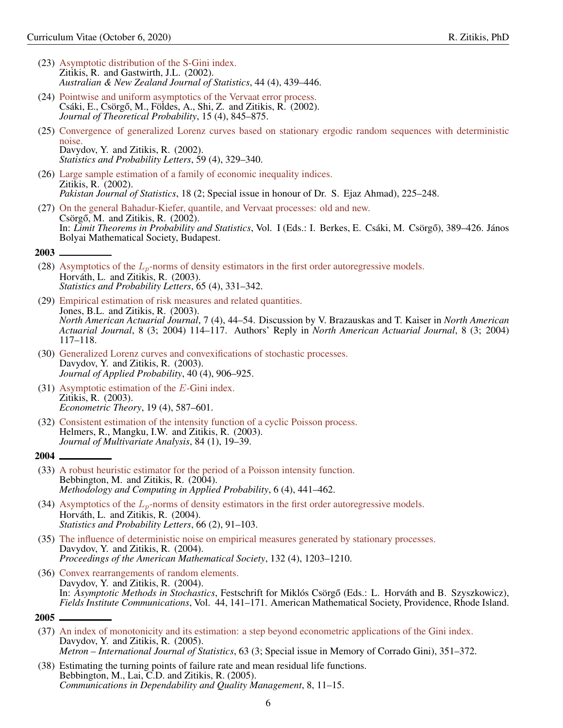(23) Asymptotic distribution of the S-Gini index.
Zitikis, R. and Gastwirth, J.L. (2002).
*Australian & New Zealand Journal of Statistics*, 44 (4), 439–446.

(24) Pointwise and uniform asymptotics of the Vervaat error process.
Csáki, E., Csörgő, M., Földes, A., Shi, Z. and Zitikis, R. (2002).
*Journal of Theoretical Probability*, 15 (4), 845–875.

(25) Convergence of generalized Lorenz curves based on stationary ergodic random sequences with deterministic noise.
Davydov, Y. and Zitikis, R. (2002).
*Statistics and Probability Letters*, 59 (4), 329–340.

(26) Large sample estimation of a family of economic inequality indices.
Zitikis, R. (2002).
*Pakistan Journal of Statistics*, 18 (2; Special issue in honour of Dr. S. Ejaz Ahmad), 225–248.

(27) On the general Bahadur-Kiefer, quantile, and Vervaat processes: old and new.
Csörgő, M. and Zitikis, R. (2002).
In: *Limit Theorems in Probability and Statistics*, Vol. I (Eds.: I. Berkes, E. Csáki, M. Csörgő), 389–426. János Bolyai Mathematical Society, Budapest.

**2003**

(28) Asymptotics of the $L_p$-norms of density estimators in the first order autoregressive models.
Horváth, L. and Zitikis, R. (2003).
*Statistics and Probability Letters*, 65 (4), 331–342.

(29) Empirical estimation of risk measures and related quantities.
Jones, B.L. and Zitikis, R. (2003).
*North American Actuarial Journal*, 7 (4), 44–54. Discussion by V. Brazauskas and T. Kaiser in *North American Actuarial Journal*, 8 (3; 2004) 114–117. Authors' Reply in *North American Actuarial Journal*, 8 (3; 2004) 117–118.

(30) Generalized Lorenz curves and convexifications of stochastic processes.
Davydov, Y. and Zitikis, R. (2003).
*Journal of Applied Probability*, 40 (4), 906–925.

(31) Asymptotic estimation of the $E$-Gini index.
Zitikis, R. (2003).
*Econometric Theory*, 19 (4), 587–601.

(32) Consistent estimation of the intensity function of a cyclic Poisson process.
Helmers, R., Mangku, I.W. and Zitikis, R. (2003).
*Journal of Multivariate Analysis*, 84 (1), 19–39.

**2004**

(33) A robust heuristic estimator for the period of a Poisson intensity function.
Bebbington, M. and Zitikis, R. (2004).
*Methodology and Computing in Applied Probability*, 6 (4), 441–462.

(34) Asymptotics of the $L_p$-norms of density estimators in the first order autoregressive models.
Horváth, L. and Zitikis, R. (2004).
*Statistics and Probability Letters*, 66 (2), 91–103.

(35) The influence of deterministic noise on empirical measures generated by stationary processes.
Davydov, Y. and Zitikis, R. (2004).
*Proceedings of the American Mathematical Society*, 132 (4), 1203–1210.

(36) Convex rearrangements of random elements.
Davydov, Y. and Zitikis, R. (2004).
In: *Asymptotic Methods in Stochastics*, Festschrift for Miklós Csörgő (Eds.: L. Horváth and B. Szyszkowicz), *Fields Institute Communications*, Vol. 44, 141–171. American Mathematical Society, Providence, Rhode Island.

**2005**

(37) An index of monotonicity and its estimation: a step beyond econometric applications of the Gini index.
Davydov, Y. and Zitikis, R. (2005).
*Metron – International Journal of Statistics*, 63 (3; Special issue in Memory of Corrado Gini), 351–372.

(38) Estimating the turning points of failure rate and mean residual life functions.
Bebbington, M., Lai, C.D. and Zitikis, R. (2005).
*Communications in Dependability and Quality Management*, 8, 11–15.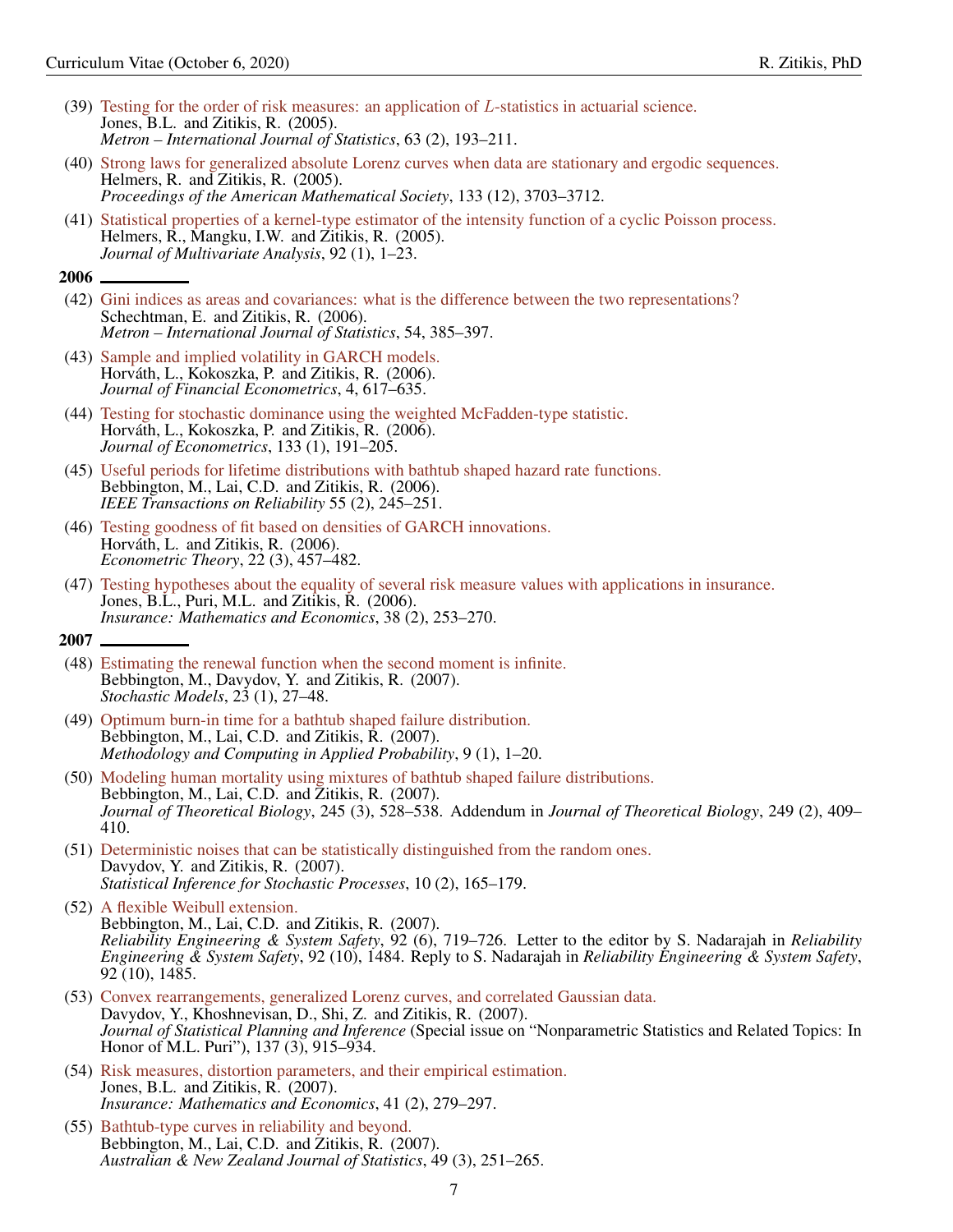(39) Testing for the order of risk measures: an application of $L$-statistics in actuarial science.
Jones, B.L. and Zitikis, R. (2005).
*Metron – International Journal of Statistics*, 63 (2), 193–211.

(40) Strong laws for generalized absolute Lorenz curves when data are stationary and ergodic sequences.
Helmers, R. and Zitikis, R. (2005).
*Proceedings of the American Mathematical Society*, 133 (12), 3703–3712.

(41) Statistical properties of a kernel-type estimator of the intensity function of a cyclic Poisson process.
Helmers, R., Mangku, I.W. and Zitikis, R. (2005).
*Journal of Multivariate Analysis*, 92 (1), 1–23.

**2006**

(42) Gini indices as areas and covariances: what is the difference between the two representations?
Schechtman, E. and Zitikis, R. (2006).
*Metron – International Journal of Statistics*, 54, 385–397.

(43) Sample and implied volatility in GARCH models.
Horváth, L., Kokoszka, P. and Zitikis, R. (2006).
*Journal of Financial Econometrics*, 4, 617–635.

(44) Testing for stochastic dominance using the weighted McFadden-type statistic.
Horváth, L., Kokoszka, P. and Zitikis, R. (2006).
*Journal of Econometrics*, 133 (1), 191–205.

(45) Useful periods for lifetime distributions with bathtub shaped hazard rate functions.
Bebbington, M., Lai, C.D. and Zitikis, R. (2006).
*IEEE Transactions on Reliability* 55 (2), 245–251.

(46) Testing goodness of fit based on densities of GARCH innovations.
Horváth, L. and Zitikis, R. (2006).
*Econometric Theory*, 22 (3), 457–482.

(47) Testing hypotheses about the equality of several risk measure values with applications in insurance.
Jones, B.L., Puri, M.L. and Zitikis, R. (2006).
*Insurance: Mathematics and Economics*, 38 (2), 253–270.

**2007**

(48) Estimating the renewal function when the second moment is infinite.
Bebbington, M., Davydov, Y. and Zitikis, R. (2007).
*Stochastic Models*, 23 (1), 27–48.

(49) Optimum burn-in time for a bathtub shaped failure distribution.
Bebbington, M., Lai, C.D. and Zitikis, R. (2007).
*Methodology and Computing in Applied Probability*, 9 (1), 1–20.

(50) Modeling human mortality using mixtures of bathtub shaped failure distributions.
Bebbington, M., Lai, C.D. and Zitikis, R. (2007).
*Journal of Theoretical Biology*, 245 (3), 528–538. Addendum in *Journal of Theoretical Biology*, 249 (2), 409–410.

(51) Deterministic noises that can be statistically distinguished from the random ones.
Davydov, Y. and Zitikis, R. (2007).
*Statistical Inference for Stochastic Processes*, 10 (2), 165–179.

(52) A flexible Weibull extension.
Bebbington, M., Lai, C.D. and Zitikis, R. (2007).
*Reliability Engineering & System Safety*, 92 (6), 719–726. Letter to the editor by S. Nadarajah in *Reliability Engineering & System Safety*, 92 (10), 1484. Reply to S. Nadarajah in *Reliability Engineering & System Safety*, 92 (10), 1485.

(53) Convex rearrangements, generalized Lorenz curves, and correlated Gaussian data.
Davydov, Y., Khoshnevisan, D., Shi, Z. and Zitikis, R. (2007).
*Journal of Statistical Planning and Inference* (Special issue on "Nonparametric Statistics and Related Topics: In Honor of M.L. Puri"), 137 (3), 915–934.

(54) Risk measures, distortion parameters, and their empirical estimation.
Jones, B.L. and Zitikis, R. (2007).
*Insurance: Mathematics and Economics*, 41 (2), 279–297.

(55) Bathtub-type curves in reliability and beyond.
Bebbington, M., Lai, C.D. and Zitikis, R. (2007).
*Australian & New Zealand Journal of Statistics*, 49 (3), 251–265.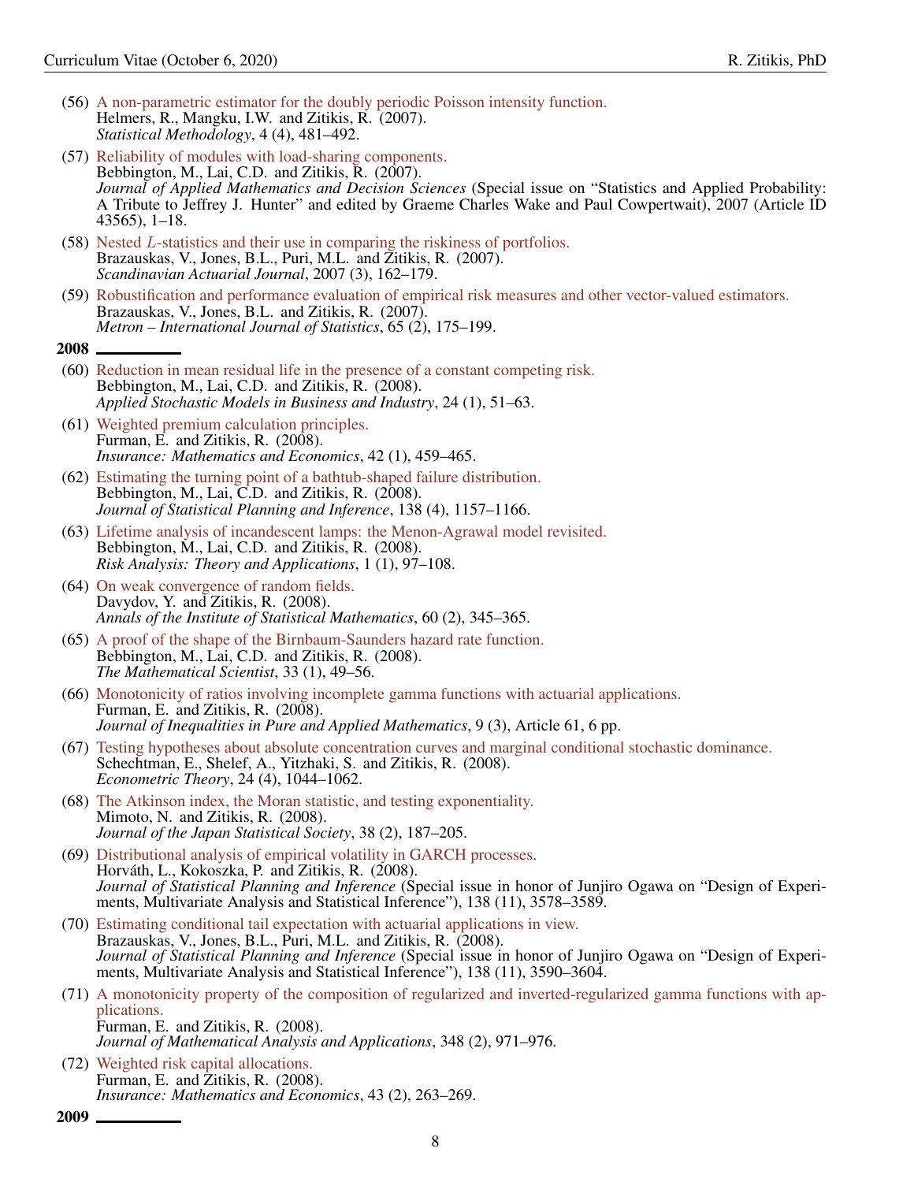(56) A non-parametric estimator for the doubly periodic Poisson intensity function.
Helmers, R., Mangku, I.W. and Zitikis, R. (2007).
*Statistical Methodology*, 4 (4), 481–492.

(57) Reliability of modules with load-sharing components.
Bebbington, M., Lai, C.D. and Zitikis, R. (2007).
*Journal of Applied Mathematics and Decision Sciences* (Special issue on "Statistics and Applied Probability: A Tribute to Jeffrey J. Hunter" and edited by Graeme Charles Wake and Paul Cowpertwait), 2007 (Article ID 43565), 1–18.

(58) Nested $L$-statistics and their use in comparing the riskiness of portfolios.
Brazauskas, V., Jones, B.L., Puri, M.L. and Zitikis, R. (2007).
*Scandinavian Actuarial Journal*, 2007 (3), 162–179.

(59) Robustification and performance evaluation of empirical risk measures and other vector-valued estimators.
Brazauskas, V., Jones, B.L. and Zitikis, R. (2007).
*Metron – International Journal of Statistics*, 65 (2), 175–199.

**2008**

(60) Reduction in mean residual life in the presence of a constant competing risk.
Bebbington, M., Lai, C.D. and Zitikis, R. (2008).
*Applied Stochastic Models in Business and Industry*, 24 (1), 51–63.

(61) Weighted premium calculation principles.
Furman, E. and Zitikis, R. (2008).
*Insurance: Mathematics and Economics*, 42 (1), 459–465.

(62) Estimating the turning point of a bathtub-shaped failure distribution.
Bebbington, M., Lai, C.D. and Zitikis, R. (2008).
*Journal of Statistical Planning and Inference*, 138 (4), 1157–1166.

(63) Lifetime analysis of incandescent lamps: the Menon-Agrawal model revisited.
Bebbington, M., Lai, C.D. and Zitikis, R. (2008).
*Risk Analysis: Theory and Applications*, 1 (1), 97–108.

(64) On weak convergence of random fields.
Davydov, Y. and Zitikis, R. (2008).
*Annals of the Institute of Statistical Mathematics*, 60 (2), 345–365.

(65) A proof of the shape of the Birnbaum-Saunders hazard rate function.
Bebbington, M., Lai, C.D. and Zitikis, R. (2008).
*The Mathematical Scientist*, 33 (1), 49–56.

(66) Monotonicity of ratios involving incomplete gamma functions with actuarial applications.
Furman, E. and Zitikis, R. (2008).
*Journal of Inequalities in Pure and Applied Mathematics*, 9 (3), Article 61, 6 pp.

(67) Testing hypotheses about absolute concentration curves and marginal conditional stochastic dominance.
Schechtman, E., Shelef, A., Yitzhaki, S. and Zitikis, R. (2008).
*Econometric Theory*, 24 (4), 1044–1062.

(68) The Atkinson index, the Moran statistic, and testing exponentiality.
Mimoto, N. and Zitikis, R. (2008).
*Journal of the Japan Statistical Society*, 38 (2), 187–205.

(69) Distributional analysis of empirical volatility in GARCH processes.
Horváth, L., Kokoszka, P. and Zitikis, R. (2008).
*Journal of Statistical Planning and Inference* (Special issue in honor of Junjiro Ogawa on "Design of Experiments, Multivariate Analysis and Statistical Inference"), 138 (11), 3578–3589.

(70) Estimating conditional tail expectation with actuarial applications in view.
Brazauskas, V., Jones, B.L., Puri, M.L. and Zitikis, R. (2008).
*Journal of Statistical Planning and Inference* (Special issue in honor of Junjiro Ogawa on "Design of Experiments, Multivariate Analysis and Statistical Inference"), 138 (11), 3590–3604.

(71) A monotonicity property of the composition of regularized and inverted-regularized gamma functions with applications.
Furman, E. and Zitikis, R. (2008).
*Journal of Mathematical Analysis and Applications*, 348 (2), 971–976.

(72) Weighted risk capital allocations.
Furman, E. and Zitikis, R. (2008).
*Insurance: Mathematics and Economics*, 43 (2), 263–269.

**2009**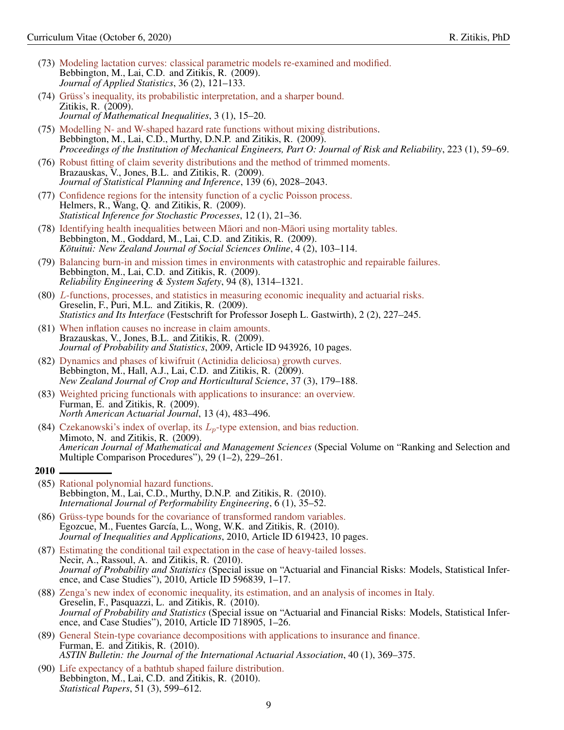(73) Modeling lactation curves: classical parametric models re-examined and modified.
Bebbington, M., Lai, C.D. and Zitikis, R. (2009).
*Journal of Applied Statistics*, 36 (2), 121–133.

(74) Grüss's inequality, its probabilistic interpretation, and a sharper bound.
Zitikis, R. (2009).
*Journal of Mathematical Inequalities*, 3 (1), 15–20.

(75) Modelling N- and W-shaped hazard rate functions without mixing distributions.
Bebbington, M., Lai, C.D., Murthy, D.N.P. and Zitikis, R. (2009).
*Proceedings of the Institution of Mechanical Engineers, Part O: Journal of Risk and Reliability*, 223 (1), 59–69.

(76) Robust fitting of claim severity distributions and the method of trimmed moments.
Brazauskas, V., Jones, B.L. and Zitikis, R. (2009).
*Journal of Statistical Planning and Inference*, 139 (6), 2028–2043.

(77) Confidence regions for the intensity function of a cyclic Poisson process.
Helmers, R., Wang, Q. and Zitikis, R. (2009).
*Statistical Inference for Stochastic Processes*, 12 (1), 21–36.

(78) Identifying health inequalities between Māori and non-Māori using mortality tables.
Bebbington, M., Goddard, M., Lai, C.D. and Zitikis, R. (2009).
*Kōtuitui: New Zealand Journal of Social Sciences Online*, 4 (2), 103–114.

(79) Balancing burn-in and mission times in environments with catastrophic and repairable failures.
Bebbington, M., Lai, C.D. and Zitikis, R. (2009).
*Reliability Engineering & System Safety*, 94 (8), 1314–1321.

(80) $L$-functions, processes, and statistics in measuring economic inequality and actuarial risks.
Greselin, F., Puri, M.L. and Zitikis, R. (2009).
*Statistics and Its Interface* (Festschrift for Professor Joseph L. Gastwirth), 2 (2), 227–245.

(81) When inflation causes no increase in claim amounts.
Brazauskas, V., Jones, B.L. and Zitikis, R. (2009).
*Journal of Probability and Statistics*, 2009, Article ID 943926, 10 pages.

(82) Dynamics and phases of kiwifruit (Actinidia deliciosa) growth curves.
Bebbington, M., Hall, A.J., Lai, C.D. and Zitikis, R. (2009).
*New Zealand Journal of Crop and Horticultural Science*, 37 (3), 179–188.

(83) Weighted pricing functionals with applications to insurance: an overview.
Furman, E. and Zitikis, R. (2009).
*North American Actuarial Journal*, 13 (4), 483–496.

(84) Czekanowski's index of overlap, its $L_p$-type extension, and bias reduction.
Mimoto, N. and Zitikis, R. (2009).
*American Journal of Mathematical and Management Sciences* (Special Volume on "Ranking and Selection and Multiple Comparison Procedures"), 29 (1–2), 229–261.

**2010**

(85) Rational polynomial hazard functions.
Bebbington, M., Lai, C.D., Murthy, D.N.P. and Zitikis, R. (2010).
*International Journal of Performability Engineering*, 6 (1), 35–52.

(86) Grüss-type bounds for the covariance of transformed random variables.
Egozcue, M., Fuentes García, L., Wong, W.K. and Zitikis, R. (2010).
*Journal of Inequalities and Applications*, 2010, Article ID 619423, 10 pages.

(87) Estimating the conditional tail expectation in the case of heavy-tailed losses.
Necir, A., Rassoul, A. and Zitikis, R. (2010).
*Journal of Probability and Statistics* (Special issue on "Actuarial and Financial Risks: Models, Statistical Inference, and Case Studies"), 2010, Article ID 596839, 1–17.

(88) Zenga's new index of economic inequality, its estimation, and an analysis of incomes in Italy.
Greselin, F., Pasquazzi, L. and Zitikis, R. (2010).
*Journal of Probability and Statistics* (Special issue on "Actuarial and Financial Risks: Models, Statistical Inference, and Case Studies"), 2010, Article ID 718905, 1–26.

(89) General Stein-type covariance decompositions with applications to insurance and finance.
Furman, E. and Zitikis, R. (2010).
*ASTIN Bulletin: the Journal of the International Actuarial Association*, 40 (1), 369–375.

(90) Life expectancy of a bathtub shaped failure distribution.
Bebbington, M., Lai, C.D. and Zitikis, R. (2010).
*Statistical Papers*, 51 (3), 599–612.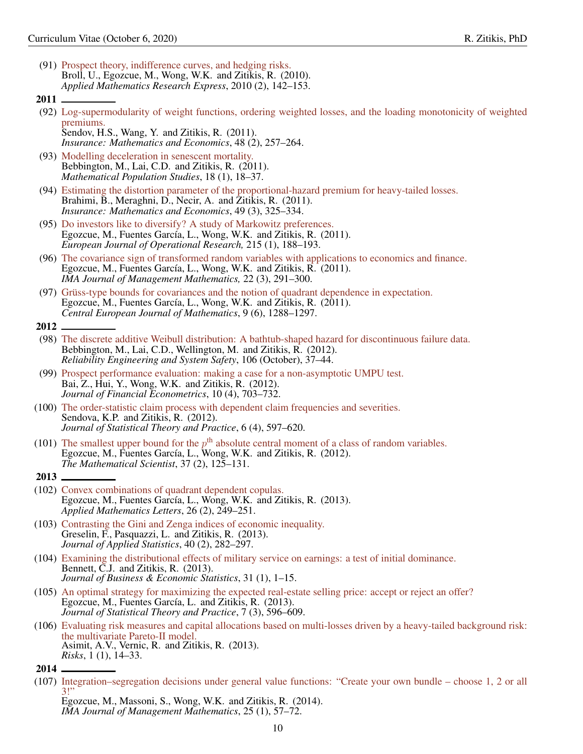(91) Prospect theory, indifference curves, and hedging risks.
Broll, U., Egozcue, M., Wong, W.K. and Zitikis, R. (2010).
*Applied Mathematics Research Express*, 2010 (2), 142–153.

**2011**

(92) Log-supermodularity of weight functions, ordering weighted losses, and the loading monotonicity of weighted premiums.
Sendov, H.S., Wang, Y. and Zitikis, R. (2011).
*Insurance: Mathematics and Economics*, 48 (2), 257–264.

(93) Modelling deceleration in senescent mortality.
Bebbington, M., Lai, C.D. and Zitikis, R. (2011).
*Mathematical Population Studies*, 18 (1), 18–37.

(94) Estimating the distortion parameter of the proportional-hazard premium for heavy-tailed losses.
Brahimi, B., Meraghni, D., Necir, A. and Zitikis, R. (2011).
*Insurance: Mathematics and Economics*, 49 (3), 325–334.

(95) Do investors like to diversify? A study of Markowitz preferences.
Egozcue, M., Fuentes García, L., Wong, W.K. and Zitikis, R. (2011).
*European Journal of Operational Research,* 215 (1), 188–193.

(96) The covariance sign of transformed random variables with applications to economics and finance.
Egozcue, M., Fuentes García, L., Wong, W.K. and Zitikis, R. (2011).
*IMA Journal of Management Mathematics,* 22 (3), 291–300.

(97) Grüss-type bounds for covariances and the notion of quadrant dependence in expectation.
Egozcue, M., Fuentes García, L., Wong, W.K. and Zitikis, R. (2011).
*Central European Journal of Mathematics*, 9 (6), 1288–1297.

**2012**

(98) The discrete additive Weibull distribution: A bathtub-shaped hazard for discontinuous failure data.
Bebbington, M., Lai, C.D., Wellington, M. and Zitikis, R. (2012).
*Reliability Engineering and System Safety*, 106 (October), 37–44.

(99) Prospect performance evaluation: making a case for a non-asymptotic UMPU test.
Bai, Z., Hui, Y., Wong, W.K. and Zitikis, R. (2012).
*Journal of Financial Econometrics*, 10 (4), 703–732.

(100) The order-statistic claim process with dependent claim frequencies and severities.
Sendova, K.P. and Zitikis, R. (2012).
*Journal of Statistical Theory and Practice*, 6 (4), 597–620.

(101) The smallest upper bound for the $p^{\text{th}}$ absolute central moment of a class of random variables.
Egozcue, M., Fuentes García, L., Wong, W.K. and Zitikis, R. (2012).
*The Mathematical Scientist*, 37 (2), 125–131.

**2013**

(102) Convex combinations of quadrant dependent copulas.
Egozcue, M., Fuentes García, L., Wong, W.K. and Zitikis, R. (2013).
*Applied Mathematics Letters*, 26 (2), 249–251.

(103) Contrasting the Gini and Zenga indices of economic inequality.
Greselin, F., Pasquazzi, L. and Zitikis, R. (2013).
*Journal of Applied Statistics*, 40 (2), 282–297.

(104) Examining the distributional effects of military service on earnings: a test of initial dominance.
Bennett, C.J. and Zitikis, R. (2013).
*Journal of Business & Economic Statistics*, 31 (1), 1–15.

(105) An optimal strategy for maximizing the expected real-estate selling price: accept or reject an offer?
Egozcue, M., Fuentes García, L. and Zitikis, R. (2013).
*Journal of Statistical Theory and Practice*, 7 (3), 596–609.

(106) Evaluating risk measures and capital allocations based on multi-losses driven by a heavy-tailed background risk: the multivariate Pareto-II model.
Asimit, A.V., Vernic, R. and Zitikis, R. (2013).
*Risks*, 1 (1), 14–33.

**2014**

(107) Integration–segregation decisions under general value functions: "Create your own bundle – choose 1, 2 or all 3!"
Egozcue, M., Massoni, S., Wong, W.K. and Zitikis, R. (2014).
*IMA Journal of Management Mathematics*, 25 (1), 57–72.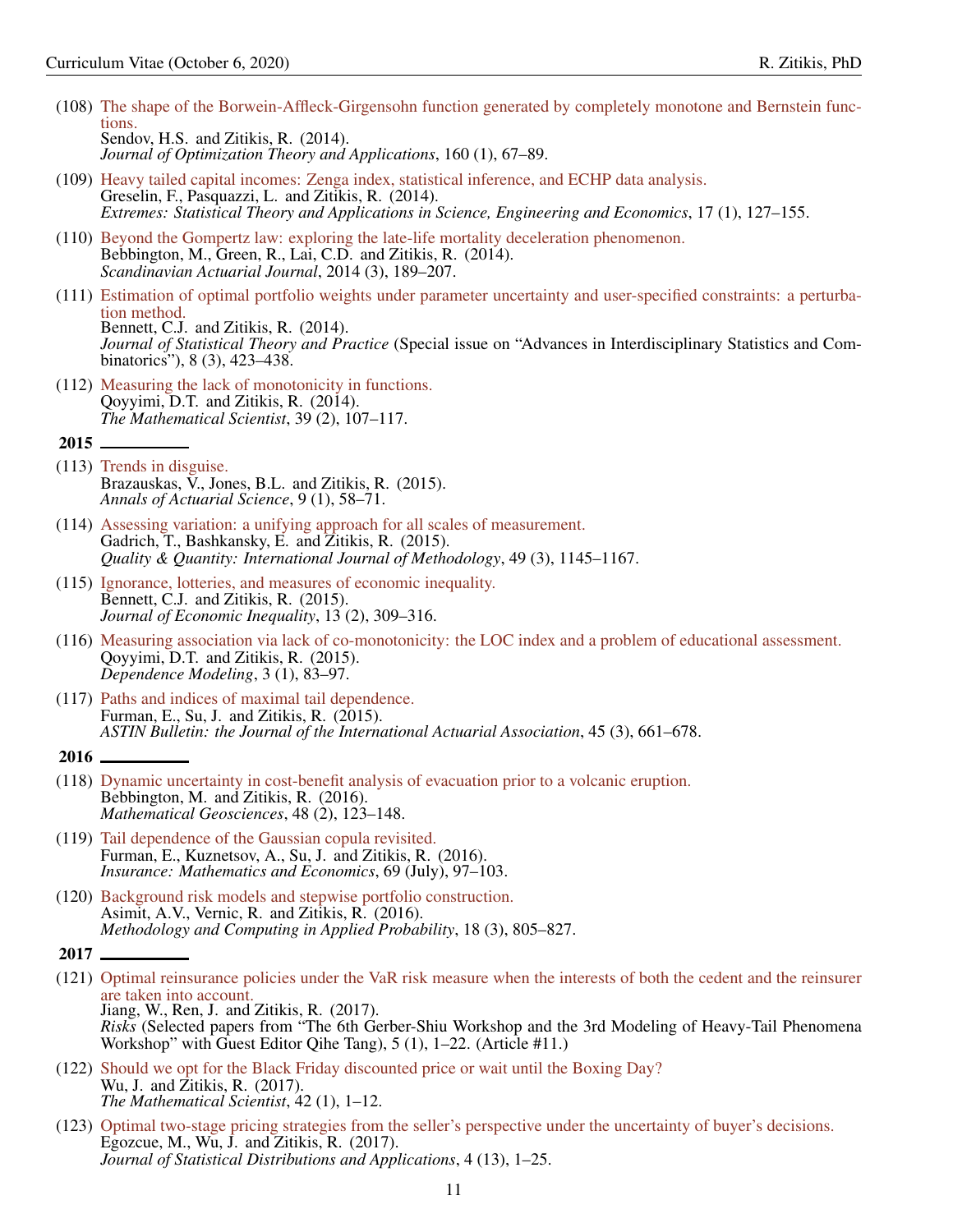(108) The shape of the Borwein-Affleck-Girgensohn function generated by completely monotone and Bernstein functions.
Sendov, H.S. and Zitikis, R. (2014).
*Journal of Optimization Theory and Applications*, 160 (1), 67–89.

(109) Heavy tailed capital incomes: Zenga index, statistical inference, and ECHP data analysis.
Greselin, F., Pasquazzi, L. and Zitikis, R. (2014).
*Extremes: Statistical Theory and Applications in Science, Engineering and Economics*, 17 (1), 127–155.

(110) Beyond the Gompertz law: exploring the late-life mortality deceleration phenomenon.
Bebbington, M., Green, R., Lai, C.D. and Zitikis, R. (2014).
*Scandinavian Actuarial Journal*, 2014 (3), 189–207.

(111) Estimation of optimal portfolio weights under parameter uncertainty and user-specified constraints: a perturbation method.
Bennett, C.J. and Zitikis, R. (2014).
*Journal of Statistical Theory and Practice* (Special issue on "Advances in Interdisciplinary Statistics and Combinatorics"), 8 (3), 423–438.

(112) Measuring the lack of monotonicity in functions.
Qoyyimi, D.T. and Zitikis, R. (2014).
*The Mathematical Scientist*, 39 (2), 107–117.

**2015**

(113) Trends in disguise.
Brazauskas, V., Jones, B.L. and Zitikis, R. (2015).
*Annals of Actuarial Science*, 9 (1), 58–71.

(114) Assessing variation: a unifying approach for all scales of measurement.
Gadrich, T., Bashkansky, E. and Zitikis, R. (2015).
*Quality & Quantity: International Journal of Methodology*, 49 (3), 1145–1167.

(115) Ignorance, lotteries, and measures of economic inequality.
Bennett, C.J. and Zitikis, R. (2015).
*Journal of Economic Inequality*, 13 (2), 309–316.

(116) Measuring association via lack of co-monotonicity: the LOC index and a problem of educational assessment.
Qoyyimi, D.T. and Zitikis, R. (2015).
*Dependence Modeling*, 3 (1), 83–97.

(117) Paths and indices of maximal tail dependence.
Furman, E., Su, J. and Zitikis, R. (2015).
*ASTIN Bulletin: the Journal of the International Actuarial Association*, 45 (3), 661–678.

**2016**

(118) Dynamic uncertainty in cost-benefit analysis of evacuation prior to a volcanic eruption.
Bebbington, M. and Zitikis, R. (2016).
*Mathematical Geosciences*, 48 (2), 123–148.

(119) Tail dependence of the Gaussian copula revisited.
Furman, E., Kuznetsov, A., Su, J. and Zitikis, R. (2016).
*Insurance: Mathematics and Economics*, 69 (July), 97–103.

(120) Background risk models and stepwise portfolio construction.
Asimit, A.V., Vernic, R. and Zitikis, R. (2016).
*Methodology and Computing in Applied Probability*, 18 (3), 805–827.

**2017**

(121) Optimal reinsurance policies under the VaR risk measure when the interests of both the cedent and the reinsurer are taken into account.
Jiang, W., Ren, J. and Zitikis, R. (2017).
*Risks* (Selected papers from "The 6th Gerber-Shiu Workshop and the 3rd Modeling of Heavy-Tail Phenomena Workshop" with Guest Editor Qihe Tang), 5 (1), 1–22. (Article #11.)

(122) Should we opt for the Black Friday discounted price or wait until the Boxing Day?
Wu, J. and Zitikis, R. (2017).
*The Mathematical Scientist*, 42 (1), 1–12.

(123) Optimal two-stage pricing strategies from the seller's perspective under the uncertainty of buyer's decisions.
Egozcue, M., Wu, J. and Zitikis, R. (2017).
*Journal of Statistical Distributions and Applications*, 4 (13), 1–25.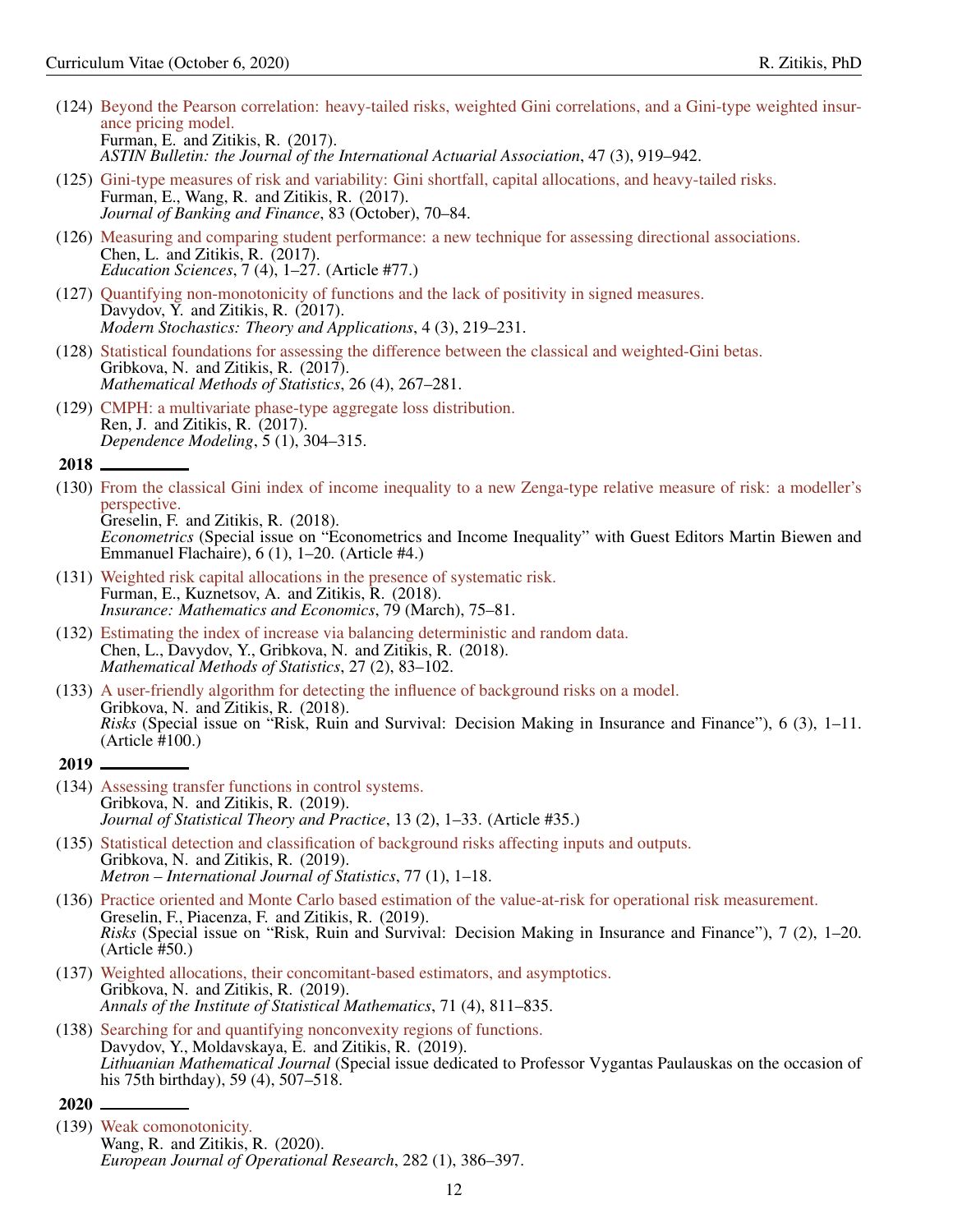(124) Beyond the Pearson correlation: heavy-tailed risks, weighted Gini correlations, and a Gini-type weighted insurance pricing model.
Furman, E. and Zitikis, R. (2017).
*ASTIN Bulletin: the Journal of the International Actuarial Association*, 47 (3), 919–942.

(125) Gini-type measures of risk and variability: Gini shortfall, capital allocations, and heavy-tailed risks.
Furman, E., Wang, R. and Zitikis, R. (2017).
*Journal of Banking and Finance*, 83 (October), 70–84.

(126) Measuring and comparing student performance: a new technique for assessing directional associations.
Chen, L. and Zitikis, R. (2017).
*Education Sciences*, 7 (4), 1–27. (Article #77.)

(127) Quantifying non-monotonicity of functions and the lack of positivity in signed measures.
Davydov, Y. and Zitikis, R. (2017).
*Modern Stochastics: Theory and Applications*, 4 (3), 219–231.

(128) Statistical foundations for assessing the difference between the classical and weighted-Gini betas.
Gribkova, N. and Zitikis, R. (2017).
*Mathematical Methods of Statistics*, 26 (4), 267–281.

(129) CMPH: a multivariate phase-type aggregate loss distribution.
Ren, J. and Zitikis, R. (2017).
*Dependence Modeling*, 5 (1), 304–315.

**2018**

(130) From the classical Gini index of income inequality to a new Zenga-type relative measure of risk: a modeller's perspective.
Greselin, F. and Zitikis, R. (2018).
*Econometrics* (Special issue on "Econometrics and Income Inequality" with Guest Editors Martin Biewen and Emmanuel Flachaire), 6 (1), 1–20. (Article #4.)

(131) Weighted risk capital allocations in the presence of systematic risk.
Furman, E., Kuznetsov, A. and Zitikis, R. (2018).
*Insurance: Mathematics and Economics*, 79 (March), 75–81.

(132) Estimating the index of increase via balancing deterministic and random data.
Chen, L., Davydov, Y., Gribkova, N. and Zitikis, R. (2018).
*Mathematical Methods of Statistics*, 27 (2), 83–102.

(133) A user-friendly algorithm for detecting the influence of background risks on a model.
Gribkova, N. and Zitikis, R. (2018).
*Risks* (Special issue on "Risk, Ruin and Survival: Decision Making in Insurance and Finance"), 6 (3), 1–11. (Article #100.)

**2019**

(134) Assessing transfer functions in control systems.
Gribkova, N. and Zitikis, R. (2019).
*Journal of Statistical Theory and Practice*, 13 (2), 1–33. (Article #35.)

(135) Statistical detection and classification of background risks affecting inputs and outputs.
Gribkova, N. and Zitikis, R. (2019).
*Metron – International Journal of Statistics*, 77 (1), 1–18.

(136) Practice oriented and Monte Carlo based estimation of the value-at-risk for operational risk measurement.
Greselin, F., Piacenza, F. and Zitikis, R. (2019).
*Risks* (Special issue on "Risk, Ruin and Survival: Decision Making in Insurance and Finance"), 7 (2), 1–20. (Article #50.)

(137) Weighted allocations, their concomitant-based estimators, and asymptotics.
Gribkova, N. and Zitikis, R. (2019).
*Annals of the Institute of Statistical Mathematics*, 71 (4), 811–835.

(138) Searching for and quantifying nonconvexity regions of functions.
Davydov, Y., Moldavskaya, E. and Zitikis, R. (2019).
*Lithuanian Mathematical Journal* (Special issue dedicated to Professor Vygantas Paulauskas on the occasion of his 75th birthday), 59 (4), 507–518.

**2020**

(139) Weak comonotonicity.
Wang, R. and Zitikis, R. (2020).
*European Journal of Operational Research*, 282 (1), 386–397.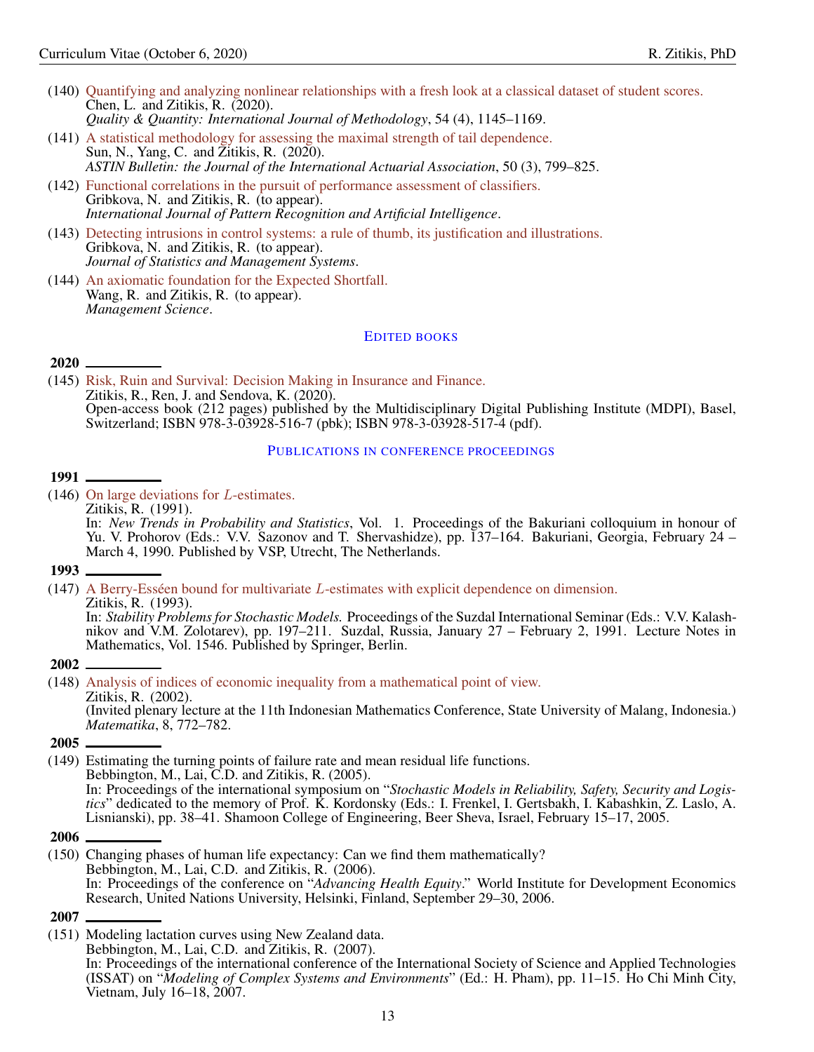(140) Quantifying and analyzing nonlinear relationships with a fresh look at a classical dataset of student scores.
Chen, L. and Zitikis, R. (2020).
*Quality & Quantity: International Journal of Methodology*, 54 (4), 1145–1169.

(141) A statistical methodology for assessing the maximal strength of tail dependence.
Sun, N., Yang, C. and Zitikis, R. (2020).
*ASTIN Bulletin: the Journal of the International Actuarial Association*, 50 (3), 799–825.

(142) Functional correlations in the pursuit of performance assessment of classifiers.
Gribkova, N. and Zitikis, R. (to appear).
*International Journal of Pattern Recognition and Artificial Intelligence*.

(143) Detecting intrusions in control systems: a rule of thumb, its justification and illustrations.
Gribkova, N. and Zitikis, R. (to appear).
*Journal of Statistics and Management Systems*.

(144) An axiomatic foundation for the Expected Shortfall.
Wang, R. and Zitikis, R. (to appear).
*Management Science*.

## Edited books

**2020**

(145) Risk, Ruin and Survival: Decision Making in Insurance and Finance.
Zitikis, R., Ren, J. and Sendova, K. (2020).
Open-access book (212 pages) published by the Multidisciplinary Digital Publishing Institute (MDPI), Basel, Switzerland; ISBN 978-3-03928-516-7 (pbk); ISBN 978-3-03928-517-4 (pdf).

## Publications in conference proceedings

**1991**

(146) On large deviations for $L$-estimates.
Zitikis, R. (1991).
In: *New Trends in Probability and Statistics*, Vol. 1. Proceedings of the Bakuriani colloquium in honour of Yu. V. Prohorov (Eds.: V.V. Sazonov and T. Shervashidze), pp. 137–164. Bakuriani, Georgia, February 24 – March 4, 1990. Published by VSP, Utrecht, The Netherlands.

**1993**

(147) A Berry-Esséen bound for multivariate $L$-estimates with explicit dependence on dimension.
Zitikis, R. (1993).
In: *Stability Problems for Stochastic Models.* Proceedings of the Suzdal International Seminar (Eds.: V.V. Kalashnikov and V.M. Zolotarev), pp. 197–211. Suzdal, Russia, January 27 – February 2, 1991. Lecture Notes in Mathematics, Vol. 1546. Published by Springer, Berlin.

**2002**

(148) Analysis of indices of economic inequality from a mathematical point of view.
Zitikis, R. (2002).
(Invited plenary lecture at the 11th Indonesian Mathematics Conference, State University of Malang, Indonesia.)
*Matematika*, 8, 772–782.

**2005**

(149) Estimating the turning points of failure rate and mean residual life functions.
Bebbington, M., Lai, C.D. and Zitikis, R. (2005).
In: Proceedings of the international symposium on "*Stochastic Models in Reliability, Safety, Security and Logistics*" dedicated to the memory of Prof. K. Kordonsky (Eds.: I. Frenkel, I. Gertsbakh, I. Kabashkin, Z. Laslo, A. Lisnianski), pp. 38–41. Shamoon College of Engineering, Beer Sheva, Israel, February 15–17, 2005.

**2006**

(150) Changing phases of human life expectancy: Can we find them mathematically?
Bebbington, M., Lai, C.D. and Zitikis, R. (2006).
In: Proceedings of the conference on "*Advancing Health Equity*." World Institute for Development Economics Research, United Nations University, Helsinki, Finland, September 29–30, 2006.

**2007**

(151) Modeling lactation curves using New Zealand data.
Bebbington, M., Lai, C.D. and Zitikis, R. (2007).
In: Proceedings of the international conference of the International Society of Science and Applied Technologies (ISSAT) on "*Modeling of Complex Systems and Environments*" (Ed.: H. Pham), pp. 11–15. Ho Chi Minh City, Vietnam, July 16–18, 2007.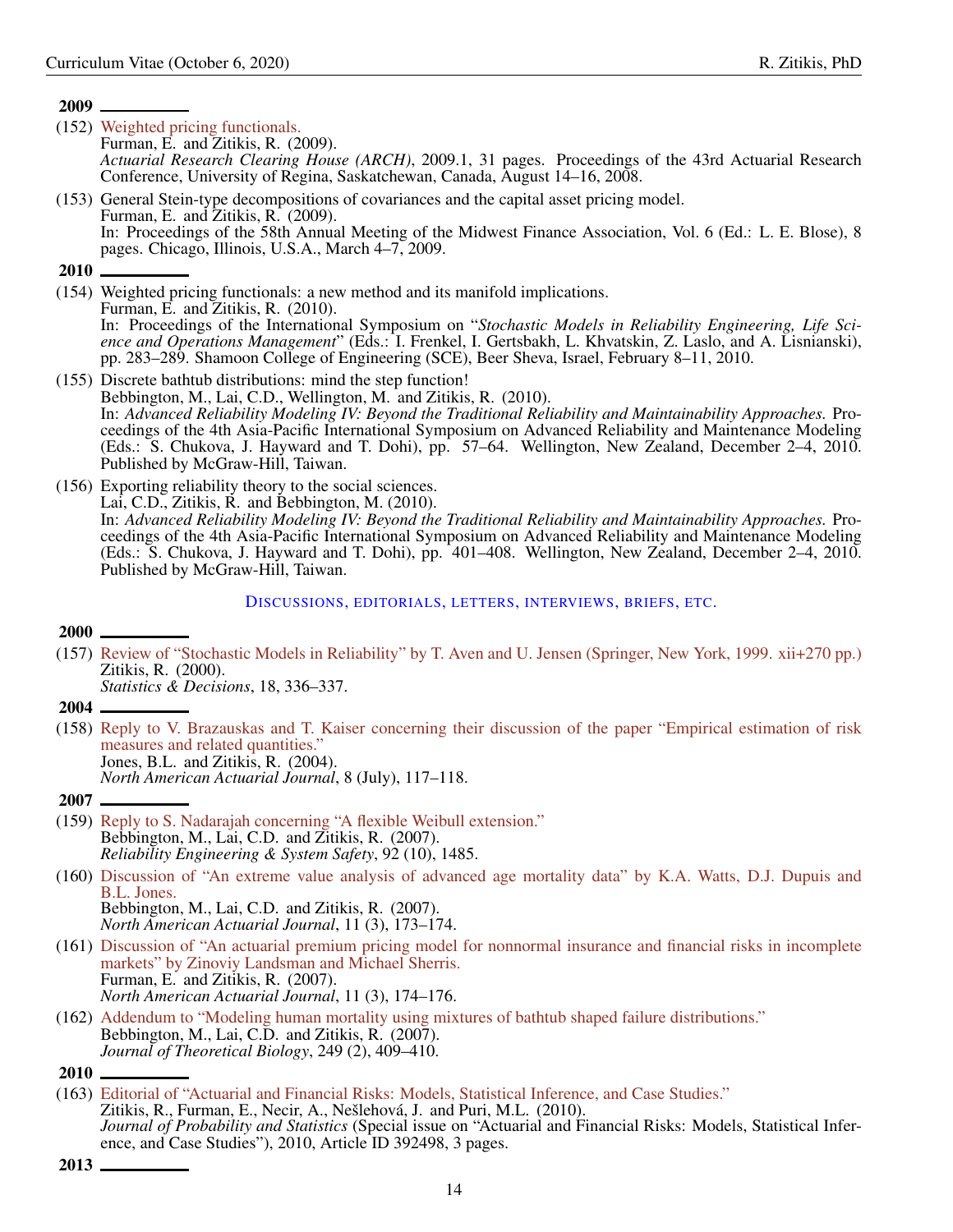**2009**

(152) Weighted pricing functionals.
Furman, E. and Zitikis, R. (2009).
*Actuarial Research Clearing House (ARCH)*, 2009.1, 31 pages. Proceedings of the 43rd Actuarial Research Conference, University of Regina, Saskatchewan, Canada, August 14–16, 2008.

(153) General Stein-type decompositions of covariances and the capital asset pricing model.
Furman, E. and Zitikis, R. (2009).
In: Proceedings of the 58th Annual Meeting of the Midwest Finance Association, Vol. 6 (Ed.: L. E. Blose), 8 pages. Chicago, Illinois, U.S.A., March 4–7, 2009.

**2010**

(154) Weighted pricing functionals: a new method and its manifold implications.
Furman, E. and Zitikis, R. (2010).
In: Proceedings of the International Symposium on "*Stochastic Models in Reliability Engineering, Life Science and Operations Management*" (Eds.: I. Frenkel, I. Gertsbakh, L. Khvatskin, Z. Laslo, and A. Lisnianski), pp. 283–289. Shamoon College of Engineering (SCE), Beer Sheva, Israel, February 8–11, 2010.

(155) Discrete bathtub distributions: mind the step function!
Bebbington, M., Lai, C.D., Wellington, M. and Zitikis, R. (2010).
In: *Advanced Reliability Modeling IV: Beyond the Traditional Reliability and Maintainability Approaches.* Proceedings of the 4th Asia-Pacific International Symposium on Advanced Reliability and Maintenance Modeling (Eds.: S. Chukova, J. Hayward and T. Dohi), pp. 57–64. Wellington, New Zealand, December 2–4, 2010. Published by McGraw-Hill, Taiwan.

(156) Exporting reliability theory to the social sciences.
Lai, C.D., Zitikis, R. and Bebbington, M. (2010).
In: *Advanced Reliability Modeling IV: Beyond the Traditional Reliability and Maintainability Approaches.* Proceedings of the 4th Asia-Pacific International Symposium on Advanced Reliability and Maintenance Modeling (Eds.: S. Chukova, J. Hayward and T. Dohi), pp. 401–408. Wellington, New Zealand, December 2–4, 2010. Published by McGraw-Hill, Taiwan.

## Discussions, editorials, letters, interviews, briefs, etc.

**2000**

(157) Review of "Stochastic Models in Reliability" by T. Aven and U. Jensen (Springer, New York, 1999. xii+270 pp.)
Zitikis, R. (2000).
*Statistics & Decisions*, 18, 336–337.

**2004**

(158) Reply to V. Brazauskas and T. Kaiser concerning their discussion of the paper "Empirical estimation of risk measures and related quantities."
Jones, B.L. and Zitikis, R. (2004).
*North American Actuarial Journal*, 8 (July), 117–118.

**2007**

(159) Reply to S. Nadarajah concerning "A flexible Weibull extension."
Bebbington, M., Lai, C.D. and Zitikis, R. (2007).
*Reliability Engineering & System Safety*, 92 (10), 1485.

(160) Discussion of "An extreme value analysis of advanced age mortality data" by K.A. Watts, D.J. Dupuis and B.L. Jones.
Bebbington, M., Lai, C.D. and Zitikis, R. (2007).
*North American Actuarial Journal*, 11 (3), 173–174.

(161) Discussion of "An actuarial premium pricing model for nonnormal insurance and financial risks in incomplete markets" by Zinoviy Landsman and Michael Sherris.
Furman, E. and Zitikis, R. (2007).
*North American Actuarial Journal*, 11 (3), 174–176.

(162) Addendum to "Modeling human mortality using mixtures of bathtub shaped failure distributions."
Bebbington, M., Lai, C.D. and Zitikis, R. (2007).
*Journal of Theoretical Biology*, 249 (2), 409–410.

**2010**

(163) Editorial of "Actuarial and Financial Risks: Models, Statistical Inference, and Case Studies."
Zitikis, R., Furman, E., Necir, A., Nešlehová, J. and Puri, M.L. (2010).
*Journal of Probability and Statistics* (Special issue on "Actuarial and Financial Risks: Models, Statistical Inference, and Case Studies"), 2010, Article ID 392498, 3 pages.

**2013**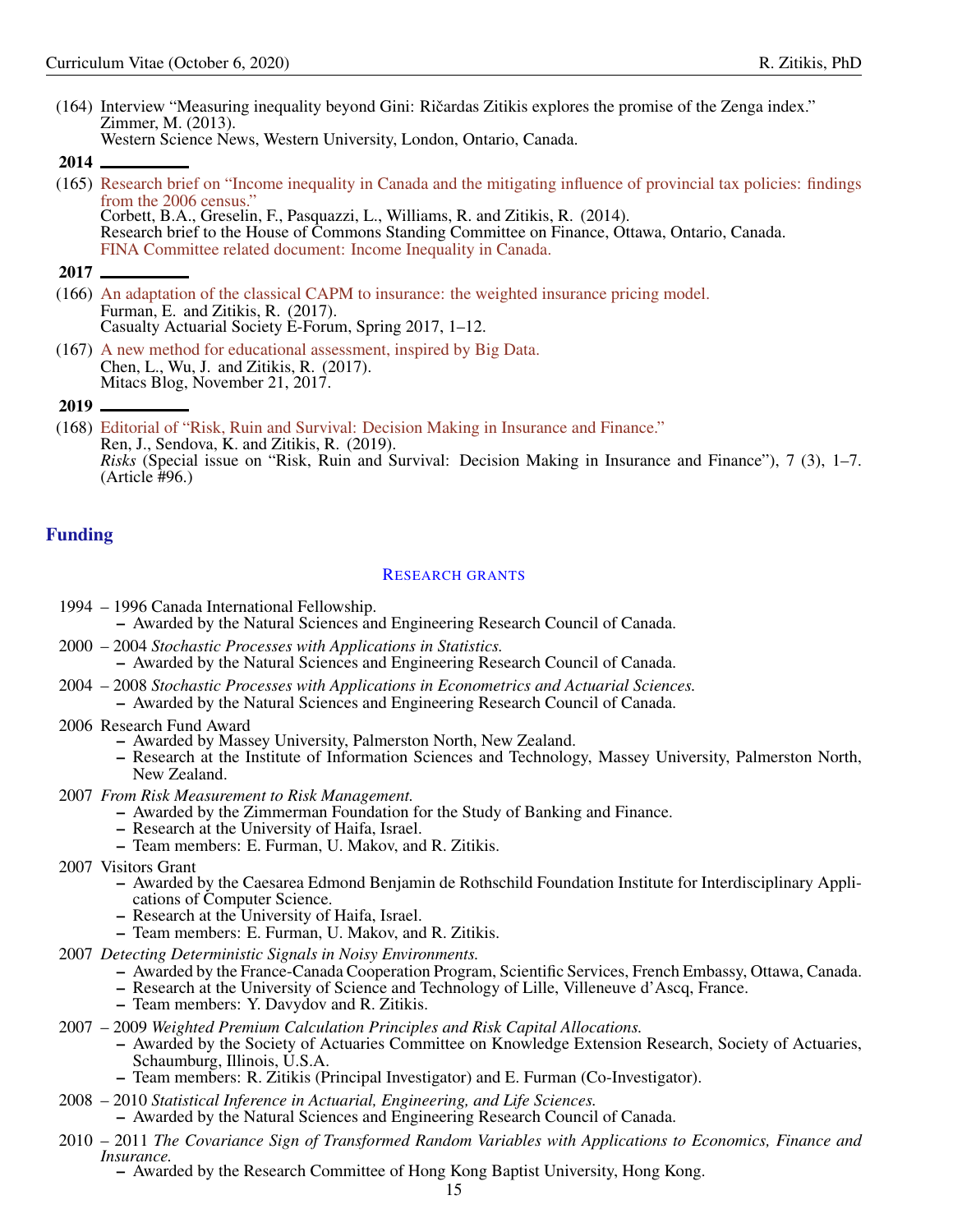(164) Interview "Measuring inequality beyond Gini: Ričardas Zitikis explores the promise of the Zenga index."
Zimmer, M. (2013).
Western Science News, Western University, London, Ontario, Canada.

**2014**

(165) Research brief on "Income inequality in Canada and the mitigating influence of provincial tax policies: findings from the 2006 census."
Corbett, B.A., Greselin, F., Pasquazzi, L., Williams, R. and Zitikis, R. (2014).
Research brief to the House of Commons Standing Committee on Finance, Ottawa, Ontario, Canada.
FINA Committee related document: Income Inequality in Canada.

**2017**

(166) An adaptation of the classical CAPM to insurance: the weighted insurance pricing model.
Furman, E. and Zitikis, R. (2017).
Casualty Actuarial Society E-Forum, Spring 2017, 1–12.

(167) A new method for educational assessment, inspired by Big Data.
Chen, L., Wu, J. and Zitikis, R. (2017).
Mitacs Blog, November 21, 2017.

**2019**

(168) Editorial of "Risk, Ruin and Survival: Decision Making in Insurance and Finance."
Ren, J., Sendova, K. and Zitikis, R. (2019).
*Risks* (Special issue on "Risk, Ruin and Survival: Decision Making in Insurance and Finance"), 7 (3), 1–7. (Article #96.)

## Funding

### Research grants

1994 – 1996 Canada International Fellowship.
- Awarded by the Natural Sciences and Engineering Research Council of Canada.

2000 – 2004 *Stochastic Processes with Applications in Statistics.*
- Awarded by the Natural Sciences and Engineering Research Council of Canada.

2004 – 2008 *Stochastic Processes with Applications in Econometrics and Actuarial Sciences.*
- Awarded by the Natural Sciences and Engineering Research Council of Canada.

2006 Research Fund Award
- Awarded by Massey University, Palmerston North, New Zealand.
- Research at the Institute of Information Sciences and Technology, Massey University, Palmerston North, New Zealand.

2007 *From Risk Measurement to Risk Management.*
- Awarded by the Zimmerman Foundation for the Study of Banking and Finance.
- Research at the University of Haifa, Israel.
- Team members: E. Furman, U. Makov, and R. Zitikis.

2007 Visitors Grant
- Awarded by the Caesarea Edmond Benjamin de Rothschild Foundation Institute for Interdisciplinary Applications of Computer Science.
- Research at the University of Haifa, Israel.
- Team members: E. Furman, U. Makov, and R. Zitikis.

2007 *Detecting Deterministic Signals in Noisy Environments.*
- Awarded by the France-Canada Cooperation Program, Scientific Services, French Embassy, Ottawa, Canada.
- Research at the University of Science and Technology of Lille, Villeneuve d'Ascq, France.
- Team members: Y. Davydov and R. Zitikis.

2007 – 2009 *Weighted Premium Calculation Principles and Risk Capital Allocations.*
- Awarded by the Society of Actuaries Committee on Knowledge Extension Research, Society of Actuaries, Schaumburg, Illinois, U.S.A.
- Team members: R. Zitikis (Principal Investigator) and E. Furman (Co-Investigator).

2008 – 2010 *Statistical Inference in Actuarial, Engineering, and Life Sciences.*
- Awarded by the Natural Sciences and Engineering Research Council of Canada.

2010 – 2011 *The Covariance Sign of Transformed Random Variables with Applications to Economics, Finance and Insurance.*
- Awarded by the Research Committee of Hong Kong Baptist University, Hong Kong.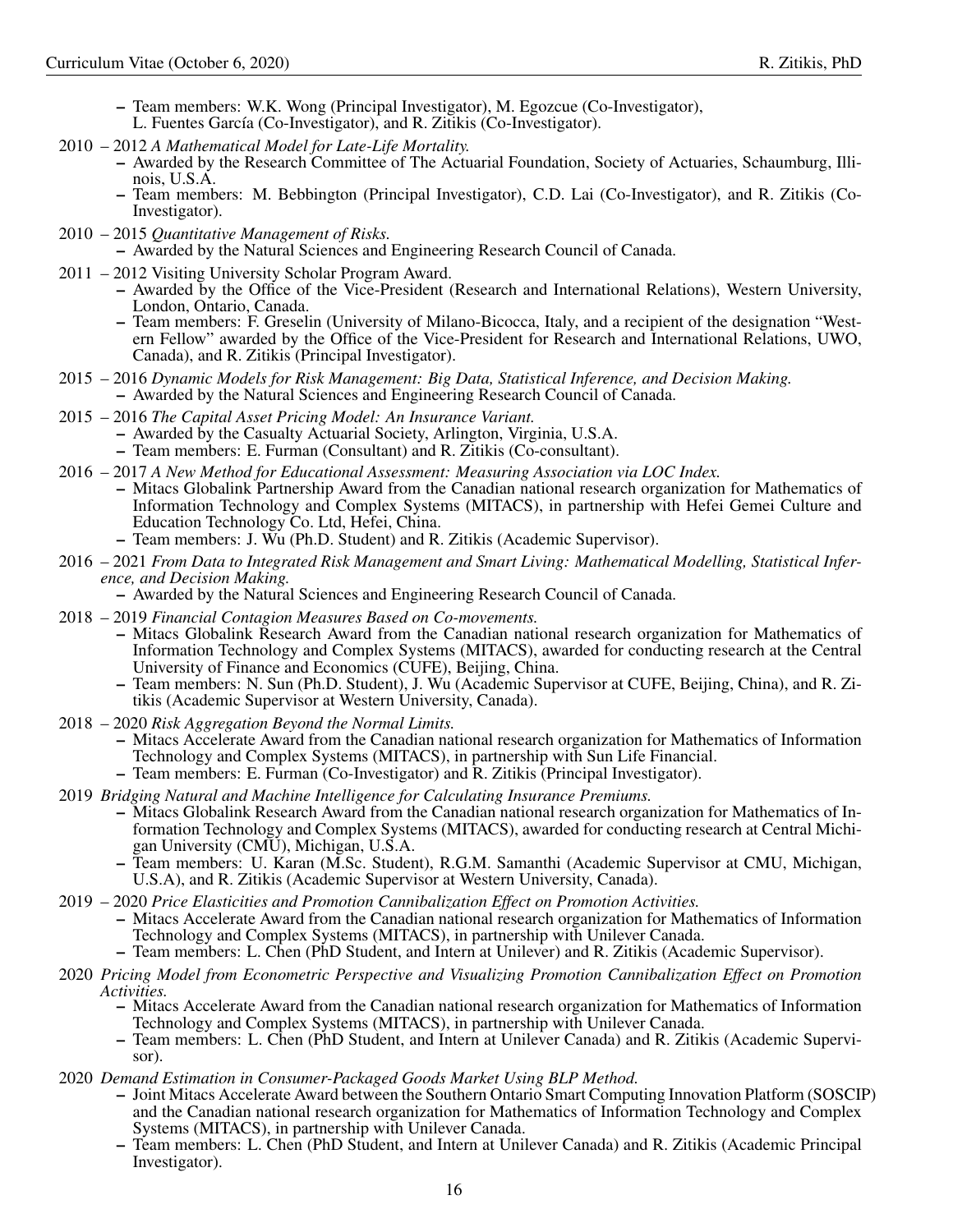- Team members: W.K. Wong (Principal Investigator), M. Egozcue (Co-Investigator), L. Fuentes García (Co-Investigator), and R. Zitikis (Co-Investigator).

2010 – 2012 *A Mathematical Model for Late-Life Mortality.*
- Awarded by the Research Committee of The Actuarial Foundation, Society of Actuaries, Schaumburg, Illinois, U.S.A.
- Team members: M. Bebbington (Principal Investigator), C.D. Lai (Co-Investigator), and R. Zitikis (Co-Investigator).

2010 – 2015 *Quantitative Management of Risks.*
- Awarded by the Natural Sciences and Engineering Research Council of Canada.

2011 – 2012 Visiting University Scholar Program Award.
- Awarded by the Office of the Vice-President (Research and International Relations), Western University, London, Ontario, Canada.
- Team members: F. Greselin (University of Milano-Bicocca, Italy, and a recipient of the designation "Western Fellow" awarded by the Office of the Vice-President for Research and International Relations, UWO, Canada), and R. Zitikis (Principal Investigator).

2015 – 2016 *Dynamic Models for Risk Management: Big Data, Statistical Inference, and Decision Making.*
- Awarded by the Natural Sciences and Engineering Research Council of Canada.

2015 – 2016 *The Capital Asset Pricing Model: An Insurance Variant.*
- Awarded by the Casualty Actuarial Society, Arlington, Virginia, U.S.A.
- Team members: E. Furman (Consultant) and R. Zitikis (Co-consultant).

2016 – 2017 *A New Method for Educational Assessment: Measuring Association via LOC Index.*
- Mitacs Globalink Partnership Award from the Canadian national research organization for Mathematics of Information Technology and Complex Systems (MITACS), in partnership with Hefei Gemei Culture and Education Technology Co. Ltd, Hefei, China.
- Team members: J. Wu (Ph.D. Student) and R. Zitikis (Academic Supervisor).

2016 – 2021 *From Data to Integrated Risk Management and Smart Living: Mathematical Modelling, Statistical Inference, and Decision Making.*
- Awarded by the Natural Sciences and Engineering Research Council of Canada.

2018 – 2019 *Financial Contagion Measures Based on Co-movements.*
- Mitacs Globalink Research Award from the Canadian national research organization for Mathematics of Information Technology and Complex Systems (MITACS), awarded for conducting research at the Central University of Finance and Economics (CUFE), Beijing, China.
- Team members: N. Sun (Ph.D. Student), J. Wu (Academic Supervisor at CUFE, Beijing, China), and R. Zitikis (Academic Supervisor at Western University, Canada).

2018 – 2020 *Risk Aggregation Beyond the Normal Limits.*
- Mitacs Accelerate Award from the Canadian national research organization for Mathematics of Information Technology and Complex Systems (MITACS), in partnership with Sun Life Financial.
- Team members: E. Furman (Co-Investigator) and R. Zitikis (Principal Investigator).

2019 *Bridging Natural and Machine Intelligence for Calculating Insurance Premiums.*
- Mitacs Globalink Research Award from the Canadian national research organization for Mathematics of Information Technology and Complex Systems (MITACS), awarded for conducting research at Central Michigan University (CMU), Michigan, U.S.A.
- Team members: U. Karan (M.Sc. Student), R.G.M. Samanthi (Academic Supervisor at CMU, Michigan, U.S.A), and R. Zitikis (Academic Supervisor at Western University, Canada).

2019 – 2020 *Price Elasticities and Promotion Cannibalization Effect on Promotion Activities.*
- Mitacs Accelerate Award from the Canadian national research organization for Mathematics of Information Technology and Complex Systems (MITACS), in partnership with Unilever Canada.
- Team members: L. Chen (PhD Student, and Intern at Unilever) and R. Zitikis (Academic Supervisor).

2020 *Pricing Model from Econometric Perspective and Visualizing Promotion Cannibalization Effect on Promotion Activities.*
- Mitacs Accelerate Award from the Canadian national research organization for Mathematics of Information Technology and Complex Systems (MITACS), in partnership with Unilever Canada.
- Team members: L. Chen (PhD Student, and Intern at Unilever Canada) and R. Zitikis (Academic Supervisor).

2020 *Demand Estimation in Consumer-Packaged Goods Market Using BLP Method.*
- Joint Mitacs Accelerate Award between the Southern Ontario Smart Computing Innovation Platform (SOSCIP) and the Canadian national research organization for Mathematics of Information Technology and Complex Systems (MITACS), in partnership with Unilever Canada.
- Team members: L. Chen (PhD Student, and Intern at Unilever Canada) and R. Zitikis (Academic Principal Investigator).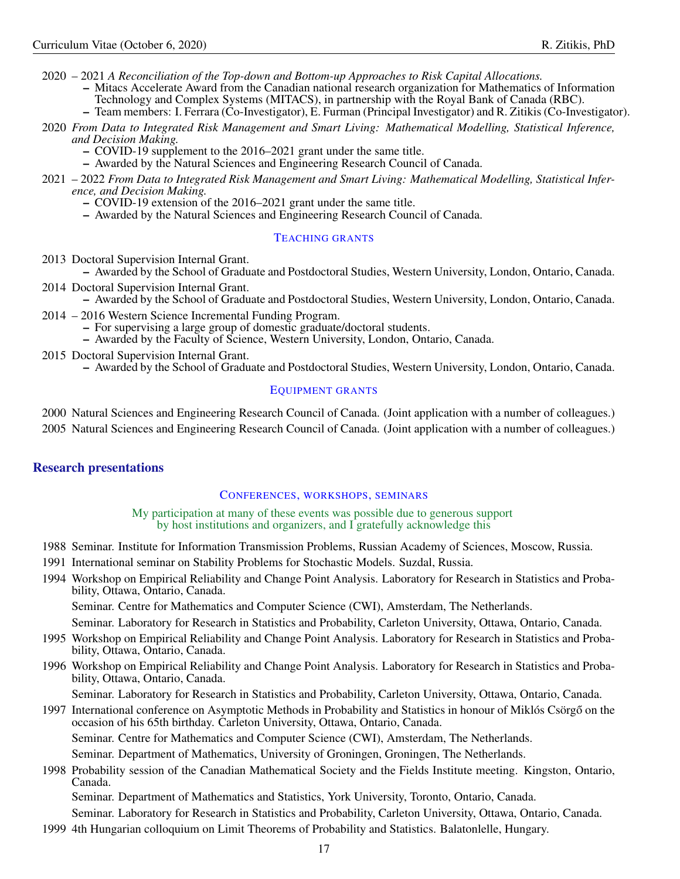2020 – 2021 *A Reconciliation of the Top-down and Bottom-up Approaches to Risk Capital Allocations.*
- Mitacs Accelerate Award from the Canadian national research organization for Mathematics of Information Technology and Complex Systems (MITACS), in partnership with the Royal Bank of Canada (RBC).
- Team members: I. Ferrara (Co-Investigator), E. Furman (Principal Investigator) and R. Zitikis (Co-Investigator).

2020 *From Data to Integrated Risk Management and Smart Living: Mathematical Modelling, Statistical Inference, and Decision Making.*
- COVID-19 supplement to the 2016–2021 grant under the same title.
- Awarded by the Natural Sciences and Engineering Research Council of Canada.

2021 – 2022 *From Data to Integrated Risk Management and Smart Living: Mathematical Modelling, Statistical Inference, and Decision Making.*
- COVID-19 extension of the 2016–2021 grant under the same title.
- Awarded by the Natural Sciences and Engineering Research Council of Canada.

### Teaching grants

2013 Doctoral Supervision Internal Grant.
- Awarded by the School of Graduate and Postdoctoral Studies, Western University, London, Ontario, Canada.

2014 Doctoral Supervision Internal Grant.
- Awarded by the School of Graduate and Postdoctoral Studies, Western University, London, Ontario, Canada.

2014 – 2016 Western Science Incremental Funding Program.
- For supervising a large group of domestic graduate/doctoral students.
- Awarded by the Faculty of Science, Western University, London, Ontario, Canada.

2015 Doctoral Supervision Internal Grant.
- Awarded by the School of Graduate and Postdoctoral Studies, Western University, London, Ontario, Canada.

### Equipment grants

2000 Natural Sciences and Engineering Research Council of Canada. (Joint application with a number of colleagues.)

2005 Natural Sciences and Engineering Research Council of Canada. (Joint application with a number of colleagues.)

## Research presentations

### Conferences, workshops, seminars

My participation at many of these events was possible due to generous support by host institutions and organizers, and I gratefully acknowledge this

1988 Seminar. Institute for Information Transmission Problems, Russian Academy of Sciences, Moscow, Russia.

1991 International seminar on Stability Problems for Stochastic Models. Suzdal, Russia.

1994 Workshop on Empirical Reliability and Change Point Analysis. Laboratory for Research in Statistics and Probability, Ottawa, Ontario, Canada.

Seminar. Centre for Mathematics and Computer Science (CWI), Amsterdam, The Netherlands.

Seminar. Laboratory for Research in Statistics and Probability, Carleton University, Ottawa, Ontario, Canada.

1995 Workshop on Empirical Reliability and Change Point Analysis. Laboratory for Research in Statistics and Probability, Ottawa, Ontario, Canada.

1996 Workshop on Empirical Reliability and Change Point Analysis. Laboratory for Research in Statistics and Probability, Ottawa, Ontario, Canada.

Seminar. Laboratory for Research in Statistics and Probability, Carleton University, Ottawa, Ontario, Canada.

1997 International conference on Asymptotic Methods in Probability and Statistics in honour of Miklós Csörgő on the occasion of his 65th birthday. Carleton University, Ottawa, Ontario, Canada.

Seminar. Centre for Mathematics and Computer Science (CWI), Amsterdam, The Netherlands.

Seminar. Department of Mathematics, University of Groningen, Groningen, The Netherlands.

1998 Probability session of the Canadian Mathematical Society and the Fields Institute meeting. Kingston, Ontario, Canada.

Seminar. Department of Mathematics and Statistics, York University, Toronto, Ontario, Canada.

Seminar. Laboratory for Research in Statistics and Probability, Carleton University, Ottawa, Ontario, Canada.

1999 4th Hungarian colloquium on Limit Theorems of Probability and Statistics. Balatonlelle, Hungary.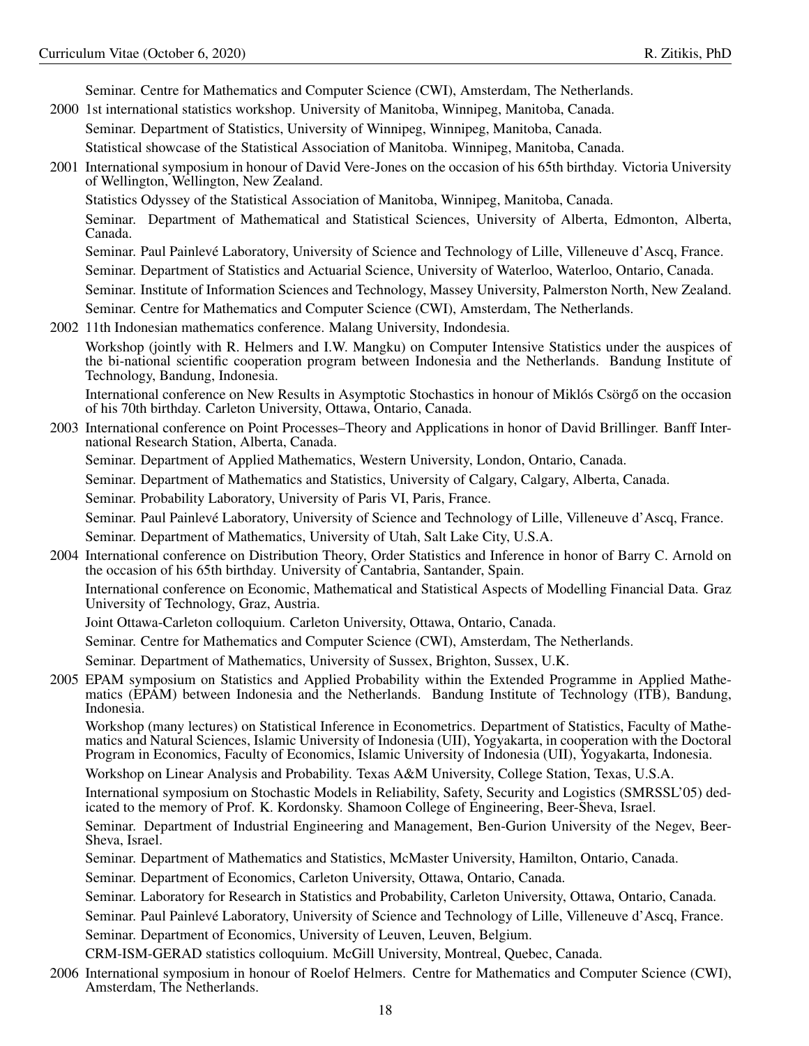Seminar. Centre for Mathematics and Computer Science (CWI), Amsterdam, The Netherlands.

2000 1st international statistics workshop. University of Manitoba, Winnipeg, Manitoba, Canada.

Seminar. Department of Statistics, University of Winnipeg, Winnipeg, Manitoba, Canada.

Statistical showcase of the Statistical Association of Manitoba. Winnipeg, Manitoba, Canada.

2001 International symposium in honour of David Vere-Jones on the occasion of his 65th birthday. Victoria University of Wellington, Wellington, New Zealand.

Statistics Odyssey of the Statistical Association of Manitoba. Winnipeg, Manitoba, Canada.

Seminar. Department of Mathematical and Statistical Sciences, University of Alberta, Edmonton, Alberta, Canada.

Seminar. Paul Painlevé Laboratory, University of Science and Technology of Lille, Villeneuve d'Ascq, France.

Seminar. Department of Statistics and Actuarial Science, University of Waterloo, Waterloo, Ontario, Canada.

Seminar. Institute of Information Sciences and Technology, Massey University, Palmerston North, New Zealand.

Seminar. Centre for Mathematics and Computer Science (CWI), Amsterdam, The Netherlands.

2002 11th Indonesian mathematics conference. Malang University, Indondesia.

Workshop (jointly with R. Helmers and I.W. Mangku) on Computer Intensive Statistics under the auspices of the bi-national scientific cooperation program between Indonesia and the Netherlands. Bandung Institute of Technology, Bandung, Indonesia.

International conference on New Results in Asymptotic Stochastics in honour of Miklós Csörgő on the occasion of his 70th birthday. Carleton University, Ottawa, Ontario, Canada.

2003 International conference on Point Processes–Theory and Applications in honor of David Brillinger. Banff International Research Station, Alberta, Canada.

Seminar. Department of Applied Mathematics, Western University, London, Ontario, Canada.

Seminar. Department of Mathematics and Statistics, University of Calgary, Calgary, Alberta, Canada.

Seminar. Probability Laboratory, University of Paris VI, Paris, France.

Seminar. Paul Painlevé Laboratory, University of Science and Technology of Lille, Villeneuve d'Ascq, France.

Seminar. Department of Mathematics, University of Utah, Salt Lake City, U.S.A.

2004 International conference on Distribution Theory, Order Statistics and Inference in honor of Barry C. Arnold on the occasion of his 65th birthday. University of Cantabria, Santander, Spain.

International conference on Economic, Mathematical and Statistical Aspects of Modelling Financial Data. Graz University of Technology, Graz, Austria.

Joint Ottawa-Carleton colloquium. Carleton University, Ottawa, Ontario, Canada.

Seminar. Centre for Mathematics and Computer Science (CWI), Amsterdam, The Netherlands.

Seminar. Department of Mathematics, University of Sussex, Brighton, Sussex, U.K.

2005 EPAM symposium on Statistics and Applied Probability within the Extended Programme in Applied Mathematics (EPAM) between Indonesia and the Netherlands. Bandung Institute of Technology (ITB), Bandung, Indonesia.

Workshop (many lectures) on Statistical Inference in Econometrics. Department of Statistics, Faculty of Mathematics and Natural Sciences, Islamic University of Indonesia (UII), Yogyakarta, in cooperation with the Doctoral Program in Economics, Faculty of Economics, Islamic University of Indonesia (UII), Yogyakarta, Indonesia.

Workshop on Linear Analysis and Probability. Texas A&M University, College Station, Texas, U.S.A.

International symposium on Stochastic Models in Reliability, Safety, Security and Logistics (SMRSSL'05) dedicated to the memory of Prof. K. Kordonsky. Shamoon College of Engineering, Beer-Sheva, Israel.

Seminar. Department of Industrial Engineering and Management, Ben-Gurion University of the Negev, Beer-Sheva, Israel.

Seminar. Department of Mathematics and Statistics, McMaster University, Hamilton, Ontario, Canada.

Seminar. Department of Economics, Carleton University, Ottawa, Ontario, Canada.

Seminar. Laboratory for Research in Statistics and Probability, Carleton University, Ottawa, Ontario, Canada.

Seminar. Paul Painlevé Laboratory, University of Science and Technology of Lille, Villeneuve d'Ascq, France.

Seminar. Department of Economics, University of Leuven, Leuven, Belgium.

CRM-ISM-GERAD statistics colloquium. McGill University, Montreal, Quebec, Canada.

2006 International symposium in honour of Roelof Helmers. Centre for Mathematics and Computer Science (CWI), Amsterdam, The Netherlands.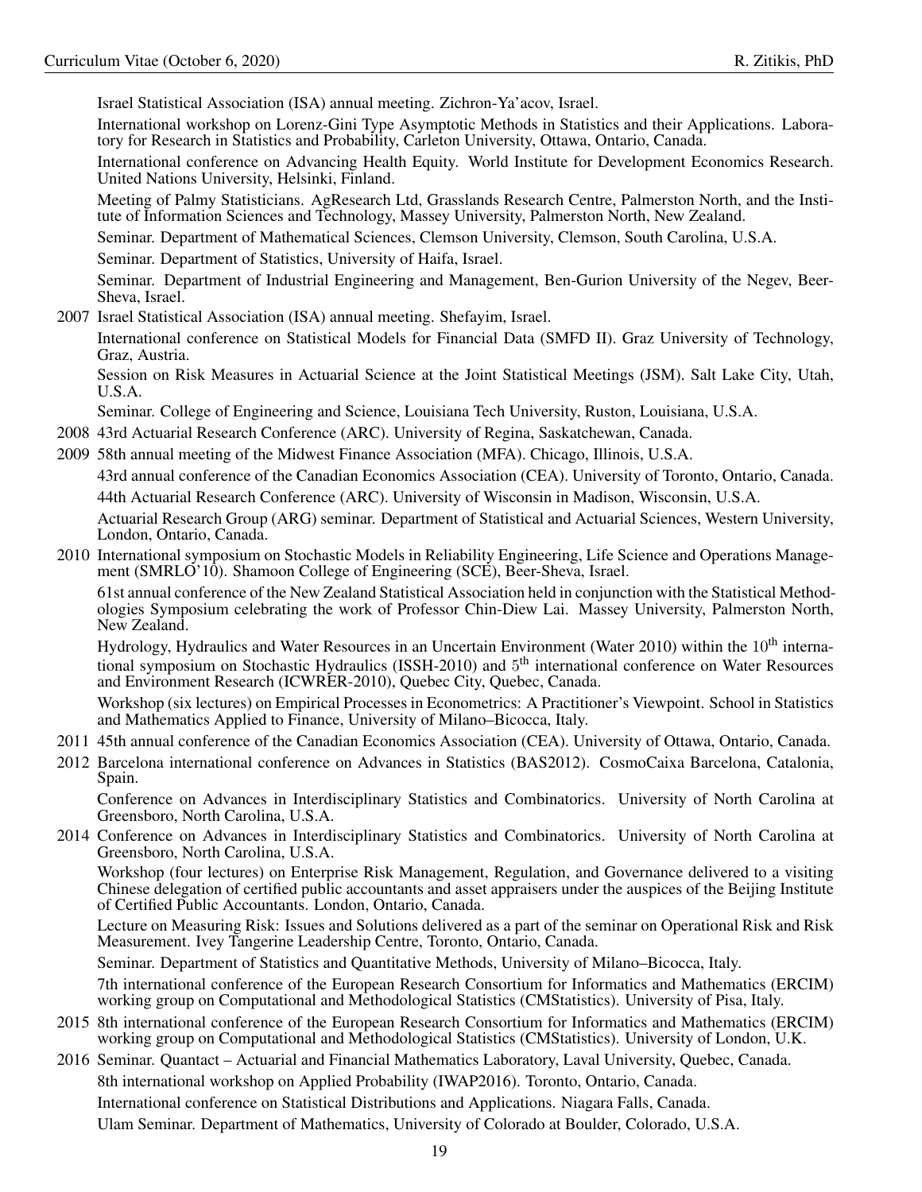Israel Statistical Association (ISA) annual meeting. Zichron-Ya'acov, Israel.

International workshop on Lorenz-Gini Type Asymptotic Methods in Statistics and their Applications. Laboratory for Research in Statistics and Probability, Carleton University, Ottawa, Ontario, Canada.

International conference on Advancing Health Equity. World Institute for Development Economics Research. United Nations University, Helsinki, Finland.

Meeting of Palmy Statisticians. AgResearch Ltd, Grasslands Research Centre, Palmerston North, and the Institute of Information Sciences and Technology, Massey University, Palmerston North, New Zealand.

Seminar. Department of Mathematical Sciences, Clemson University, Clemson, South Carolina, U.S.A.

Seminar. Department of Statistics, University of Haifa, Israel.

Seminar. Department of Industrial Engineering and Management, Ben-Gurion University of the Negev, Beer-Sheva, Israel.

2007 Israel Statistical Association (ISA) annual meeting. Shefayim, Israel.

International conference on Statistical Models for Financial Data (SMFD II). Graz University of Technology, Graz, Austria.

Session on Risk Measures in Actuarial Science at the Joint Statistical Meetings (JSM). Salt Lake City, Utah, U.S.A.

Seminar. College of Engineering and Science, Louisiana Tech University, Ruston, Louisiana, U.S.A.

2008 43rd Actuarial Research Conference (ARC). University of Regina, Saskatchewan, Canada.

2009 58th annual meeting of the Midwest Finance Association (MFA). Chicago, Illinois, U.S.A.

43rd annual conference of the Canadian Economics Association (CEA). University of Toronto, Ontario, Canada.

44th Actuarial Research Conference (ARC). University of Wisconsin in Madison, Wisconsin, U.S.A.

Actuarial Research Group (ARG) seminar. Department of Statistical and Actuarial Sciences, Western University, London, Ontario, Canada.

2010 International symposium on Stochastic Models in Reliability Engineering, Life Science and Operations Management (SMRLO'10). Shamoon College of Engineering (SCE), Beer-Sheva, Israel.

61st annual conference of the New Zealand Statistical Association held in conjunction with the Statistical Methodologies Symposium celebrating the work of Professor Chin-Diew Lai. Massey University, Palmerston North, New Zealand.

Hydrology, Hydraulics and Water Resources in an Uncertain Environment (Water 2010) within the $10^{\text{th}}$ international symposium on Stochastic Hydraulics (ISSH-2010) and $5^{\text{th}}$ international conference on Water Resources and Environment Research (ICWRER-2010), Quebec City, Quebec, Canada.

Workshop (six lectures) on Empirical Processes in Econometrics: A Practitioner's Viewpoint. School in Statistics and Mathematics Applied to Finance, University of Milano–Bicocca, Italy.

2011 45th annual conference of the Canadian Economics Association (CEA). University of Ottawa, Ontario, Canada.

2012 Barcelona international conference on Advances in Statistics (BAS2012). CosmoCaixa Barcelona, Catalonia, Spain.

Conference on Advances in Interdisciplinary Statistics and Combinatorics. University of North Carolina at Greensboro, North Carolina, U.S.A.

2014 Conference on Advances in Interdisciplinary Statistics and Combinatorics. University of North Carolina at Greensboro, North Carolina, U.S.A.

Workshop (four lectures) on Enterprise Risk Management, Regulation, and Governance delivered to a visiting Chinese delegation of certified public accountants and asset appraisers under the auspices of the Beijing Institute of Certified Public Accountants. London, Ontario, Canada.

Lecture on Measuring Risk: Issues and Solutions delivered as a part of the seminar on Operational Risk and Risk Measurement. Ivey Tangerine Leadership Centre, Toronto, Ontario, Canada.

Seminar. Department of Statistics and Quantitative Methods, University of Milano–Bicocca, Italy.

7th international conference of the European Research Consortium for Informatics and Mathematics (ERCIM) working group on Computational and Methodological Statistics (CMStatistics). University of Pisa, Italy.

2015 8th international conference of the European Research Consortium for Informatics and Mathematics (ERCIM) working group on Computational and Methodological Statistics (CMStatistics). University of London, U.K.

2016 Seminar. Quantact – Actuarial and Financial Mathematics Laboratory, Laval University, Quebec, Canada.

8th international workshop on Applied Probability (IWAP2016). Toronto, Ontario, Canada.

International conference on Statistical Distributions and Applications. Niagara Falls, Canada.

Ulam Seminar. Department of Mathematics, University of Colorado at Boulder, Colorado, U.S.A.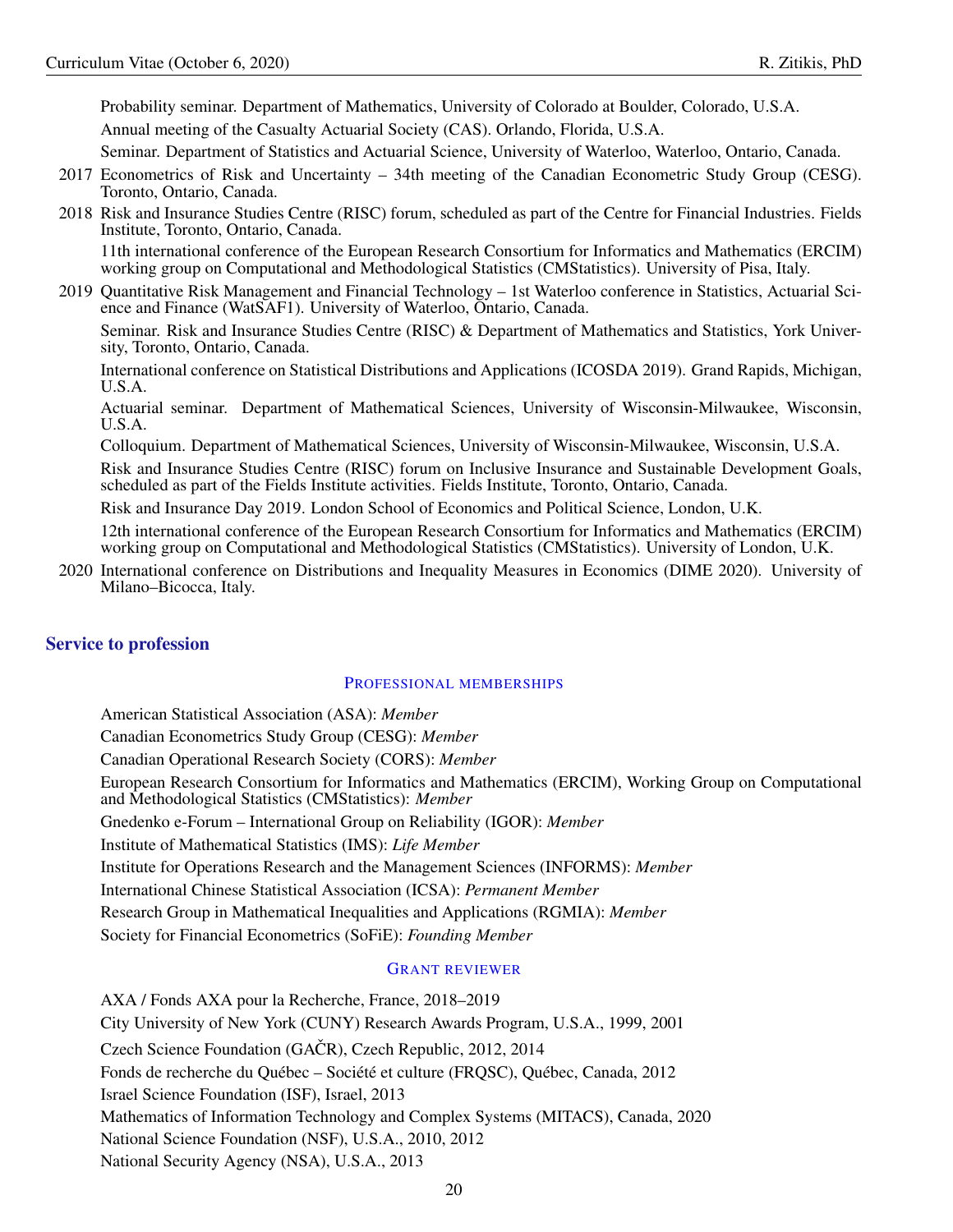Probability seminar. Department of Mathematics, University of Colorado at Boulder, Colorado, U.S.A.

Annual meeting of the Casualty Actuarial Society (CAS). Orlando, Florida, U.S.A.

Seminar. Department of Statistics and Actuarial Science, University of Waterloo, Waterloo, Ontario, Canada.

2017 Econometrics of Risk and Uncertainty – 34th meeting of the Canadian Econometric Study Group (CESG). Toronto, Ontario, Canada.

2018 Risk and Insurance Studies Centre (RISC) forum, scheduled as part of the Centre for Financial Industries. Fields Institute, Toronto, Ontario, Canada.

11th international conference of the European Research Consortium for Informatics and Mathematics (ERCIM) working group on Computational and Methodological Statistics (CMStatistics). University of Pisa, Italy.

2019 Quantitative Risk Management and Financial Technology – 1st Waterloo conference in Statistics, Actuarial Science and Finance (WatSAF1). University of Waterloo, Ontario, Canada.

Seminar. Risk and Insurance Studies Centre (RISC) & Department of Mathematics and Statistics, York University, Toronto, Ontario, Canada.

International conference on Statistical Distributions and Applications (ICOSDA 2019). Grand Rapids, Michigan, U.S.A.

Actuarial seminar. Department of Mathematical Sciences, University of Wisconsin-Milwaukee, Wisconsin, U.S.A.

Colloquium. Department of Mathematical Sciences, University of Wisconsin-Milwaukee, Wisconsin, U.S.A.

Risk and Insurance Studies Centre (RISC) forum on Inclusive Insurance and Sustainable Development Goals, scheduled as part of the Fields Institute activities. Fields Institute, Toronto, Ontario, Canada.

Risk and Insurance Day 2019. London School of Economics and Political Science, London, U.K.

12th international conference of the European Research Consortium for Informatics and Mathematics (ERCIM) working group on Computational and Methodological Statistics (CMStatistics). University of London, U.K.

2020 International conference on Distributions and Inequality Measures in Economics (DIME 2020). University of Milano–Bicocca, Italy.

## Service to profession

### Professional memberships

American Statistical Association (ASA): *Member*

Canadian Econometrics Study Group (CESG): *Member*

Canadian Operational Research Society (CORS): *Member*

European Research Consortium for Informatics and Mathematics (ERCIM), Working Group on Computational and Methodological Statistics (CMStatistics): *Member*

Gnedenko e-Forum – International Group on Reliability (IGOR): *Member*

Institute of Mathematical Statistics (IMS): *Life Member*

Institute for Operations Research and the Management Sciences (INFORMS): *Member*

International Chinese Statistical Association (ICSA): *Permanent Member*

Research Group in Mathematical Inequalities and Applications (RGMIA): *Member*

Society for Financial Econometrics (SoFiE): *Founding Member*

### Grant reviewer

AXA / Fonds AXA pour la Recherche, France, 2018–2019

City University of New York (CUNY) Research Awards Program, U.S.A., 1999, 2001

Czech Science Foundation (GAČR), Czech Republic, 2012, 2014

Fonds de recherche du Québec – Société et culture (FRQSC), Québec, Canada, 2012

Israel Science Foundation (ISF), Israel, 2013

Mathematics of Information Technology and Complex Systems (MITACS), Canada, 2020

National Science Foundation (NSF), U.S.A., 2010, 2012

National Security Agency (NSA), U.S.A., 2013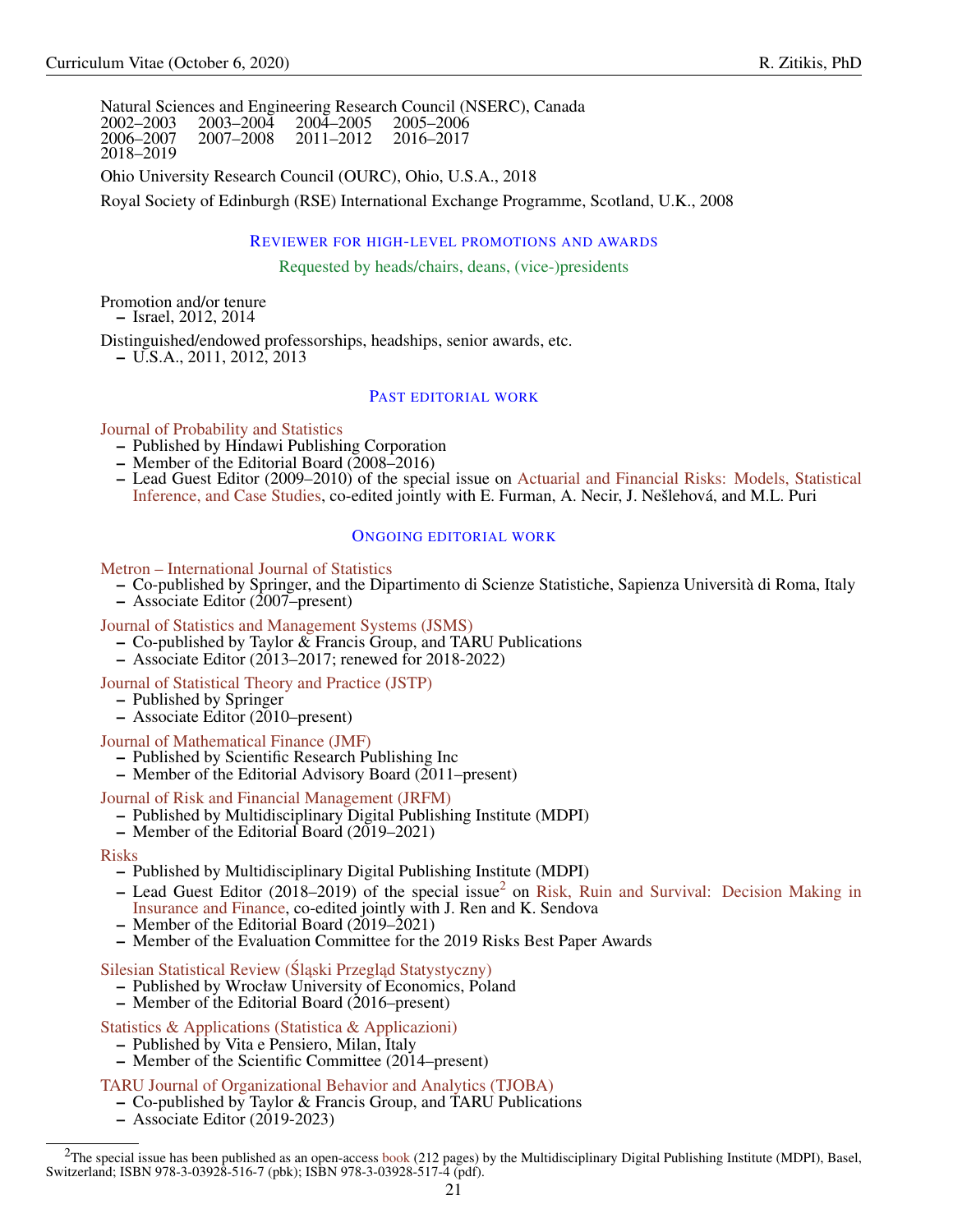Natural Sciences and Engineering Research Council (NSERC), Canada
2002–2003 2003–2004 2004–2005 2005–2006
2006–2007 2007–2008 2011–2012 2016–2017
2018–2019

Ohio University Research Council (OURC), Ohio, U.S.A., 2018

Royal Society of Edinburgh (RSE) International Exchange Programme, Scotland, U.K., 2008

## Reviewer for high-level promotions and awards

Requested by heads/chairs, deans, (vice-)presidents

Promotion and/or tenure
- Israel, 2012, 2014

Distinguished/endowed professorships, headships, senior awards, etc.
- U.S.A., 2011, 2012, 2013

## Past editorial work

Journal of Probability and Statistics
- Published by Hindawi Publishing Corporation
- Member of the Editorial Board (2008–2016)
- Lead Guest Editor (2009–2010) of the special issue on Actuarial and Financial Risks: Models, Statistical Inference, and Case Studies, co-edited jointly with E. Furman, A. Necir, J. Nešlehová, and M.L. Puri

## Ongoing editorial work

Metron – International Journal of Statistics
- Co-published by Springer, and the Dipartimento di Scienze Statistiche, Sapienza Università di Roma, Italy
- Associate Editor (2007–present)

Journal of Statistics and Management Systems (JSMS)
- Co-published by Taylor & Francis Group, and TARU Publications
- Associate Editor (2013–2017; renewed for 2018-2022)

Journal of Statistical Theory and Practice (JSTP)
- Published by Springer
- Associate Editor (2010–present)

Journal of Mathematical Finance (JMF)
- Published by Scientific Research Publishing Inc
- Member of the Editorial Advisory Board (2011–present)

Journal of Risk and Financial Management (JRFM)
- Published by Multidisciplinary Digital Publishing Institute (MDPI)
- Member of the Editorial Board (2019–2021)

Risks
- Published by Multidisciplinary Digital Publishing Institute (MDPI)
- Lead Guest Editor (2018–2019) of the special issue[2] on Risk, Ruin and Survival: Decision Making in Insurance and Finance, co-edited jointly with J. Ren and K. Sendova
- Member of the Editorial Board (2019–2021)
- Member of the Evaluation Committee for the 2019 Risks Best Paper Awards

Silesian Statistical Review (Śląski Przegląd Statystyczny)
- Published by Wrocław University of Economics, Poland
- Member of the Editorial Board (2016–present)

Statistics & Applications (Statistica & Applicazioni)
- Published by Vita e Pensiero, Milan, Italy
- Member of the Scientific Committee (2014–present)

TARU Journal of Organizational Behavior and Analytics (TJOBA)
- Co-published by Taylor & Francis Group, and TARU Publications
- Associate Editor (2019-2023)

[2] The special issue has been published as an open-access book (212 pages) by the Multidisciplinary Digital Publishing Institute (MDPI), Basel, Switzerland; ISBN 978-3-03928-516-7 (pbk); ISBN 978-3-03928-517-4 (pdf).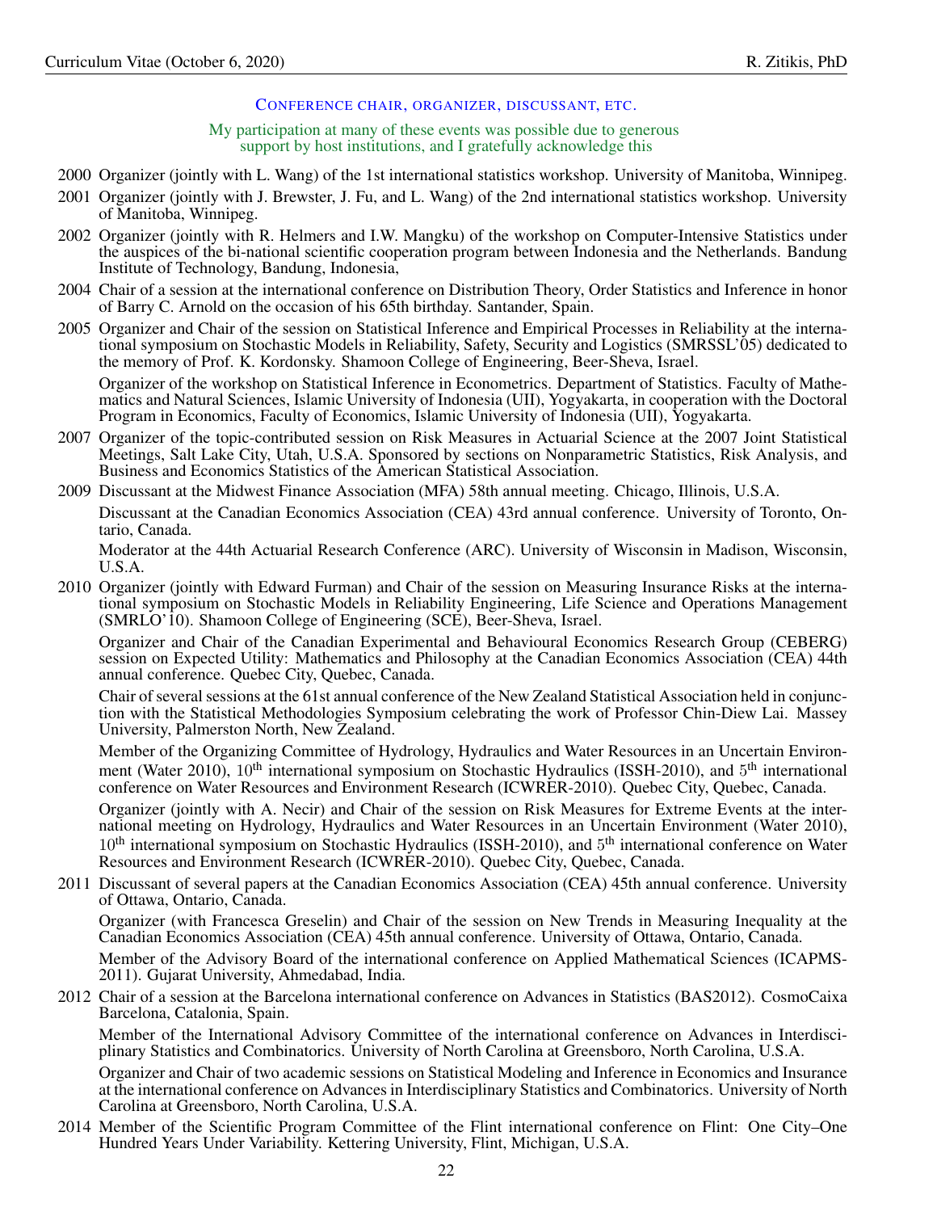## Conference chair, organizer, discussant, etc.

*My participation at many of these events was possible due to generous support by host institutions, and I gratefully acknowledge this*

**2000** Organizer (jointly with L. Wang) of the 1st international statistics workshop. University of Manitoba, Winnipeg.

**2001** Organizer (jointly with J. Brewster, J. Fu, and L. Wang) of the 2nd international statistics workshop. University of Manitoba, Winnipeg.

**2002** Organizer (jointly with R. Helmers and I.W. Mangku) of the workshop on Computer-Intensive Statistics under the auspices of the bi-national scientific cooperation program between Indonesia and the Netherlands. Bandung Institute of Technology, Bandung, Indonesia,

**2004** Chair of a session at the international conference on Distribution Theory, Order Statistics and Inference in honor of Barry C. Arnold on the occasion of his 65th birthday. Santander, Spain.

**2005** Organizer and Chair of the session on Statistical Inference and Empirical Processes in Reliability at the international symposium on Stochastic Models in Reliability, Safety, Security and Logistics (SMRSSL'05) dedicated to the memory of Prof. K. Kordonsky. Shamoon College of Engineering, Beer-Sheva, Israel.

Organizer of the workshop on Statistical Inference in Econometrics. Department of Statistics. Faculty of Mathematics and Natural Sciences, Islamic University of Indonesia (UII), Yogyakarta, in cooperation with the Doctoral Program in Economics, Faculty of Economics, Islamic University of Indonesia (UII), Yogyakarta.

**2007** Organizer of the topic-contributed session on Risk Measures in Actuarial Science at the 2007 Joint Statistical Meetings, Salt Lake City, Utah, U.S.A. Sponsored by sections on Nonparametric Statistics, Risk Analysis, and Business and Economics Statistics of the American Statistical Association.

**2009** Discussant at the Midwest Finance Association (MFA) 58th annual meeting. Chicago, Illinois, U.S.A.

Discussant at the Canadian Economics Association (CEA) 43rd annual conference. University of Toronto, Ontario, Canada.

Moderator at the 44th Actuarial Research Conference (ARC). University of Wisconsin in Madison, Wisconsin, U.S.A.

**2010** Organizer (jointly with Edward Furman) and Chair of the session on Measuring Insurance Risks at the international symposium on Stochastic Models in Reliability Engineering, Life Science and Operations Management (SMRLO'10). Shamoon College of Engineering (SCE), Beer-Sheva, Israel.

Organizer and Chair of the Canadian Experimental and Behavioural Economics Research Group (CEBERG) session on Expected Utility: Mathematics and Philosophy at the Canadian Economics Association (CEA) 44th annual conference. Quebec City, Quebec, Canada.

Chair of several sessions at the 61st annual conference of the New Zealand Statistical Association held in conjunction with the Statistical Methodologies Symposium celebrating the work of Professor Chin-Diew Lai. Massey University, Palmerston North, New Zealand.

Member of the Organizing Committee of Hydrology, Hydraulics and Water Resources in an Uncertain Environment (Water 2010), 10$^{\text{th}}$ international symposium on Stochastic Hydraulics (ISSH-2010), and 5$^{\text{th}}$ international conference on Water Resources and Environment Research (ICWRER-2010). Quebec City, Quebec, Canada.

Organizer (jointly with A. Necir) and Chair of the session on Risk Measures for Extreme Events at the international meeting on Hydrology, Hydraulics and Water Resources in an Uncertain Environment (Water 2010), 10$^{\text{th}}$ international symposium on Stochastic Hydraulics (ISSH-2010), and 5$^{\text{th}}$ international conference on Water Resources and Environment Research (ICWRER-2010). Quebec City, Quebec, Canada.

**2011** Discussant of several papers at the Canadian Economics Association (CEA) 45th annual conference. University of Ottawa, Ontario, Canada.

Organizer (with Francesca Greselin) and Chair of the session on New Trends in Measuring Inequality at the Canadian Economics Association (CEA) 45th annual conference. University of Ottawa, Ontario, Canada.

Member of the Advisory Board of the international conference on Applied Mathematical Sciences (ICAPMS-2011). Gujarat University, Ahmedabad, India.

**2012** Chair of a session at the Barcelona international conference on Advances in Statistics (BAS2012). CosmoCaixa Barcelona, Catalonia, Spain.

Member of the International Advisory Committee of the international conference on Advances in Interdisciplinary Statistics and Combinatorics. University of North Carolina at Greensboro, North Carolina, U.S.A.

Organizer and Chair of two academic sessions on Statistical Modeling and Inference in Economics and Insurance at the international conference on Advances in Interdisciplinary Statistics and Combinatorics. University of North Carolina at Greensboro, North Carolina, U.S.A.

**2014** Member of the Scientific Program Committee of the Flint international conference on Flint: One City–One Hundred Years Under Variability. Kettering University, Flint, Michigan, U.S.A.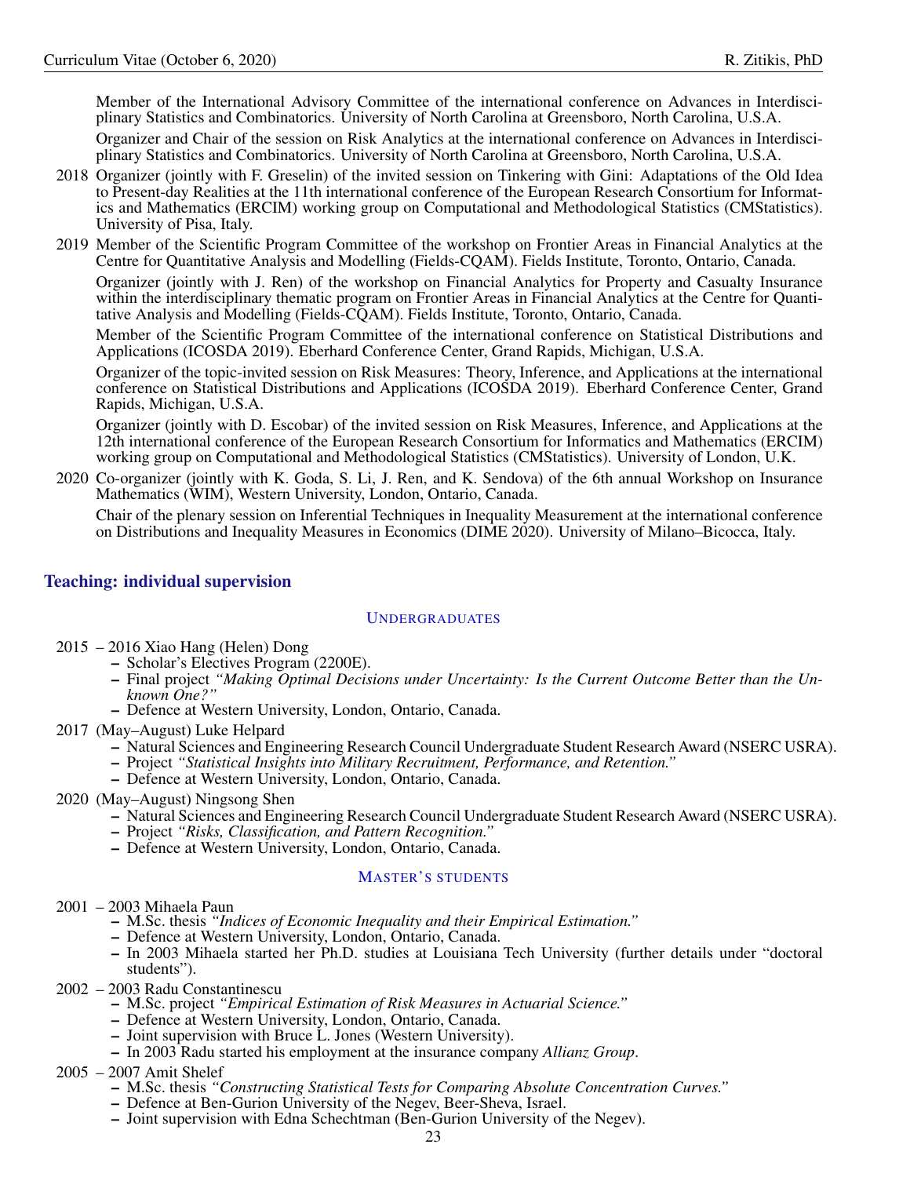Member of the International Advisory Committee of the international conference on Advances in Interdisciplinary Statistics and Combinatorics. University of North Carolina at Greensboro, North Carolina, U.S.A.

Organizer and Chair of the session on Risk Analytics at the international conference on Advances in Interdisciplinary Statistics and Combinatorics. University of North Carolina at Greensboro, North Carolina, U.S.A.

2018 Organizer (jointly with F. Greselin) of the invited session on Tinkering with Gini: Adaptations of the Old Idea to Present-day Realities at the 11th international conference of the European Research Consortium for Informatics and Mathematics (ERCIM) working group on Computational and Methodological Statistics (CMStatistics). University of Pisa, Italy.

2019 Member of the Scientific Program Committee of the workshop on Frontier Areas in Financial Analytics at the Centre for Quantitative Analysis and Modelling (Fields-CQAM). Fields Institute, Toronto, Ontario, Canada.

Organizer (jointly with J. Ren) of the workshop on Financial Analytics for Property and Casualty Insurance within the interdisciplinary thematic program on Frontier Areas in Financial Analytics at the Centre for Quantitative Analysis and Modelling (Fields-CQAM). Fields Institute, Toronto, Ontario, Canada.

Member of the Scientific Program Committee of the international conference on Statistical Distributions and Applications (ICOSDA 2019). Eberhard Conference Center, Grand Rapids, Michigan, U.S.A.

Organizer of the topic-invited session on Risk Measures: Theory, Inference, and Applications at the international conference on Statistical Distributions and Applications (ICOSDA 2019). Eberhard Conference Center, Grand Rapids, Michigan, U.S.A.

Organizer (jointly with D. Escobar) of the invited session on Risk Measures, Inference, and Applications at the 12th international conference of the European Research Consortium for Informatics and Mathematics (ERCIM) working group on Computational and Methodological Statistics (CMStatistics). University of London, U.K.

2020 Co-organizer (jointly with K. Goda, S. Li, J. Ren, and K. Sendova) of the 6th annual Workshop on Insurance Mathematics (WIM), Western University, London, Ontario, Canada.

Chair of the plenary session on Inferential Techniques in Inequality Measurement at the international conference on Distributions and Inequality Measures in Economics (DIME 2020). University of Milano–Bicocca, Italy.

## Teaching: individual supervision

### Undergraduates

2015 – 2016 Xiao Hang (Helen) Dong
- Scholar's Electives Program (2200E).
- Final project *"Making Optimal Decisions under Uncertainty: Is the Current Outcome Better than the Unknown One?"*
- Defence at Western University, London, Ontario, Canada.

2017 (May–August) Luke Helpard
- Natural Sciences and Engineering Research Council Undergraduate Student Research Award (NSERC USRA).
- Project *"Statistical Insights into Military Recruitment, Performance, and Retention."*
- Defence at Western University, London, Ontario, Canada.

2020 (May–August) Ningsong Shen
- Natural Sciences and Engineering Research Council Undergraduate Student Research Award (NSERC USRA).
- Project *"Risks, Classification, and Pattern Recognition."*
- Defence at Western University, London, Ontario, Canada.

### Master's students

2001 – 2003 Mihaela Paun
- M.Sc. thesis *"Indices of Economic Inequality and their Empirical Estimation."*
- Defence at Western University, London, Ontario, Canada.
- In 2003 Mihaela started her Ph.D. studies at Louisiana Tech University (further details under "doctoral students").

2002 – 2003 Radu Constantinescu
- M.Sc. project *"Empirical Estimation of Risk Measures in Actuarial Science."*
- Defence at Western University, London, Ontario, Canada.
- Joint supervision with Bruce L. Jones (Western University).
- In 2003 Radu started his employment at the insurance company *Allianz Group*.

2005 – 2007 Amit Shelef
- M.Sc. thesis *"Constructing Statistical Tests for Comparing Absolute Concentration Curves."*
- Defence at Ben-Gurion University of the Negev, Beer-Sheva, Israel.
- Joint supervision with Edna Schechtman (Ben-Gurion University of the Negev).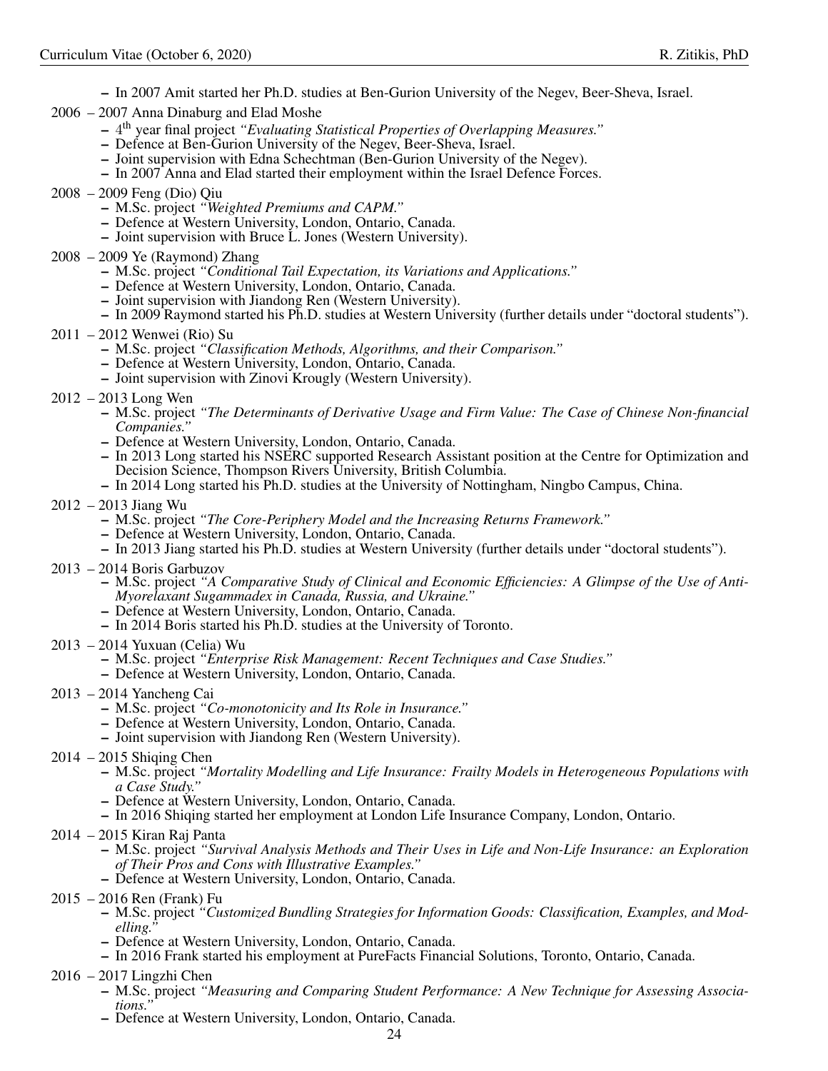- In 2007 Amit started her Ph.D. studies at Ben-Gurion University of the Negev, Beer-Sheva, Israel.

2006 – 2007 Anna Dinaburg and Elad Moshe
- $4^{\text{th}}$ year final project *"Evaluating Statistical Properties of Overlapping Measures."*
- Defence at Ben-Gurion University of the Negev, Beer-Sheva, Israel.
- Joint supervision with Edna Schechtman (Ben-Gurion University of the Negev).
- In 2007 Anna and Elad started their employment within the Israel Defence Forces.

2008 – 2009 Feng (Dio) Qiu
- M.Sc. project *"Weighted Premiums and CAPM."*
- Defence at Western University, London, Ontario, Canada.
- Joint supervision with Bruce L. Jones (Western University).

2008 – 2009 Ye (Raymond) Zhang
- M.Sc. project *"Conditional Tail Expectation, its Variations and Applications."*
- Defence at Western University, London, Ontario, Canada.
- Joint supervision with Jiandong Ren (Western University).
- In 2009 Raymond started his Ph.D. studies at Western University (further details under "doctoral students").

2011 – 2012 Wenwei (Rio) Su
- M.Sc. project *"Classification Methods, Algorithms, and their Comparison."*
- Defence at Western University, London, Ontario, Canada.
- Joint supervision with Zinovi Krougly (Western University).

2012 – 2013 Long Wen
- M.Sc. project *"The Determinants of Derivative Usage and Firm Value: The Case of Chinese Non-financial Companies."*
- Defence at Western University, London, Ontario, Canada.
- In 2013 Long started his NSERC supported Research Assistant position at the Centre for Optimization and Decision Science, Thompson Rivers University, British Columbia.
- In 2014 Long started his Ph.D. studies at the University of Nottingham, Ningbo Campus, China.

2012 – 2013 Jiang Wu
- M.Sc. project *"The Core-Periphery Model and the Increasing Returns Framework."*
- Defence at Western University, London, Ontario, Canada.
- In 2013 Jiang started his Ph.D. studies at Western University (further details under "doctoral students").

2013 – 2014 Boris Garbuzov
- M.Sc. project *"A Comparative Study of Clinical and Economic Efficiencies: A Glimpse of the Use of Anti-Myorelaxant Sugammadex in Canada, Russia, and Ukraine."*
- Defence at Western University, London, Ontario, Canada.
- In 2014 Boris started his Ph.D. studies at the University of Toronto.

2013 – 2014 Yuxuan (Celia) Wu
- M.Sc. project *"Enterprise Risk Management: Recent Techniques and Case Studies."*
- Defence at Western University, London, Ontario, Canada.

2013 – 2014 Yancheng Cai
- M.Sc. project *"Co-monotonicity and Its Role in Insurance."*
- Defence at Western University, London, Ontario, Canada.
- Joint supervision with Jiandong Ren (Western University).

2014 – 2015 Shiqing Chen
- M.Sc. project *"Mortality Modelling and Life Insurance: Frailty Models in Heterogeneous Populations with a Case Study."*
- Defence at Western University, London, Ontario, Canada.
- In 2016 Shiqing started her employment at London Life Insurance Company, London, Ontario.

2014 – 2015 Kiran Raj Panta
- M.Sc. project *"Survival Analysis Methods and Their Uses in Life and Non-Life Insurance: an Exploration of Their Pros and Cons with Illustrative Examples."*
- Defence at Western University, London, Ontario, Canada.

2015 – 2016 Ren (Frank) Fu
- M.Sc. project *"Customized Bundling Strategies for Information Goods: Classification, Examples, and Modelling."*
- Defence at Western University, London, Ontario, Canada.
- In 2016 Frank started his employment at PureFacts Financial Solutions, Toronto, Ontario, Canada.

2016 – 2017 Lingzhi Chen
- M.Sc. project *"Measuring and Comparing Student Performance: A New Technique for Assessing Associations."*
- Defence at Western University, London, Ontario, Canada.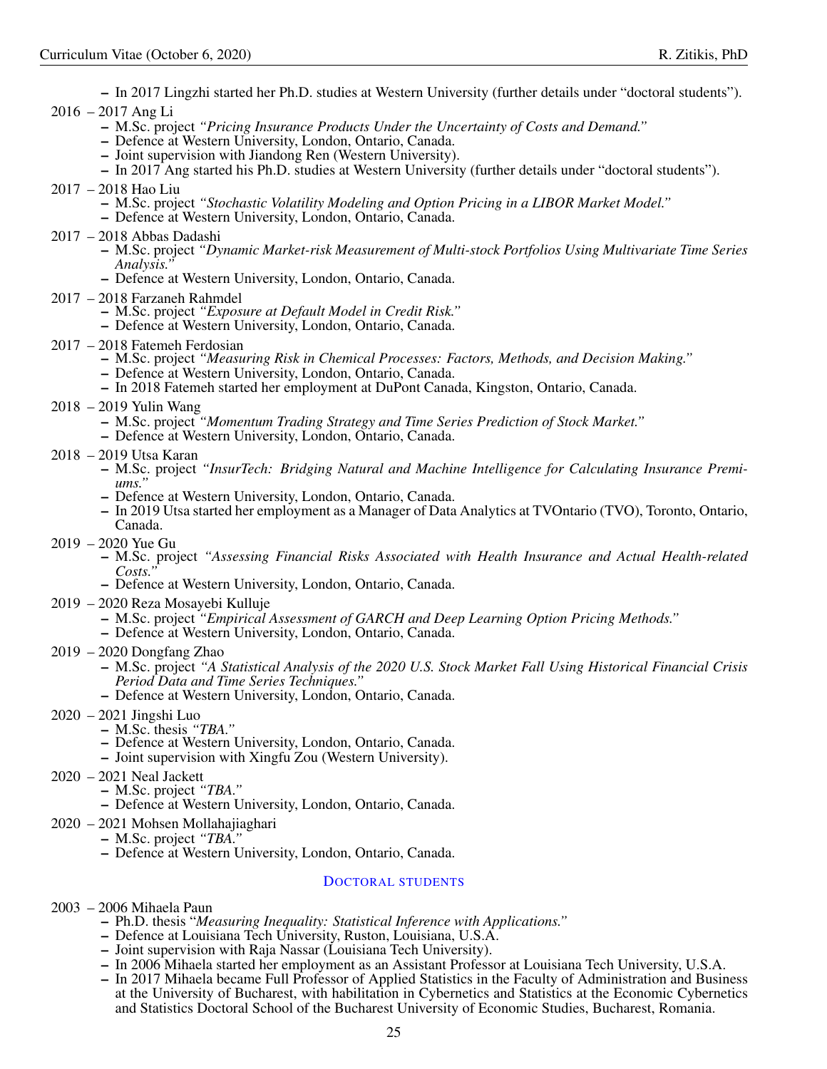- In 2017 Lingzhi started her Ph.D. studies at Western University (further details under "doctoral students").

2016 – 2017 Ang Li
- M.Sc. project *"Pricing Insurance Products Under the Uncertainty of Costs and Demand."*
- Defence at Western University, London, Ontario, Canada.
- Joint supervision with Jiandong Ren (Western University).
- In 2017 Ang started his Ph.D. studies at Western University (further details under "doctoral students").

2017 – 2018 Hao Liu
- M.Sc. project *"Stochastic Volatility Modeling and Option Pricing in a LIBOR Market Model."*
- Defence at Western University, London, Ontario, Canada.

2017 – 2018 Abbas Dadashi
- M.Sc. project *"Dynamic Market-risk Measurement of Multi-stock Portfolios Using Multivariate Time Series Analysis."*
- Defence at Western University, London, Ontario, Canada.

2017 – 2018 Farzaneh Rahmdel
- M.Sc. project *"Exposure at Default Model in Credit Risk."*
- Defence at Western University, London, Ontario, Canada.

2017 – 2018 Fatemeh Ferdosian
- M.Sc. project *"Measuring Risk in Chemical Processes: Factors, Methods, and Decision Making."*
- Defence at Western University, London, Ontario, Canada.
- In 2018 Fatemeh started her employment at DuPont Canada, Kingston, Ontario, Canada.

2018 – 2019 Yulin Wang
- M.Sc. project *"Momentum Trading Strategy and Time Series Prediction of Stock Market."*
- Defence at Western University, London, Ontario, Canada.

2018 – 2019 Utsa Karan
- M.Sc. project *"InsurTech: Bridging Natural and Machine Intelligence for Calculating Insurance Premiums."*
- Defence at Western University, London, Ontario, Canada.
- In 2019 Utsa started her employment as a Manager of Data Analytics at TVOntario (TVO), Toronto, Ontario, Canada.

2019 – 2020 Yue Gu
- M.Sc. project *"Assessing Financial Risks Associated with Health Insurance and Actual Health-related Costs."*
- Defence at Western University, London, Ontario, Canada.

2019 – 2020 Reza Mosayebi Kulluje
- M.Sc. project *"Empirical Assessment of GARCH and Deep Learning Option Pricing Methods."*
- Defence at Western University, London, Ontario, Canada.

2019 – 2020 Dongfang Zhao
- M.Sc. project *"A Statistical Analysis of the 2020 U.S. Stock Market Fall Using Historical Financial Crisis Period Data and Time Series Techniques."*
- Defence at Western University, London, Ontario, Canada.

2020 – 2021 Jingshi Luo
- M.Sc. thesis *"TBA."*
- Defence at Western University, London, Ontario, Canada.
- Joint supervision with Xingfu Zou (Western University).

2020 – 2021 Neal Jackett
- M.Sc. project *"TBA."*
- Defence at Western University, London, Ontario, Canada.

2020 – 2021 Mohsen Mollahajiaghari
- M.Sc. project *"TBA."*
- Defence at Western University, London, Ontario, Canada.

## Doctoral students

2003 – 2006 Mihaela Paun
- Ph.D. thesis "*Measuring Inequality: Statistical Inference with Applications.*"
- Defence at Louisiana Tech University, Ruston, Louisiana, U.S.A.
- Joint supervision with Raja Nassar (Louisiana Tech University).
- In 2006 Mihaela started her employment as an Assistant Professor at Louisiana Tech University, U.S.A.
- In 2017 Mihaela became Full Professor of Applied Statistics in the Faculty of Administration and Business at the University of Bucharest, with habilitation in Cybernetics and Statistics at the Economic Cybernetics and Statistics Doctoral School of the Bucharest University of Economic Studies, Bucharest, Romania.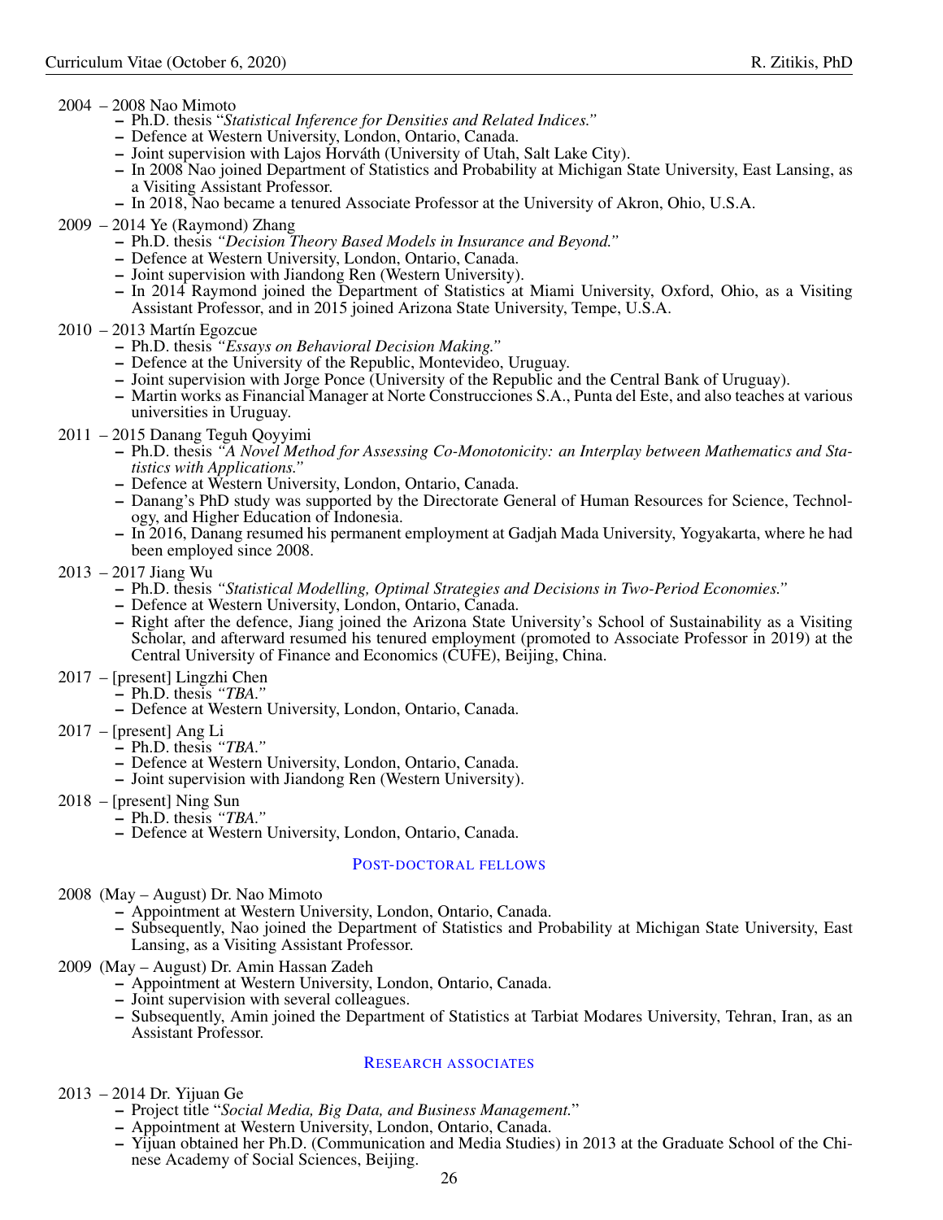2004 – 2008 Nao Mimoto

- Ph.D. thesis "*Statistical Inference for Densities and Related Indices.*"
- Defence at Western University, London, Ontario, Canada.
- Joint supervision with Lajos Horváth (University of Utah, Salt Lake City).
- In 2008 Nao joined Department of Statistics and Probability at Michigan State University, East Lansing, as a Visiting Assistant Professor.
- In 2018, Nao became a tenured Associate Professor at the University of Akron, Ohio, U.S.A.

2009 – 2014 Ye (Raymond) Zhang

- Ph.D. thesis *"Decision Theory Based Models in Insurance and Beyond."*
- Defence at Western University, London, Ontario, Canada.
- Joint supervision with Jiandong Ren (Western University).
- In 2014 Raymond joined the Department of Statistics at Miami University, Oxford, Ohio, as a Visiting Assistant Professor, and in 2015 joined Arizona State University, Tempe, U.S.A.

2010 – 2013 Martín Egozcue

- Ph.D. thesis *"Essays on Behavioral Decision Making."*
- Defence at the University of the Republic, Montevideo, Uruguay.
- Joint supervision with Jorge Ponce (University of the Republic and the Central Bank of Uruguay).
- Martin works as Financial Manager at Norte Construcciones S.A., Punta del Este, and also teaches at various universities in Uruguay.

2011 – 2015 Danang Teguh Qoyyimi

- Ph.D. thesis *"A Novel Method for Assessing Co-Monotonicity: an Interplay between Mathematics and Statistics with Applications."*
- Defence at Western University, London, Ontario, Canada.
- Danang's PhD study was supported by the Directorate General of Human Resources for Science, Technology, and Higher Education of Indonesia.
- In 2016, Danang resumed his permanent employment at Gadjah Mada University, Yogyakarta, where he had been employed since 2008.

2013 – 2017 Jiang Wu

- Ph.D. thesis *"Statistical Modelling, Optimal Strategies and Decisions in Two-Period Economies."*
- Defence at Western University, London, Ontario, Canada.
- Right after the defence, Jiang joined the Arizona State University's School of Sustainability as a Visiting Scholar, and afterward resumed his tenured employment (promoted to Associate Professor in 2019) at the Central University of Finance and Economics (CUFE), Beijing, China.

2017 – [present] Lingzhi Chen

- Ph.D. thesis *"TBA."*
- Defence at Western University, London, Ontario, Canada.

2017 – [present] Ang Li

- Ph.D. thesis *"TBA."*
- Defence at Western University, London, Ontario, Canada.
- Joint supervision with Jiandong Ren (Western University).

2018 – [present] Ning Sun

- Ph.D. thesis *"TBA."*
- Defence at Western University, London, Ontario, Canada.

## Post-doctoral fellows

2008 (May – August) Dr. Nao Mimoto

- Appointment at Western University, London, Ontario, Canada.
- Subsequently, Nao joined the Department of Statistics and Probability at Michigan State University, East Lansing, as a Visiting Assistant Professor.

2009 (May – August) Dr. Amin Hassan Zadeh

- Appointment at Western University, London, Ontario, Canada.
- Joint supervision with several colleagues.
- Subsequently, Amin joined the Department of Statistics at Tarbiat Modares University, Tehran, Iran, as an Assistant Professor.

## Research associates

2013 – 2014 Dr. Yijuan Ge

- Project title "*Social Media, Big Data, and Business Management.*"
- Appointment at Western University, London, Ontario, Canada.
- Yijuan obtained her Ph.D. (Communication and Media Studies) in 2013 at the Graduate School of the Chinese Academy of Social Sciences, Beijing.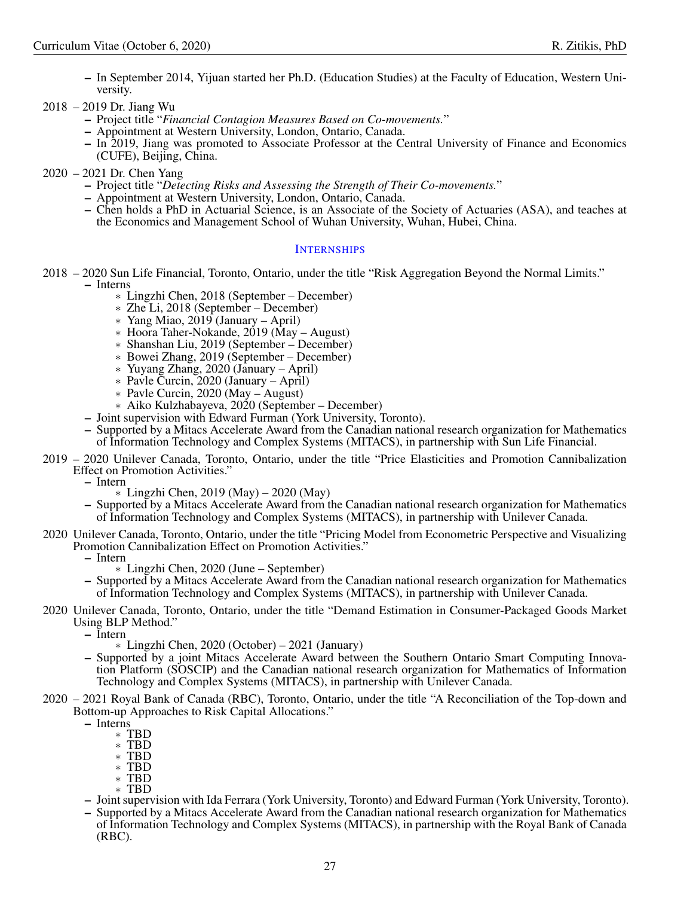- In September 2014, Yijuan started her Ph.D. (Education Studies) at the Faculty of Education, Western University.

2018 – 2019 Dr. Jiang Wu
- Project title "*Financial Contagion Measures Based on Co-movements.*"
- Appointment at Western University, London, Ontario, Canada.
- In 2019, Jiang was promoted to Associate Professor at the Central University of Finance and Economics (CUFE), Beijing, China.

2020 – 2021 Dr. Chen Yang
- Project title "*Detecting Risks and Assessing the Strength of Their Co-movements.*"
- Appointment at Western University, London, Ontario, Canada.
- Chen holds a PhD in Actuarial Science, is an Associate of the Society of Actuaries (ASA), and teaches at the Economics and Management School of Wuhan University, Wuhan, Hubei, China.

## INTERNSHIPS

2018 – 2020 Sun Life Financial, Toronto, Ontario, under the title "Risk Aggregation Beyond the Normal Limits."
- Interns
  - Lingzhi Chen, 2018 (September – December)
  - Zhe Li, 2018 (September – December)
  - Yang Miao, 2019 (January – April)
  - Hoora Taher-Nokande, 2019 (May – August)
  - Shanshan Liu, 2019 (September – December)
  - Bowei Zhang, 2019 (September – December)
  - Yuyang Zhang, 2020 (January – April)
  - Pavle Curcin, 2020 (January – April)
  - Pavle Curcin, 2020 (May – August)
  - Aiko Kulzhabayeva, 2020 (September – December)
- Joint supervision with Edward Furman (York University, Toronto).
- Supported by a Mitacs Accelerate Award from the Canadian national research organization for Mathematics of Information Technology and Complex Systems (MITACS), in partnership with Sun Life Financial.

2019 – 2020 Unilever Canada, Toronto, Ontario, under the title "Price Elasticities and Promotion Cannibalization Effect on Promotion Activities."
- Intern
  - Lingzhi Chen, 2019 (May) – 2020 (May)
- Supported by a Mitacs Accelerate Award from the Canadian national research organization for Mathematics of Information Technology and Complex Systems (MITACS), in partnership with Unilever Canada.

2020 Unilever Canada, Toronto, Ontario, under the title "Pricing Model from Econometric Perspective and Visualizing Promotion Cannibalization Effect on Promotion Activities."
- Intern
  - Lingzhi Chen, 2020 (June – September)
- Supported by a Mitacs Accelerate Award from the Canadian national research organization for Mathematics of Information Technology and Complex Systems (MITACS), in partnership with Unilever Canada.

2020 Unilever Canada, Toronto, Ontario, under the title "Demand Estimation in Consumer-Packaged Goods Market Using BLP Method."
- Intern
  - Lingzhi Chen, 2020 (October) – 2021 (January)
- Supported by a joint Mitacs Accelerate Award between the Southern Ontario Smart Computing Innovation Platform (SOSCIP) and the Canadian national research organization for Mathematics of Information Technology and Complex Systems (MITACS), in partnership with Unilever Canada.

2020 – 2021 Royal Bank of Canada (RBC), Toronto, Ontario, under the title "A Reconciliation of the Top-down and Bottom-up Approaches to Risk Capital Allocations."
- Interns
  - TBD
  - TBD
  - TBD
  - TBD
  - TBD
  - TBD
- Joint supervision with Ida Ferrara (York University, Toronto) and Edward Furman (York University, Toronto).
- Supported by a Mitacs Accelerate Award from the Canadian national research organization for Mathematics of Information Technology and Complex Systems (MITACS), in partnership with the Royal Bank of Canada (RBC).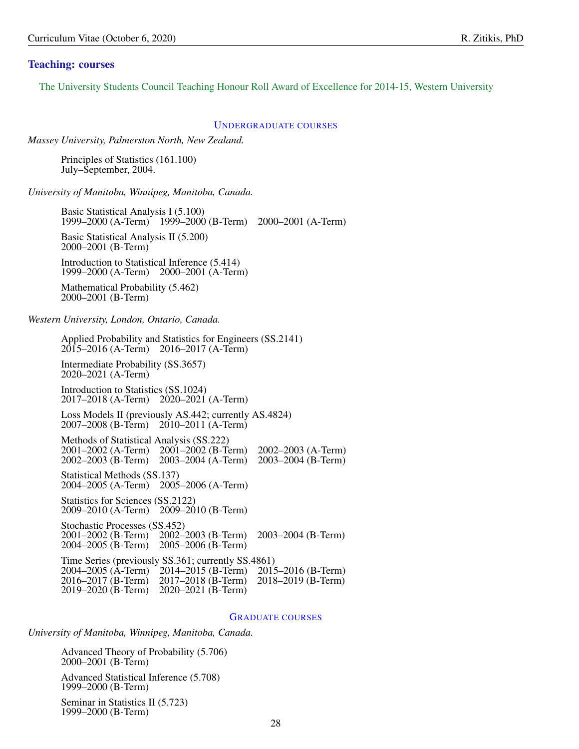## Teaching: courses

The University Students Council Teaching Honour Roll Award of Excellence for 2014-15, Western University

### Undergraduate courses

*Massey University, Palmerston North, New Zealand.*

Principles of Statistics (161.100)
July–September, 2004.

*University of Manitoba, Winnipeg, Manitoba, Canada.*

Basic Statistical Analysis I (5.100)
1999–2000 (A-Term) 1999–2000 (B-Term) 2000–2001 (A-Term)

Basic Statistical Analysis II (5.200)
2000–2001 (B-Term)

Introduction to Statistical Inference (5.414)
1999–2000 (A-Term) 2000–2001 (A-Term)

Mathematical Probability (5.462)
2000–2001 (B-Term)

*Western University, London, Ontario, Canada.*

Applied Probability and Statistics for Engineers (SS.2141)
2015–2016 (A-Term) 2016–2017 (A-Term)

Intermediate Probability (SS.3657)
2020–2021 (A-Term)

Introduction to Statistics (SS.1024)
2017–2018 (A-Term) 2020–2021 (A-Term)

Loss Models II (previously AS.442; currently AS.4824)
2007–2008 (B-Term) 2010–2011 (A-Term)

Methods of Statistical Analysis (SS.222)
2001–2002 (A-Term) 2001–2002 (B-Term) 2002–2003 (A-Term)
2002–2003 (B-Term) 2003–2004 (A-Term) 2003–2004 (B-Term)

Statistical Methods (SS.137)
2004–2005 (A-Term) 2005–2006 (A-Term)

Statistics for Sciences (SS.2122)
2009–2010 (A-Term) 2009–2010 (B-Term)

Stochastic Processes (SS.452)
2001–2002 (B-Term) 2002–2003 (B-Term) 2003–2004 (B-Term)
2004–2005 (B-Term) 2005–2006 (B-Term)

Time Series (previously SS.361; currently SS.4861)
2004–2005 (A-Term) 2014–2015 (B-Term) 2015–2016 (B-Term)
2016–2017 (B-Term) 2017–2018 (B-Term) 2018–2019 (B-Term)
2019–2020 (B-Term) 2020–2021 (B-Term)

### Graduate courses

*University of Manitoba, Winnipeg, Manitoba, Canada.*

Advanced Theory of Probability (5.706)
2000–2001 (B-Term)

Advanced Statistical Inference (5.708)
1999–2000 (B-Term)

Seminar in Statistics II (5.723)
1999–2000 (B-Term)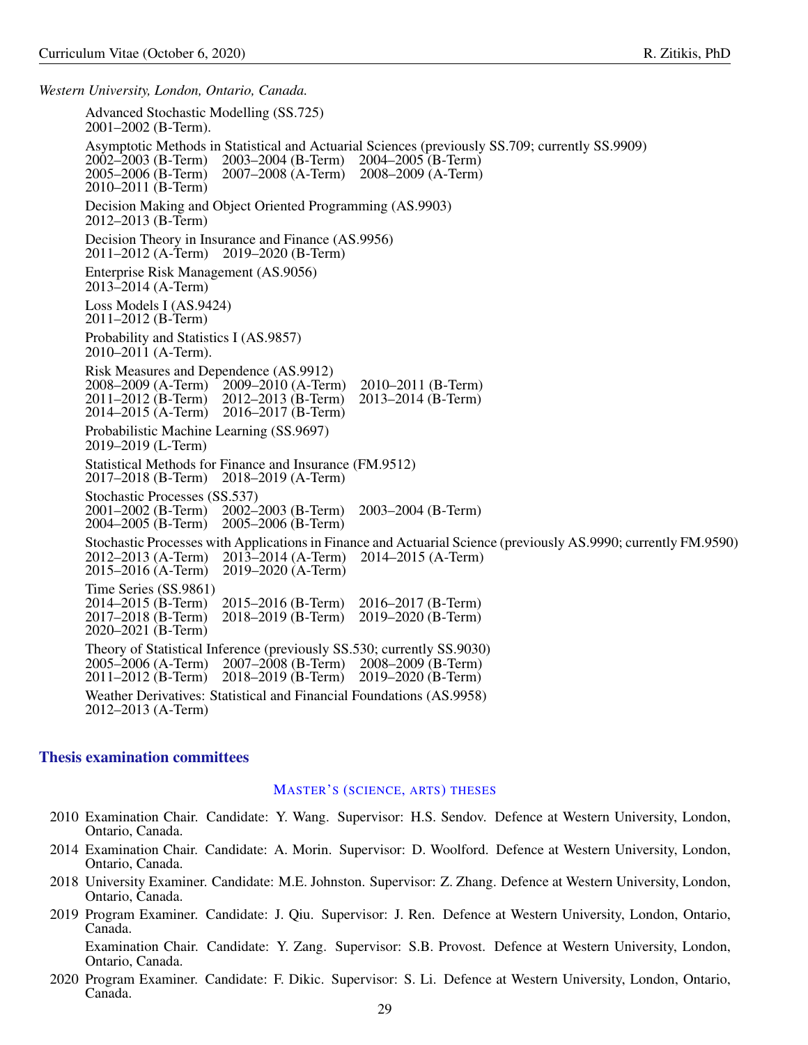*Western University, London, Ontario, Canada.*

Advanced Stochastic Modelling (SS.725)
2001–2002 (B-Term).

Asymptotic Methods in Statistical and Actuarial Sciences (previously SS.709; currently SS.9909)
2002–2003 (B-Term) 2003–2004 (B-Term) 2004–2005 (B-Term)
2005–2006 (B-Term) 2007–2008 (A-Term) 2008–2009 (A-Term)
2010–2011 (B-Term)

Decision Making and Object Oriented Programming (AS.9903)
2012–2013 (B-Term)

Decision Theory in Insurance and Finance (AS.9956)
2011–2012 (A-Term) 2019–2020 (B-Term)

Enterprise Risk Management (AS.9056)
2013–2014 (A-Term)

Loss Models I (AS.9424)
2011–2012 (B-Term)

Probability and Statistics I (AS.9857)
2010–2011 (A-Term).

Risk Measures and Dependence (AS.9912)
2008–2009 (A-Term) 2009–2010 (A-Term) 2010–2011 (B-Term)
2011–2012 (B-Term) 2012–2013 (B-Term) 2013–2014 (B-Term)
2014–2015 (A-Term) 2016–2017 (B-Term)

Probabilistic Machine Learning (SS.9697)
2019–2019 (L-Term)

Statistical Methods for Finance and Insurance (FM.9512)
2017–2018 (B-Term) 2018–2019 (A-Term)

Stochastic Processes (SS.537)
2001–2002 (B-Term) 2002–2003 (B-Term) 2003–2004 (B-Term)
2004–2005 (B-Term) 2005–2006 (B-Term)

Stochastic Processes with Applications in Finance and Actuarial Science (previously AS.9990; currently FM.9590)
2012–2013 (A-Term) 2013–2014 (A-Term) 2014–2015 (A-Term)
2015–2016 (A-Term) 2019–2020 (A-Term)

Time Series (SS.9861)
2014–2015 (B-Term) 2015–2016 (B-Term) 2016–2017 (B-Term)
2017–2018 (B-Term) 2018–2019 (B-Term) 2019–2020 (B-Term)
2020–2021 (B-Term)

Theory of Statistical Inference (previously SS.530; currently SS.9030)
2005–2006 (A-Term) 2007–2008 (B-Term) 2008–2009 (B-Term)
2011–2012 (B-Term) 2018–2019 (B-Term) 2019–2020 (B-Term)

Weather Derivatives: Statistical and Financial Foundations (AS.9958)
2012–2013 (A-Term)

## Thesis examination committees

### Master's (science, arts) theses

2010 Examination Chair. Candidate: Y. Wang. Supervisor: H.S. Sendov. Defence at Western University, London, Ontario, Canada.

2014 Examination Chair. Candidate: A. Morin. Supervisor: D. Woolford. Defence at Western University, London, Ontario, Canada.

2018 University Examiner. Candidate: M.E. Johnston. Supervisor: Z. Zhang. Defence at Western University, London, Ontario, Canada.

2019 Program Examiner. Candidate: J. Qiu. Supervisor: J. Ren. Defence at Western University, London, Ontario, Canada.

Examination Chair. Candidate: Y. Zang. Supervisor: S.B. Provost. Defence at Western University, London, Ontario, Canada.

2020 Program Examiner. Candidate: F. Dikic. Supervisor: S. Li. Defence at Western University, London, Ontario, Canada.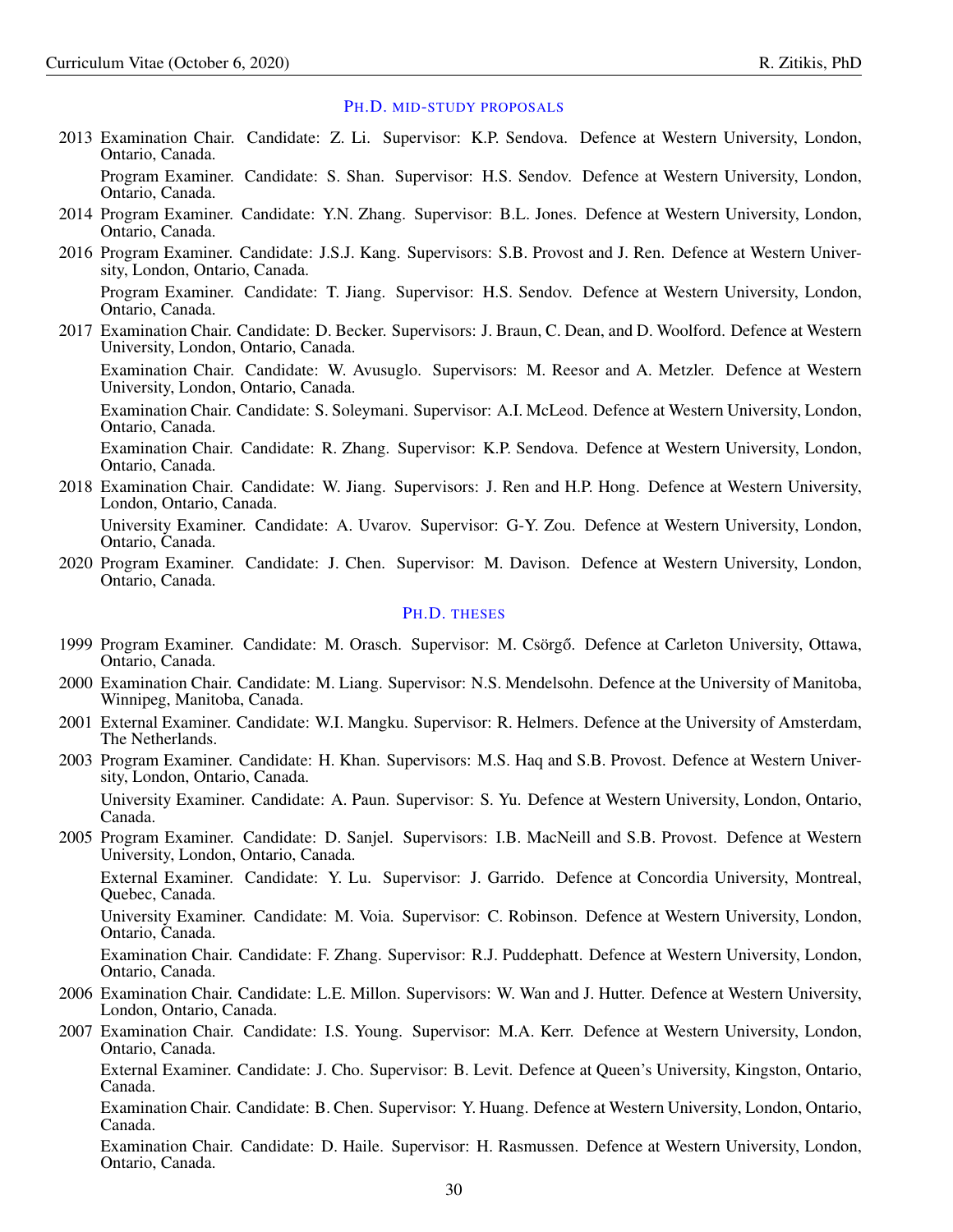### Ph.D. mid-study proposals

- 2013 Examination Chair. Candidate: Z. Li. Supervisor: K.P. Sendova. Defence at Western University, London, Ontario, Canada.

  Program Examiner. Candidate: S. Shan. Supervisor: H.S. Sendov. Defence at Western University, London, Ontario, Canada.
- 2014 Program Examiner. Candidate: Y.N. Zhang. Supervisor: B.L. Jones. Defence at Western University, London, Ontario, Canada.
- 2016 Program Examiner. Candidate: J.S.J. Kang. Supervisors: S.B. Provost and J. Ren. Defence at Western University, London, Ontario, Canada.

  Program Examiner. Candidate: T. Jiang. Supervisor: H.S. Sendov. Defence at Western University, London, Ontario, Canada.
- 2017 Examination Chair. Candidate: D. Becker. Supervisors: J. Braun, C. Dean, and D. Woolford. Defence at Western University, London, Ontario, Canada.

  Examination Chair. Candidate: W. Avusuglo. Supervisors: M. Reesor and A. Metzler. Defence at Western University, London, Ontario, Canada.

  Examination Chair. Candidate: S. Soleymani. Supervisor: A.I. McLeod. Defence at Western University, London, Ontario, Canada.

  Examination Chair. Candidate: R. Zhang. Supervisor: K.P. Sendova. Defence at Western University, London, Ontario, Canada.
- 2018 Examination Chair. Candidate: W. Jiang. Supervisors: J. Ren and H.P. Hong. Defence at Western University, London, Ontario, Canada.

  University Examiner. Candidate: A. Uvarov. Supervisor: G-Y. Zou. Defence at Western University, London, Ontario, Canada.
- 2020 Program Examiner. Candidate: J. Chen. Supervisor: M. Davison. Defence at Western University, London, Ontario, Canada.

### Ph.D. theses

- 1999 Program Examiner. Candidate: M. Orasch. Supervisor: M. Csörgő. Defence at Carleton University, Ottawa, Ontario, Canada.
- 2000 Examination Chair. Candidate: M. Liang. Supervisor: N.S. Mendelsohn. Defence at the University of Manitoba, Winnipeg, Manitoba, Canada.
- 2001 External Examiner. Candidate: W.I. Mangku. Supervisor: R. Helmers. Defence at the University of Amsterdam, The Netherlands.
- 2003 Program Examiner. Candidate: H. Khan. Supervisors: M.S. Haq and S.B. Provost. Defence at Western University, London, Ontario, Canada.

  University Examiner. Candidate: A. Paun. Supervisor: S. Yu. Defence at Western University, London, Ontario, Canada.
- 2005 Program Examiner. Candidate: D. Sanjel. Supervisors: I.B. MacNeill and S.B. Provost. Defence at Western University, London, Ontario, Canada.

  External Examiner. Candidate: Y. Lu. Supervisor: J. Garrido. Defence at Concordia University, Montreal, Quebec, Canada.

  University Examiner. Candidate: M. Voia. Supervisor: C. Robinson. Defence at Western University, London, Ontario, Canada.

  Examination Chair. Candidate: F. Zhang. Supervisor: R.J. Puddephatt. Defence at Western University, London, Ontario, Canada.
- 2006 Examination Chair. Candidate: L.E. Millon. Supervisors: W. Wan and J. Hutter. Defence at Western University, London, Ontario, Canada.
- 2007 Examination Chair. Candidate: I.S. Young. Supervisor: M.A. Kerr. Defence at Western University, London, Ontario, Canada.

  External Examiner. Candidate: J. Cho. Supervisor: B. Levit. Defence at Queen's University, Kingston, Ontario, Canada.

  Examination Chair. Candidate: B. Chen. Supervisor: Y. Huang. Defence at Western University, London, Ontario, Canada.

  Examination Chair. Candidate: D. Haile. Supervisor: H. Rasmussen. Defence at Western University, London, Ontario, Canada.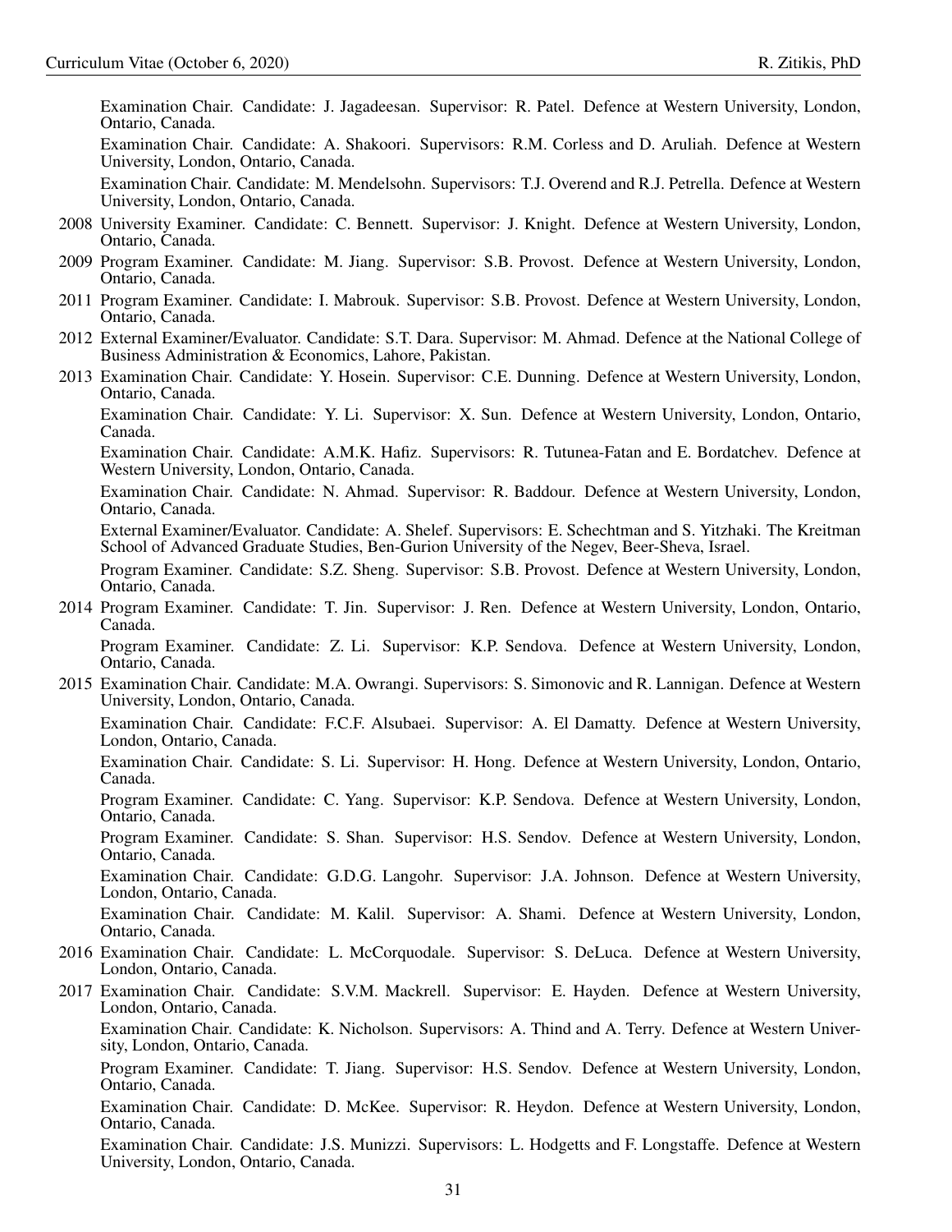Examination Chair. Candidate: J. Jagadeesan. Supervisor: R. Patel. Defence at Western University, London, Ontario, Canada.

Examination Chair. Candidate: A. Shakoori. Supervisors: R.M. Corless and D. Aruliah. Defence at Western University, London, Ontario, Canada.

Examination Chair. Candidate: M. Mendelsohn. Supervisors: T.J. Overend and R.J. Petrella. Defence at Western University, London, Ontario, Canada.

2008 University Examiner. Candidate: C. Bennett. Supervisor: J. Knight. Defence at Western University, London, Ontario, Canada.

2009 Program Examiner. Candidate: M. Jiang. Supervisor: S.B. Provost. Defence at Western University, London, Ontario, Canada.

2011 Program Examiner. Candidate: I. Mabrouk. Supervisor: S.B. Provost. Defence at Western University, London, Ontario, Canada.

2012 External Examiner/Evaluator. Candidate: S.T. Dara. Supervisor: M. Ahmad. Defence at the National College of Business Administration & Economics, Lahore, Pakistan.

2013 Examination Chair. Candidate: Y. Hosein. Supervisor: C.E. Dunning. Defence at Western University, London, Ontario, Canada.

Examination Chair. Candidate: Y. Li. Supervisor: X. Sun. Defence at Western University, London, Ontario, Canada.

Examination Chair. Candidate: A.M.K. Hafiz. Supervisors: R. Tutunea-Fatan and E. Bordatchev. Defence at Western University, London, Ontario, Canada.

Examination Chair. Candidate: N. Ahmad. Supervisor: R. Baddour. Defence at Western University, London, Ontario, Canada.

External Examiner/Evaluator. Candidate: A. Shelef. Supervisors: E. Schechtman and S. Yitzhaki. The Kreitman School of Advanced Graduate Studies, Ben-Gurion University of the Negev, Beer-Sheva, Israel.

Program Examiner. Candidate: S.Z. Sheng. Supervisor: S.B. Provost. Defence at Western University, London, Ontario, Canada.

2014 Program Examiner. Candidate: T. Jin. Supervisor: J. Ren. Defence at Western University, London, Ontario, Canada.

Program Examiner. Candidate: Z. Li. Supervisor: K.P. Sendova. Defence at Western University, London, Ontario, Canada.

2015 Examination Chair. Candidate: M.A. Owrangi. Supervisors: S. Simonovic and R. Lannigan. Defence at Western University, London, Ontario, Canada.

Examination Chair. Candidate: F.C.F. Alsubaei. Supervisor: A. El Damatty. Defence at Western University, London, Ontario, Canada.

Examination Chair. Candidate: S. Li. Supervisor: H. Hong. Defence at Western University, London, Ontario, Canada.

Program Examiner. Candidate: C. Yang. Supervisor: K.P. Sendova. Defence at Western University, London, Ontario, Canada.

Program Examiner. Candidate: S. Shan. Supervisor: H.S. Sendov. Defence at Western University, London, Ontario, Canada.

Examination Chair. Candidate: G.D.G. Langohr. Supervisor: J.A. Johnson. Defence at Western University, London, Ontario, Canada.

Examination Chair. Candidate: M. Kalil. Supervisor: A. Shami. Defence at Western University, London, Ontario, Canada.

2016 Examination Chair. Candidate: L. McCorquodale. Supervisor: S. DeLuca. Defence at Western University, London, Ontario, Canada.

2017 Examination Chair. Candidate: S.V.M. Mackrell. Supervisor: E. Hayden. Defence at Western University, London, Ontario, Canada.

Examination Chair. Candidate: K. Nicholson. Supervisors: A. Thind and A. Terry. Defence at Western University, London, Ontario, Canada.

Program Examiner. Candidate: T. Jiang. Supervisor: H.S. Sendov. Defence at Western University, London, Ontario, Canada.

Examination Chair. Candidate: D. McKee. Supervisor: R. Heydon. Defence at Western University, London, Ontario, Canada.

Examination Chair. Candidate: J.S. Munizzi. Supervisors: L. Hodgetts and F. Longstaffe. Defence at Western University, London, Ontario, Canada.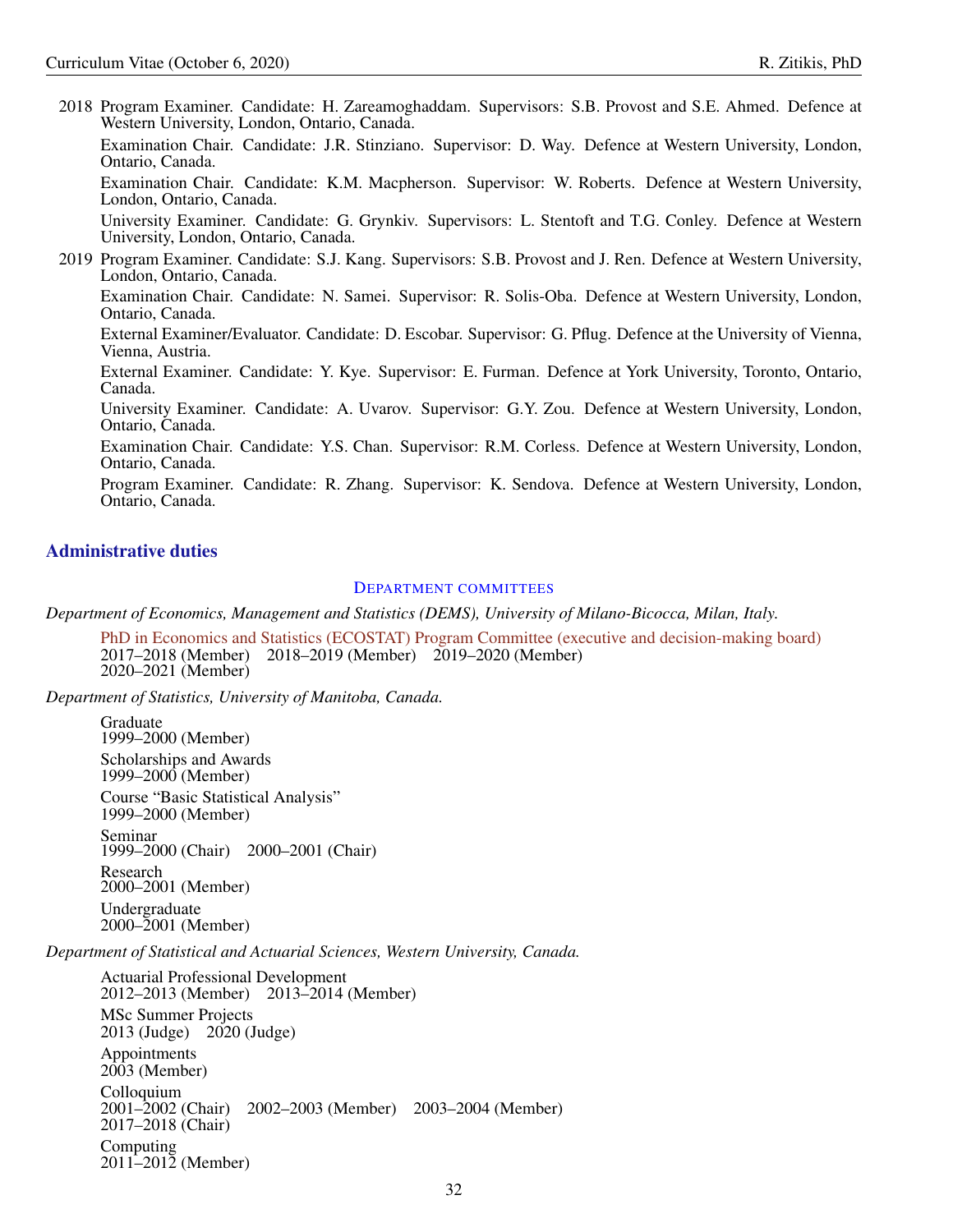2018 Program Examiner. Candidate: H. Zareamoghaddam. Supervisors: S.B. Provost and S.E. Ahmed. Defence at Western University, London, Ontario, Canada.

Examination Chair. Candidate: J.R. Stinziano. Supervisor: D. Way. Defence at Western University, London, Ontario, Canada.

Examination Chair. Candidate: K.M. Macpherson. Supervisor: W. Roberts. Defence at Western University, London, Ontario, Canada.

University Examiner. Candidate: G. Grynkiv. Supervisors: L. Stentoft and T.G. Conley. Defence at Western University, London, Ontario, Canada.

2019 Program Examiner. Candidate: S.J. Kang. Supervisors: S.B. Provost and J. Ren. Defence at Western University, London, Ontario, Canada.

Examination Chair. Candidate: N. Samei. Supervisor: R. Solis-Oba. Defence at Western University, London, Ontario, Canada.

External Examiner/Evaluator. Candidate: D. Escobar. Supervisor: G. Pflug. Defence at the University of Vienna, Vienna, Austria.

External Examiner. Candidate: Y. Kye. Supervisor: E. Furman. Defence at York University, Toronto, Ontario, Canada.

University Examiner. Candidate: A. Uvarov. Supervisor: G.Y. Zou. Defence at Western University, London, Ontario, Canada.

Examination Chair. Candidate: Y.S. Chan. Supervisor: R.M. Corless. Defence at Western University, London, Ontario, Canada.

Program Examiner. Candidate: R. Zhang. Supervisor: K. Sendova. Defence at Western University, London, Ontario, Canada.

## Administrative duties

### Department committees

*Department of Economics, Management and Statistics (DEMS), University of Milano-Bicocca, Milan, Italy.*

PhD in Economics and Statistics (ECOSTAT) Program Committee (executive and decision-making board)
2017–2018 (Member) 2018–2019 (Member) 2019–2020 (Member)
2020–2021 (Member)

*Department of Statistics, University of Manitoba, Canada.*

Graduate
1999–2000 (Member)

Scholarships and Awards
1999–2000 (Member)

Course "Basic Statistical Analysis"
1999–2000 (Member)

Seminar
1999–2000 (Chair) 2000–2001 (Chair)

Research
2000–2001 (Member)

Undergraduate
2000–2001 (Member)

*Department of Statistical and Actuarial Sciences, Western University, Canada.*

Actuarial Professional Development
2012–2013 (Member) 2013–2014 (Member)

MSc Summer Projects
2013 (Judge) 2020 (Judge)

Appointments
2003 (Member)

Colloquium
2001–2002 (Chair) 2002–2003 (Member) 2003–2004 (Member)
2017–2018 (Chair)

Computing
2011–2012 (Member)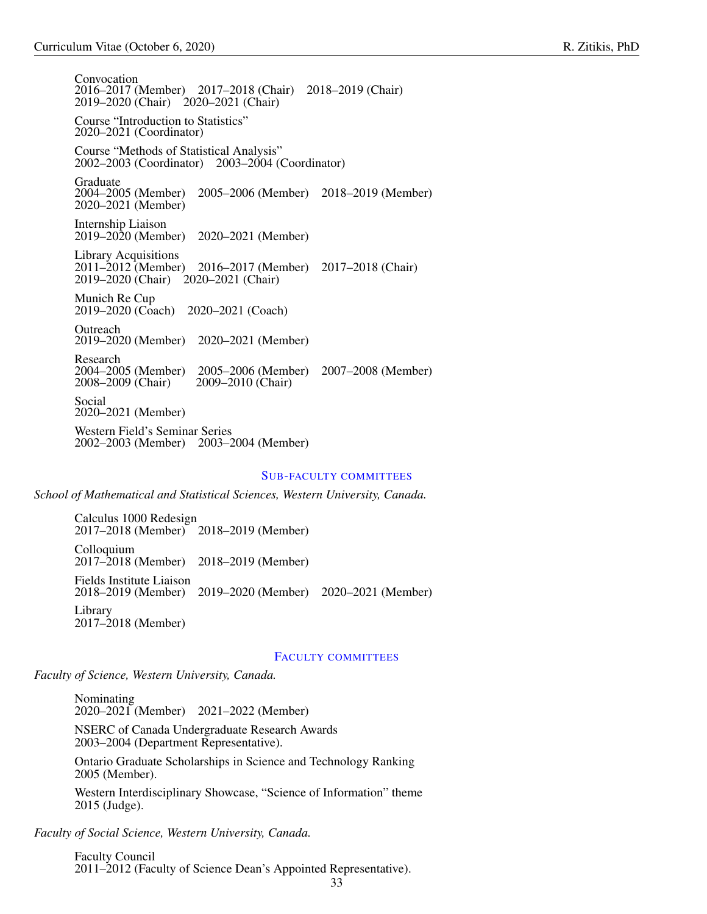Convocation
2016–2017 (Member) 2017–2018 (Chair) 2018–2019 (Chair)
2019–2020 (Chair) 2020–2021 (Chair)

Course "Introduction to Statistics"
2020–2021 (Coordinator)

Course "Methods of Statistical Analysis"
2002–2003 (Coordinator) 2003–2004 (Coordinator)

Graduate
2004–2005 (Member) 2005–2006 (Member) 2018–2019 (Member)
2020–2021 (Member)

Internship Liaison
2019–2020 (Member) 2020–2021 (Member)

Library Acquisitions
2011–2012 (Member) 2016–2017 (Member) 2017–2018 (Chair)
2019–2020 (Chair) 2020–2021 (Chair)

Munich Re Cup
2019–2020 (Coach) 2020–2021 (Coach)

Outreach
2019–2020 (Member) 2020–2021 (Member)

Research
2004–2005 (Member) 2005–2006 (Member) 2007–2008 (Member)
2008–2009 (Chair) 2009–2010 (Chair)

Social
2020–2021 (Member)

Western Field's Seminar Series
2002–2003 (Member) 2003–2004 (Member)

### Sub-faculty committees

*School of Mathematical and Statistical Sciences, Western University, Canada.*

Calculus 1000 Redesign
2017–2018 (Member) 2018–2019 (Member)

Colloquium
2017–2018 (Member) 2018–2019 (Member)

Fields Institute Liaison
2018–2019 (Member) 2019–2020 (Member) 2020–2021 (Member)

Library
2017–2018 (Member)

### Faculty committees

*Faculty of Science, Western University, Canada.*

Nominating
2020–2021 (Member) 2021–2022 (Member)

NSERC of Canada Undergraduate Research Awards
2003–2004 (Department Representative).

Ontario Graduate Scholarships in Science and Technology Ranking
2005 (Member).

Western Interdisciplinary Showcase, "Science of Information" theme
2015 (Judge).

*Faculty of Social Science, Western University, Canada.*

Faculty Council
2011–2012 (Faculty of Science Dean's Appointed Representative).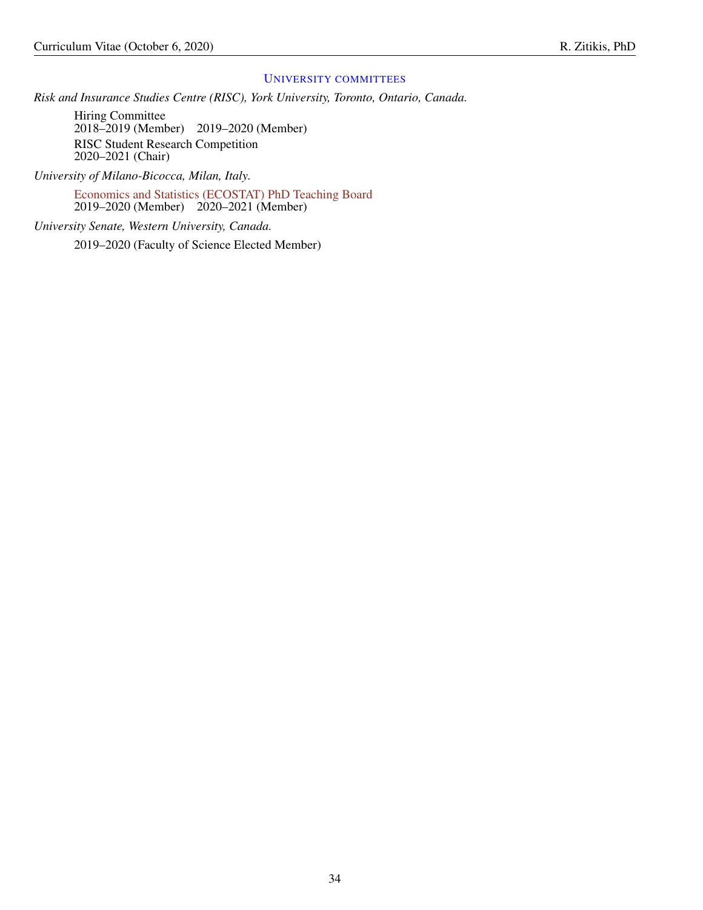## University committees

*Risk and Insurance Studies Centre (RISC), York University, Toronto, Ontario, Canada.*

Hiring Committee
2018–2019 (Member)    2019–2020 (Member)

RISC Student Research Competition
2020–2021 (Chair)

*University of Milano-Bicocca, Milan, Italy.*

Economics and Statistics (ECOSTAT) PhD Teaching Board
2019–2020 (Member)    2020–2021 (Member)

*University Senate, Western University, Canada.*

2019–2020 (Faculty of Science Elected Member)